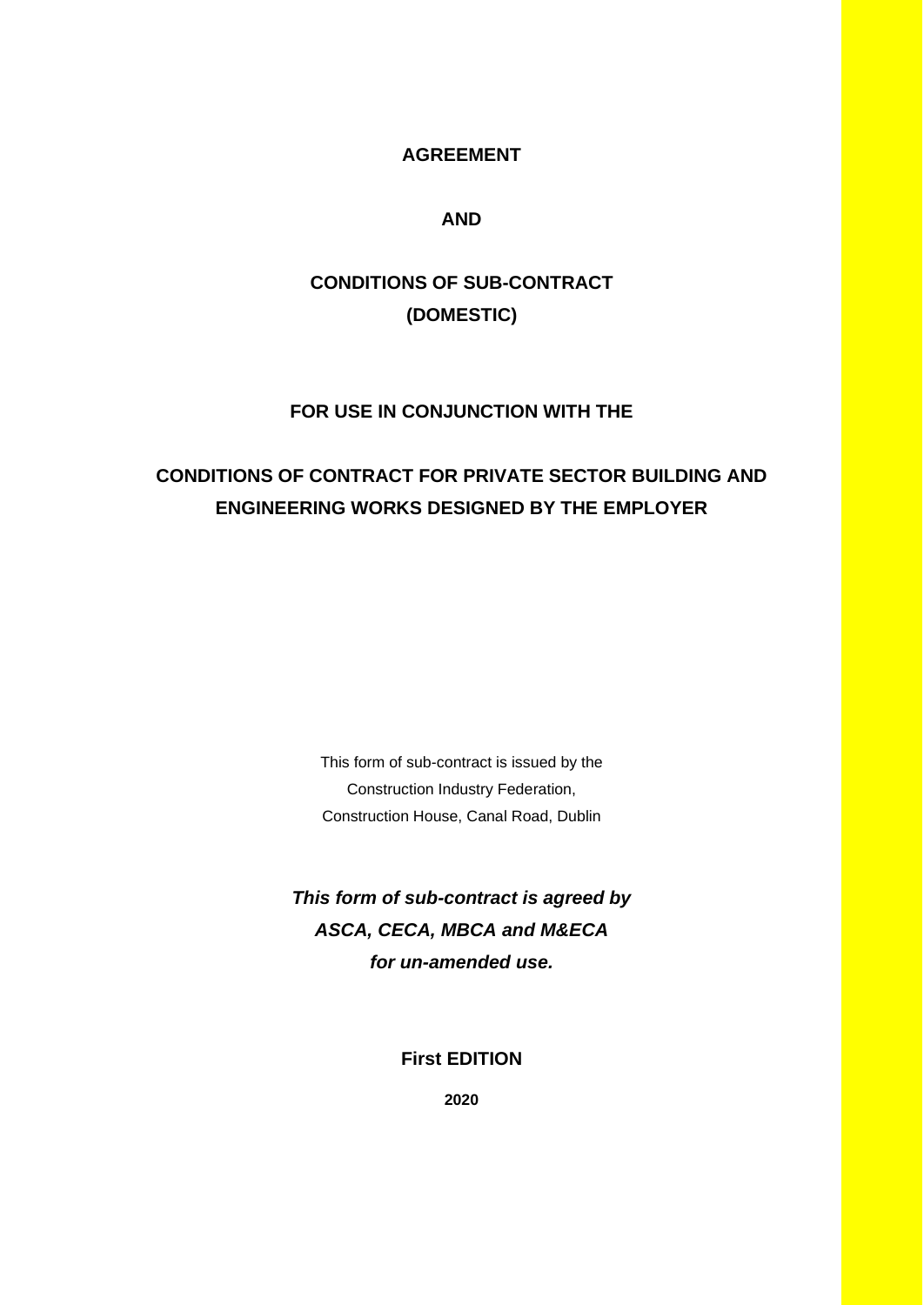# AGREEMENT

# AND

# CONDITIONS OF SUB-CONTRACT
# (DOMESTIC)

## FOR USE IN CONJUNCTION WITH THE

## CONDITIONS OF CONTRACT FOR PRIVATE SECTOR BUILDING AND ENGINEERING WORKS DESIGNED BY THE EMPLOYER

This form of sub-contract is issued by the
Construction Industry Federation,
Construction House, Canal Road, Dublin

***This form of sub-contract is agreed by***
***ASCA, CECA, MBCA and M&ECA***
***for un-amended use.***

**First EDITION**

**2020**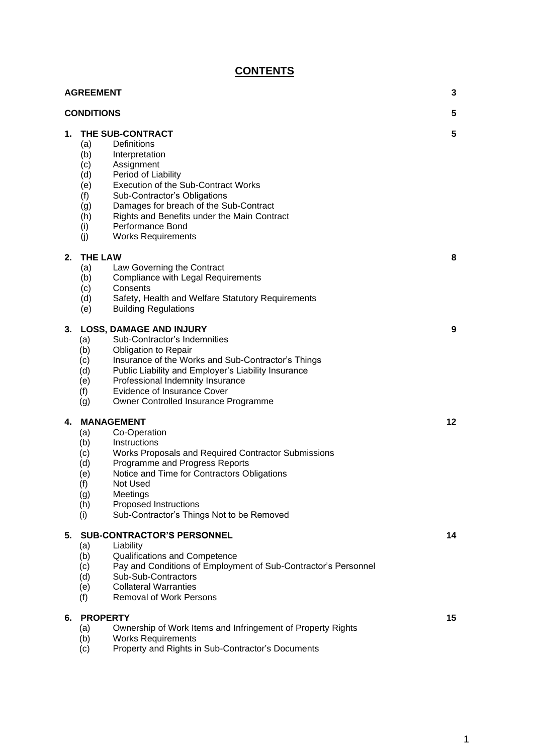# CONTENTS

| | | |
|---|---|---|
| **AGREEMENT** | | **3** |
| **CONDITIONS** | | **5** |
| **1.** | **THE SUB-CONTRACT** | **5** |
| | (a) Definitions | |
| | (b) Interpretation | |
| | (c) Assignment | |
| | (d) Period of Liability | |
| | (e) Execution of the Sub-Contract Works | |
| | (f) Sub-Contractor's Obligations | |
| | (g) Damages for breach of the Sub-Contract | |
| | (h) Rights and Benefits under the Main Contract | |
| | (i) Performance Bond | |
| | (j) Works Requirements | |
| **2.** | **THE LAW** | **8** |
| | (a) Law Governing the Contract | |
| | (b) Compliance with Legal Requirements | |
| | (c) Consents | |
| | (d) Safety, Health and Welfare Statutory Requirements | |
| | (e) Building Regulations | |
| **3.** | **LOSS, DAMAGE AND INJURY** | **9** |
| | (a) Sub-Contractor's Indemnities | |
| | (b) Obligation to Repair | |
| | (c) Insurance of the Works and Sub-Contractor's Things | |
| | (d) Public Liability and Employer's Liability Insurance | |
| | (e) Professional Indemnity Insurance | |
| | (f) Evidence of Insurance Cover | |
| | (g) Owner Controlled Insurance Programme | |
| **4.** | **MANAGEMENT** | **12** |
| | (a) Co-Operation | |
| | (b) Instructions | |
| | (c) Works Proposals and Required Contractor Submissions | |
| | (d) Programme and Progress Reports | |
| | (e) Notice and Time for Contractors Obligations | |
| | (f) Not Used | |
| | (g) Meetings | |
| | (h) Proposed Instructions | |
| | (i) Sub-Contractor's Things Not to be Removed | |
| **5.** | **SUB-CONTRACTOR'S PERSONNEL** | **14** |
| | (a) Liability | |
| | (b) Qualifications and Competence | |
| | (c) Pay and Conditions of Employment of Sub-Contractor's Personnel | |
| | (d) Sub-Sub-Contractors | |
| | (e) Collateral Warranties | |
| | (f) Removal of Work Persons | |
| **6.** | **PROPERTY** | **15** |
| | (a) Ownership of Work Items and Infringement of Property Rights | |
| | (b) Works Requirements | |
| | (c) Property and Rights in Sub-Contractor's Documents | |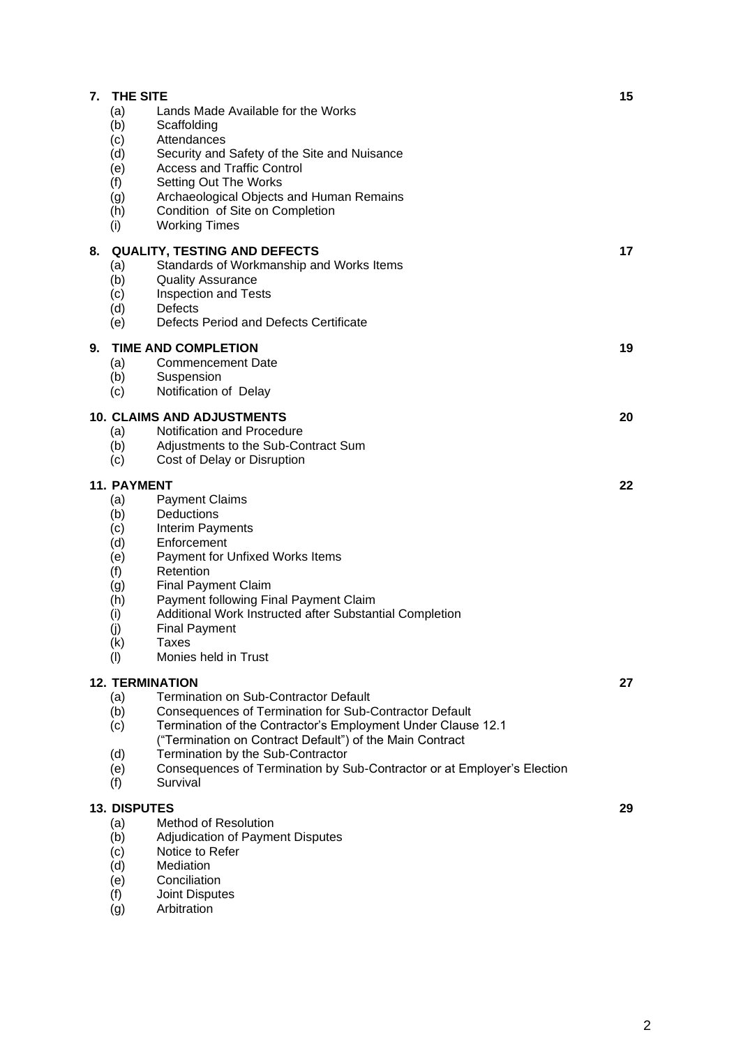**7. THE SITE** 15

- (a) Lands Made Available for the Works
- (b) Scaffolding
- (c) Attendances
- (d) Security and Safety of the Site and Nuisance
- (e) Access and Traffic Control
- (f) Setting Out The Works
- (g) Archaeological Objects and Human Remains
- (h) Condition of Site on Completion
- (i) Working Times

**8. QUALITY, TESTING AND DEFECTS** 17

- (a) Standards of Workmanship and Works Items
- (b) Quality Assurance
- (c) Inspection and Tests
- (d) Defects
- (e) Defects Period and Defects Certificate

**9. TIME AND COMPLETION** 19

- (a) Commencement Date
- (b) Suspension
- (c) Notification of Delay

**10. CLAIMS AND ADJUSTMENTS** 20

- (a) Notification and Procedure
- (b) Adjustments to the Sub-Contract Sum
- (c) Cost of Delay or Disruption

**11. PAYMENT** 22

- (a) Payment Claims
- (b) Deductions
- (c) Interim Payments
- (d) Enforcement
- (e) Payment for Unfixed Works Items
- (f) Retention
- (g) Final Payment Claim
- (h) Payment following Final Payment Claim
- (i) Additional Work Instructed after Substantial Completion
- (j) Final Payment
- (k) Taxes
- (l) Monies held in Trust

**12. TERMINATION** 27

- (a) Termination on Sub-Contractor Default
- (b) Consequences of Termination for Sub-Contractor Default
- (c) Termination of the Contractor's Employment Under Clause 12.1 ("Termination on Contract Default") of the Main Contract
- (d) Termination by the Sub-Contractor
- (e) Consequences of Termination by Sub-Contractor or at Employer's Election
- (f) Survival

**13. DISPUTES** 29

- (a) Method of Resolution
- (b) Adjudication of Payment Disputes
- (c) Notice to Refer
- (d) Mediation
- (e) Conciliation
- (f) Joint Disputes
- (g) Arbitration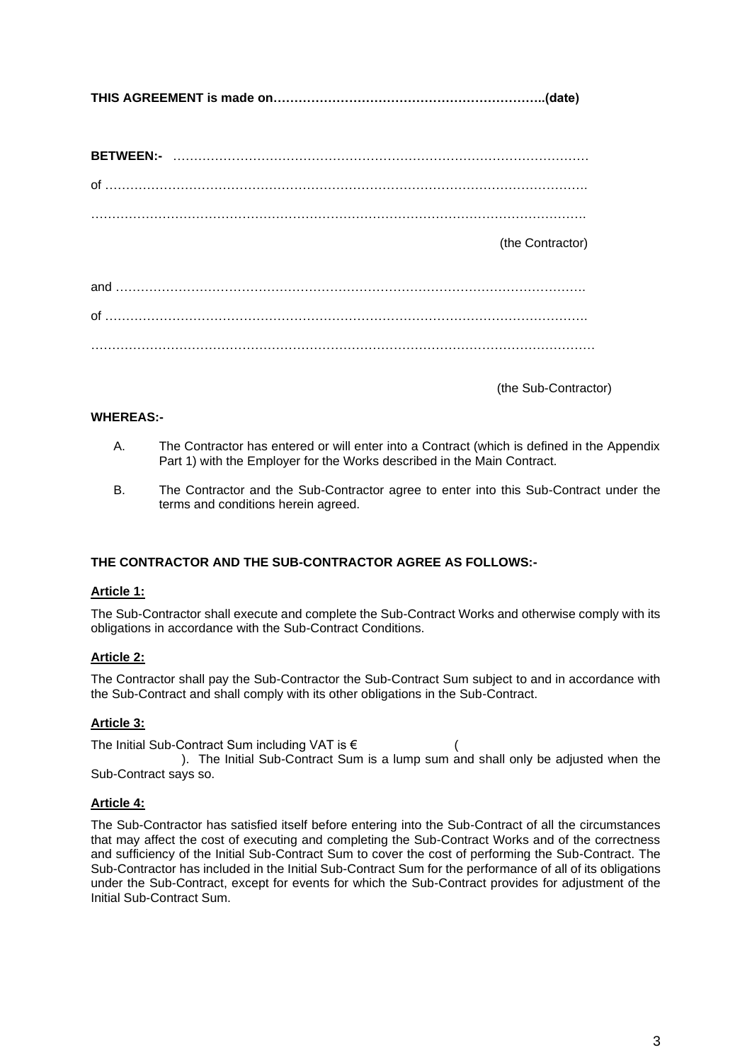**THIS AGREEMENT is made on………………………………………………………..(date)**

**BETWEEN:-** ………………………………………………………………………………………

of ……………………………………………………………………………………………………….

……………………………………………………………………………………………………….

(the Contractor)

and ………………………………………………………………………………………………….

of ……………………………………………………………………………………………………….

……………………………………………………………………………………………………….

(the Sub-Contractor)

**WHEREAS:-**

A. The Contractor has entered or will enter into a Contract (which is defined in the Appendix Part 1) with the Employer for the Works described in the Main Contract.

B. The Contractor and the Sub-Contractor agree to enter into this Sub-Contract under the terms and conditions herein agreed.

**THE CONTRACTOR AND THE SUB-CONTRACTOR AGREE AS FOLLOWS:-**

**Article 1:**

The Sub-Contractor shall execute and complete the Sub-Contract Works and otherwise comply with its obligations in accordance with the Sub-Contract Conditions.

**Article 2:**

The Contractor shall pay the Sub-Contractor the Sub-Contract Sum subject to and in accordance with the Sub-Contract and shall comply with its other obligations in the Sub-Contract.

**Article 3:**

The Initial Sub-Contract Sum including VAT is € ( ). The Initial Sub-Contract Sum is a lump sum and shall only be adjusted when the Sub-Contract says so.

**Article 4:**

The Sub-Contractor has satisfied itself before entering into the Sub-Contract of all the circumstances that may affect the cost of executing and completing the Sub-Contract Works and of the correctness and sufficiency of the Initial Sub-Contract Sum to cover the cost of performing the Sub-Contract. The Sub-Contractor has included in the Initial Sub-Contract Sum for the performance of all of its obligations under the Sub-Contract, except for events for which the Sub-Contract provides for adjustment of the Initial Sub-Contract Sum.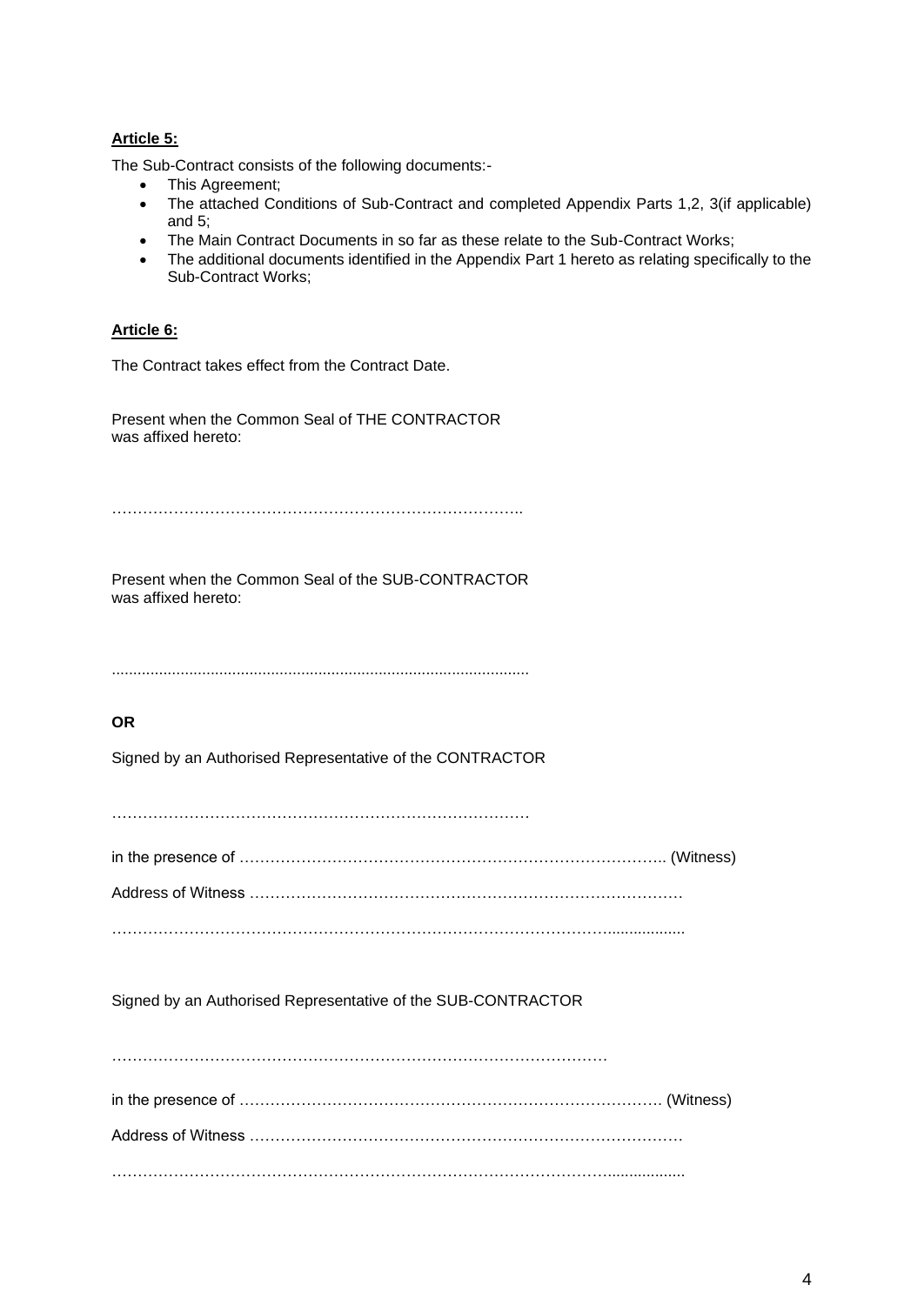**Article 5:**

The Sub-Contract consists of the following documents:-

- This Agreement;
- The attached Conditions of Sub-Contract and completed Appendix Parts 1,2, 3(if applicable) and 5;
- The Main Contract Documents in so far as these relate to the Sub-Contract Works;
- The additional documents identified in the Appendix Part 1 hereto as relating specifically to the Sub-Contract Works;

**Article 6:**

The Contract takes effect from the Contract Date.

Present when the Common Seal of THE CONTRACTOR was affixed hereto:

……………………………………………………………………..

Present when the Common Seal of the SUB-CONTRACTOR was affixed hereto:

...............................................................................................

**OR**

Signed by an Authorised Representative of the CONTRACTOR

………………………………………………………………………

in the presence of ………………………………………………………………………….. (Witness)

Address of Witness …………………………………………………………………………

…………………………………………………………………………………….................

Signed by an Authorised Representative of the SUB-CONTRACTOR

……………………………………………………………………………………

in the presence of …………………………………………………………………………. (Witness)

Address of Witness …………………………………………………………………………

…………………………………………………………………………………….................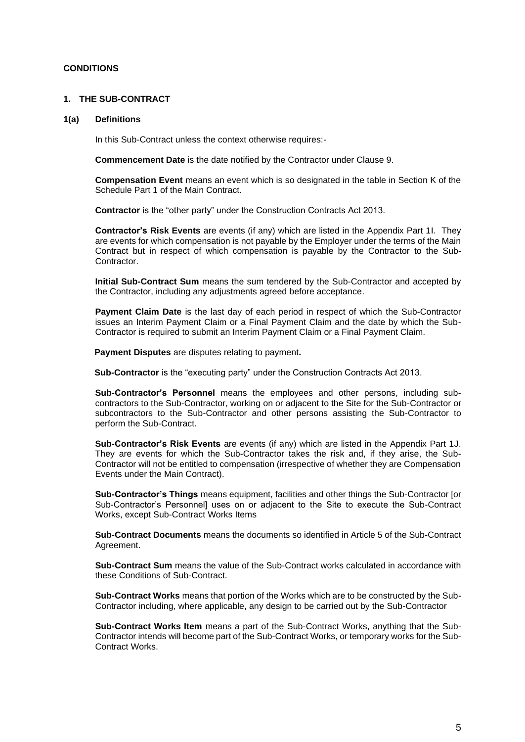**CONDITIONS**

## 1. THE SUB-CONTRACT

### 1(a) Definitions

In this Sub-Contract unless the context otherwise requires:-

**Commencement Date** is the date notified by the Contractor under Clause 9.

**Compensation Event** means an event which is so designated in the table in Section K of the Schedule Part 1 of the Main Contract.

**Contractor** is the "other party" under the Construction Contracts Act 2013.

**Contractor's Risk Events** are events (if any) which are listed in the Appendix Part 1I. They are events for which compensation is not payable by the Employer under the terms of the Main Contract but in respect of which compensation is payable by the Contractor to the Sub-Contractor.

**Initial Sub-Contract Sum** means the sum tendered by the Sub-Contractor and accepted by the Contractor, including any adjustments agreed before acceptance.

**Payment Claim Date** is the last day of each period in respect of which the Sub-Contractor issues an Interim Payment Claim or a Final Payment Claim and the date by which the Sub-Contractor is required to submit an Interim Payment Claim or a Final Payment Claim.

**Payment Disputes** are disputes relating to payment**.**

**Sub-Contractor** is the "executing party" under the Construction Contracts Act 2013.

**Sub-Contractor's Personnel** means the employees and other persons, including sub-contractors to the Sub-Contractor, working on or adjacent to the Site for the Sub-Contractor or subcontractors to the Sub-Contractor and other persons assisting the Sub-Contractor to perform the Sub-Contract.

**Sub-Contractor's Risk Events** are events (if any) which are listed in the Appendix Part 1J. They are events for which the Sub-Contractor takes the risk and, if they arise, the Sub-Contractor will not be entitled to compensation (irrespective of whether they are Compensation Events under the Main Contract).

**Sub-Contractor's Things** means equipment, facilities and other things the Sub-Contractor [or Sub-Contractor's Personnel] uses on or adjacent to the Site to execute the Sub-Contract Works, except Sub-Contract Works Items

**Sub-Contract Documents** means the documents so identified in Article 5 of the Sub-Contract Agreement.

**Sub-Contract Sum** means the value of the Sub-Contract works calculated in accordance with these Conditions of Sub-Contract.

**Sub-Contract Works** means that portion of the Works which are to be constructed by the Sub-Contractor including, where applicable, any design to be carried out by the Sub-Contractor

**Sub-Contract Works Item** means a part of the Sub-Contract Works, anything that the Sub-Contractor intends will become part of the Sub-Contract Works, or temporary works for the Sub-Contract Works.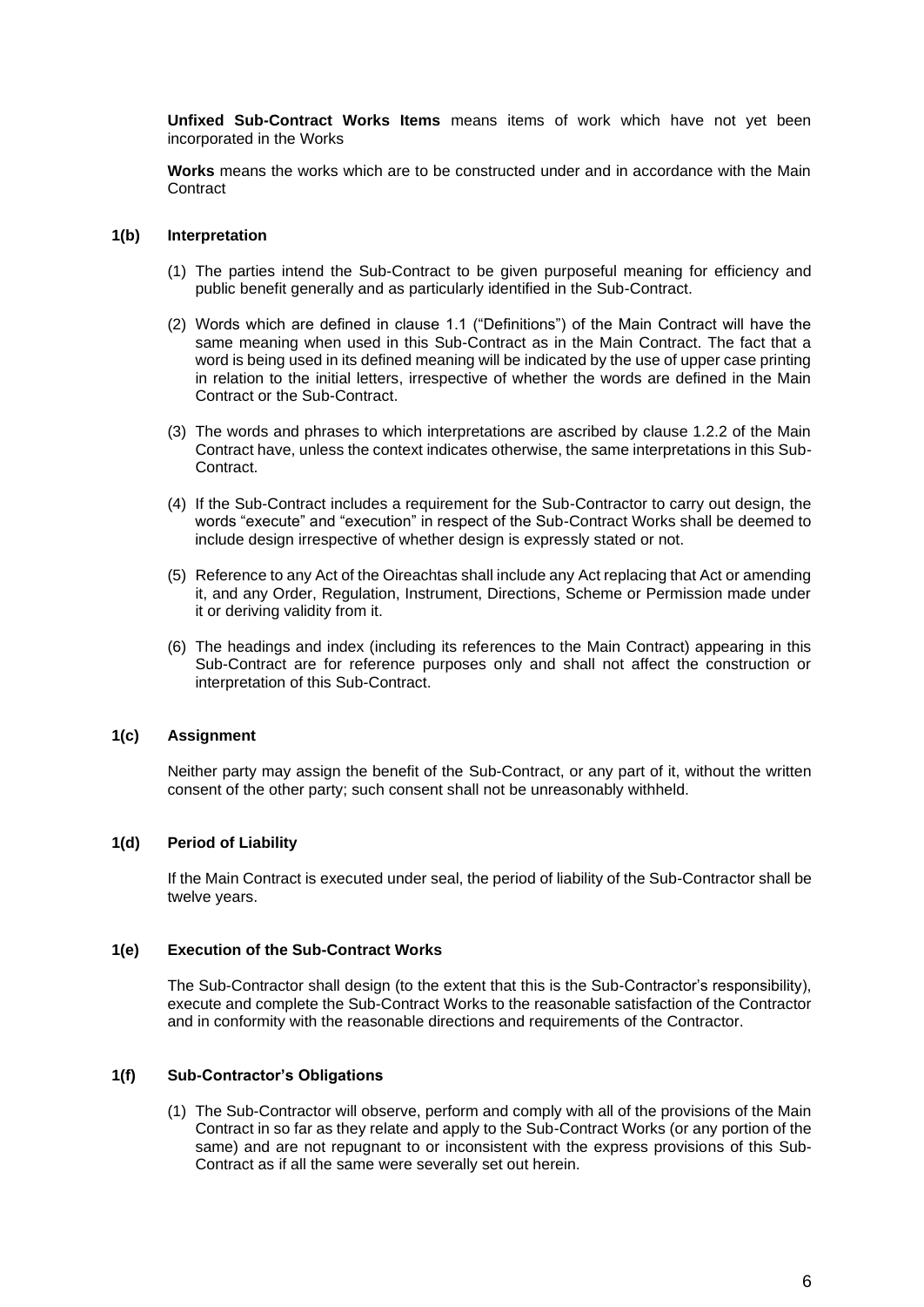**Unfixed Sub-Contract Works Items** means items of work which have not yet been incorporated in the Works

**Works** means the works which are to be constructed under and in accordance with the Main Contract

### 1(b) Interpretation

(1) The parties intend the Sub-Contract to be given purposeful meaning for efficiency and public benefit generally and as particularly identified in the Sub-Contract.

(2) Words which are defined in clause 1.1 ("Definitions") of the Main Contract will have the same meaning when used in this Sub-Contract as in the Main Contract. The fact that a word is being used in its defined meaning will be indicated by the use of upper case printing in relation to the initial letters, irrespective of whether the words are defined in the Main Contract or the Sub-Contract.

(3) The words and phrases to which interpretations are ascribed by clause 1.2.2 of the Main Contract have, unless the context indicates otherwise, the same interpretations in this Sub-Contract.

(4) If the Sub-Contract includes a requirement for the Sub-Contractor to carry out design, the words "execute" and "execution" in respect of the Sub-Contract Works shall be deemed to include design irrespective of whether design is expressly stated or not.

(5) Reference to any Act of the Oireachtas shall include any Act replacing that Act or amending it, and any Order, Regulation, Instrument, Directions, Scheme or Permission made under it or deriving validity from it.

(6) The headings and index (including its references to the Main Contract) appearing in this Sub-Contract are for reference purposes only and shall not affect the construction or interpretation of this Sub-Contract.

### 1(c) Assignment

Neither party may assign the benefit of the Sub-Contract, or any part of it, without the written consent of the other party; such consent shall not be unreasonably withheld.

### 1(d) Period of Liability

If the Main Contract is executed under seal, the period of liability of the Sub-Contractor shall be twelve years.

### 1(e) Execution of the Sub-Contract Works

The Sub-Contractor shall design (to the extent that this is the Sub-Contractor's responsibility), execute and complete the Sub-Contract Works to the reasonable satisfaction of the Contractor and in conformity with the reasonable directions and requirements of the Contractor.

### 1(f) Sub-Contractor's Obligations

(1) The Sub-Contractor will observe, perform and comply with all of the provisions of the Main Contract in so far as they relate and apply to the Sub-Contract Works (or any portion of the same) and are not repugnant to or inconsistent with the express provisions of this Sub-Contract as if all the same were severally set out herein.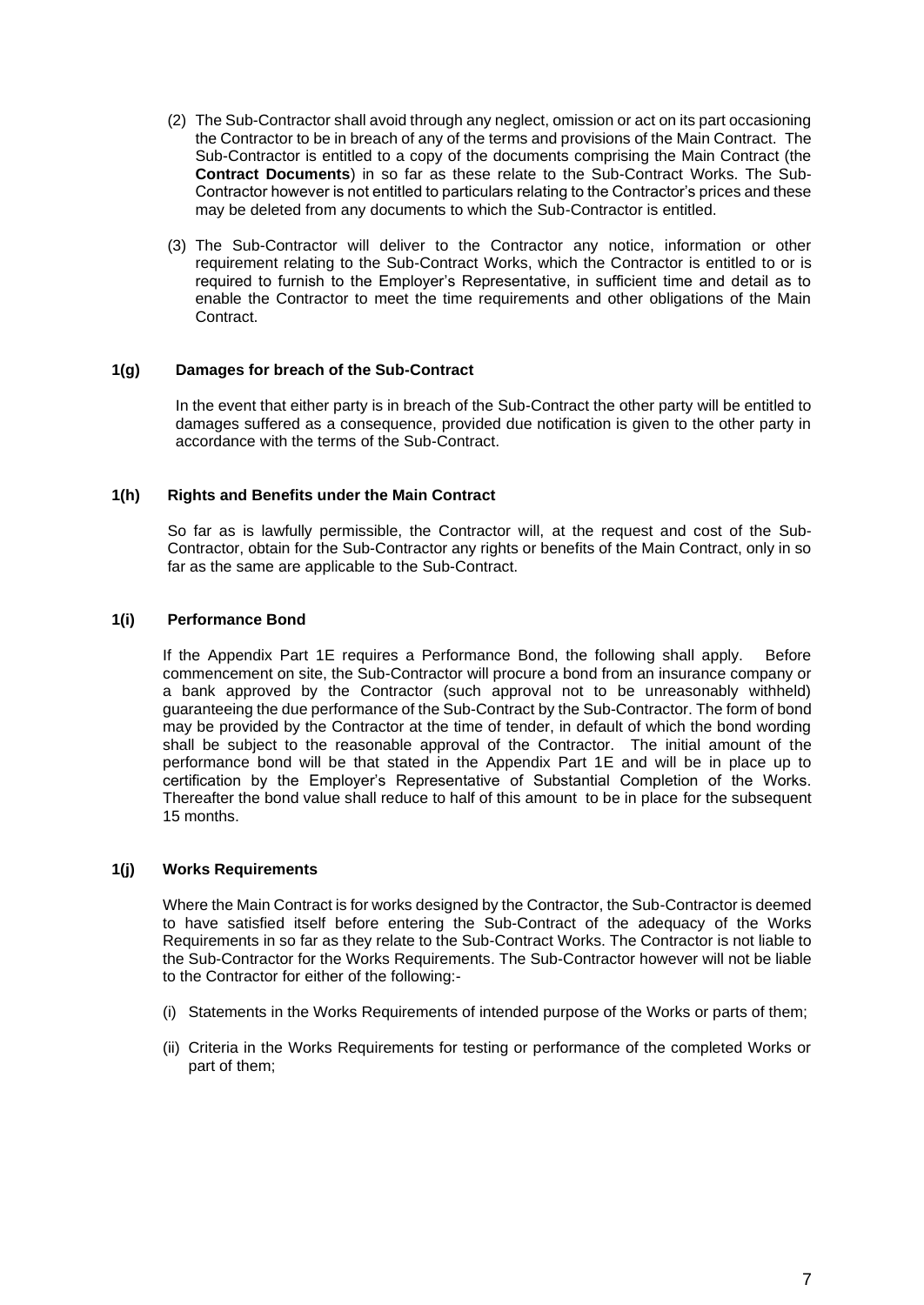(2) The Sub-Contractor shall avoid through any neglect, omission or act on its part occasioning the Contractor to be in breach of any of the terms and provisions of the Main Contract. The Sub-Contractor is entitled to a copy of the documents comprising the Main Contract (the **Contract Documents**) in so far as these relate to the Sub-Contract Works. The Sub-Contractor however is not entitled to particulars relating to the Contractor's prices and these may be deleted from any documents to which the Sub-Contractor is entitled.

(3) The Sub-Contractor will deliver to the Contractor any notice, information or other requirement relating to the Sub-Contract Works, which the Contractor is entitled to or is required to furnish to the Employer's Representative, in sufficient time and detail as to enable the Contractor to meet the time requirements and other obligations of the Main Contract.

### 1(g) Damages for breach of the Sub-Contract

In the event that either party is in breach of the Sub-Contract the other party will be entitled to damages suffered as a consequence, provided due notification is given to the other party in accordance with the terms of the Sub-Contract.

### 1(h) Rights and Benefits under the Main Contract

So far as is lawfully permissible, the Contractor will, at the request and cost of the Sub-Contractor, obtain for the Sub-Contractor any rights or benefits of the Main Contract, only in so far as the same are applicable to the Sub-Contract.

### 1(i) Performance Bond

If the Appendix Part 1E requires a Performance Bond, the following shall apply. Before commencement on site, the Sub-Contractor will procure a bond from an insurance company or a bank approved by the Contractor (such approval not to be unreasonably withheld) guaranteeing the due performance of the Sub-Contract by the Sub-Contractor. The form of bond may be provided by the Contractor at the time of tender, in default of which the bond wording shall be subject to the reasonable approval of the Contractor. The initial amount of the performance bond will be that stated in the Appendix Part 1E and will be in place up to certification by the Employer's Representative of Substantial Completion of the Works. Thereafter the bond value shall reduce to half of this amount to be in place for the subsequent 15 months.

### 1(j) Works Requirements

Where the Main Contract is for works designed by the Contractor, the Sub-Contractor is deemed to have satisfied itself before entering the Sub-Contract of the adequacy of the Works Requirements in so far as they relate to the Sub-Contract Works. The Contractor is not liable to the Sub-Contractor for the Works Requirements. The Sub-Contractor however will not be liable to the Contractor for either of the following:-

(i) Statements in the Works Requirements of intended purpose of the Works or parts of them;

(ii) Criteria in the Works Requirements for testing or performance of the completed Works or part of them;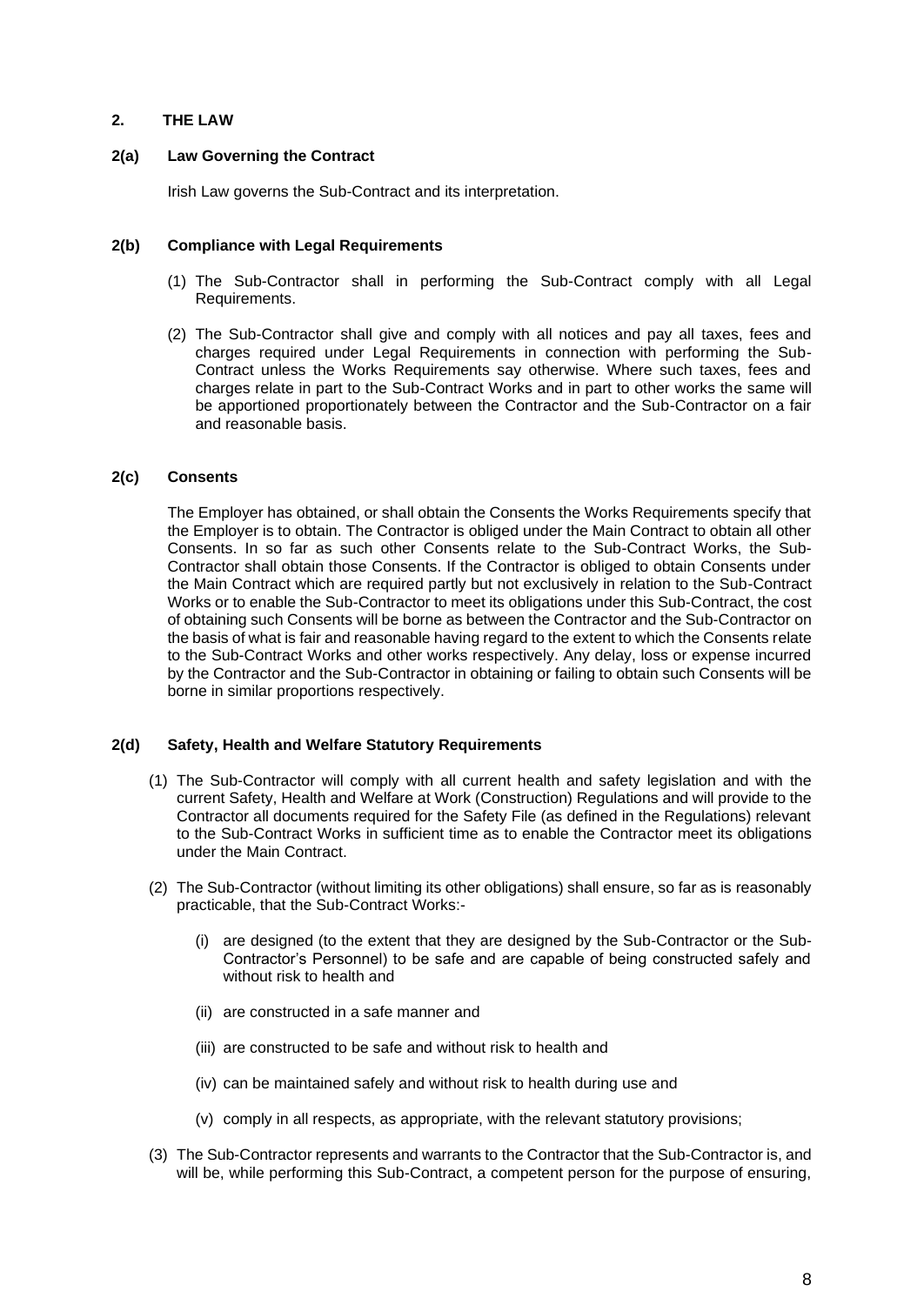## 2. THE LAW

### 2(a) Law Governing the Contract

Irish Law governs the Sub-Contract and its interpretation.

### 2(b) Compliance with Legal Requirements

(1) The Sub-Contractor shall in performing the Sub-Contract comply with all Legal Requirements.

(2) The Sub-Contractor shall give and comply with all notices and pay all taxes, fees and charges required under Legal Requirements in connection with performing the Sub-Contract unless the Works Requirements say otherwise. Where such taxes, fees and charges relate in part to the Sub-Contract Works and in part to other works the same will be apportioned proportionately between the Contractor and the Sub-Contractor on a fair and reasonable basis.

### 2(c) Consents

The Employer has obtained, or shall obtain the Consents the Works Requirements specify that the Employer is to obtain. The Contractor is obliged under the Main Contract to obtain all other Consents. In so far as such other Consents relate to the Sub-Contract Works, the Sub-Contractor shall obtain those Consents. If the Contractor is obliged to obtain Consents under the Main Contract which are required partly but not exclusively in relation to the Sub-Contract Works or to enable the Sub-Contractor to meet its obligations under this Sub-Contract, the cost of obtaining such Consents will be borne as between the Contractor and the Sub-Contractor on the basis of what is fair and reasonable having regard to the extent to which the Consents relate to the Sub-Contract Works and other works respectively. Any delay, loss or expense incurred by the Contractor and the Sub-Contractor in obtaining or failing to obtain such Consents will be borne in similar proportions respectively.

### 2(d) Safety, Health and Welfare Statutory Requirements

(1) The Sub-Contractor will comply with all current health and safety legislation and with the current Safety, Health and Welfare at Work (Construction) Regulations and will provide to the Contractor all documents required for the Safety File (as defined in the Regulations) relevant to the Sub-Contract Works in sufficient time as to enable the Contractor meet its obligations under the Main Contract.

(2) The Sub-Contractor (without limiting its other obligations) shall ensure, so far as is reasonably practicable, that the Sub-Contract Works:-

(i) are designed (to the extent that they are designed by the Sub-Contractor or the Sub-Contractor's Personnel) to be safe and are capable of being constructed safely and without risk to health and

(ii) are constructed in a safe manner and

(iii) are constructed to be safe and without risk to health and

(iv) can be maintained safely and without risk to health during use and

(v) comply in all respects, as appropriate, with the relevant statutory provisions;

(3) The Sub-Contractor represents and warrants to the Contractor that the Sub-Contractor is, and will be, while performing this Sub-Contract, a competent person for the purpose of ensuring,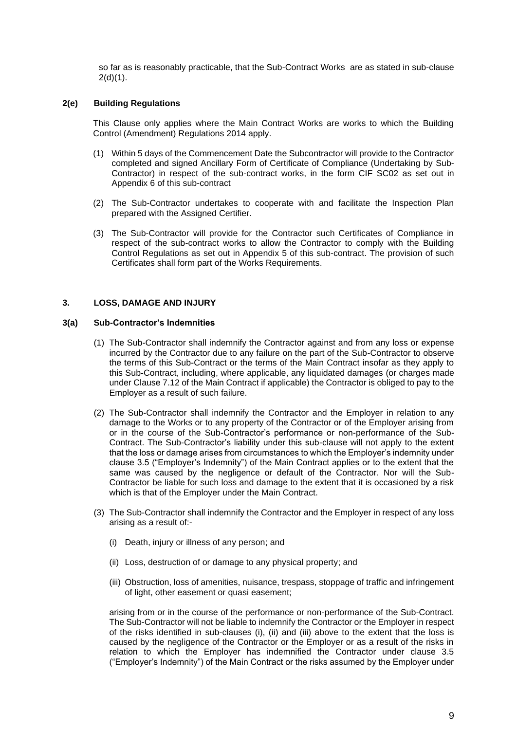so far as is reasonably practicable, that the Sub-Contract Works are as stated in sub-clause 2(d)(1).

### 2(e) Building Regulations

This Clause only applies where the Main Contract Works are works to which the Building Control (Amendment) Regulations 2014 apply.

(1) Within 5 days of the Commencement Date the Subcontractor will provide to the Contractor completed and signed Ancillary Form of Certificate of Compliance (Undertaking by Sub-Contractor) in respect of the sub-contract works, in the form CIF SC02 as set out in Appendix 6 of this sub-contract

(2) The Sub-Contractor undertakes to cooperate with and facilitate the Inspection Plan prepared with the Assigned Certifier.

(3) The Sub-Contractor will provide for the Contractor such Certificates of Compliance in respect of the sub-contract works to allow the Contractor to comply with the Building Control Regulations as set out in Appendix 5 of this sub-contract. The provision of such Certificates shall form part of the Works Requirements.

## 3. LOSS, DAMAGE AND INJURY

### 3(a) Sub-Contractor's Indemnities

(1) The Sub-Contractor shall indemnify the Contractor against and from any loss or expense incurred by the Contractor due to any failure on the part of the Sub-Contractor to observe the terms of this Sub-Contract or the terms of the Main Contract insofar as they apply to this Sub-Contract, including, where applicable, any liquidated damages (or charges made under Clause 7.12 of the Main Contract if applicable) the Contractor is obliged to pay to the Employer as a result of such failure.

(2) The Sub-Contractor shall indemnify the Contractor and the Employer in relation to any damage to the Works or to any property of the Contractor or of the Employer arising from or in the course of the Sub-Contractor's performance or non-performance of the Sub-Contract. The Sub-Contractor's liability under this sub-clause will not apply to the extent that the loss or damage arises from circumstances to which the Employer's indemnity under clause 3.5 ("Employer's Indemnity") of the Main Contract applies or to the extent that the same was caused by the negligence or default of the Contractor. Nor will the Sub-Contractor be liable for such loss and damage to the extent that it is occasioned by a risk which is that of the Employer under the Main Contract.

(3) The Sub-Contractor shall indemnify the Contractor and the Employer in respect of any loss arising as a result of:-

(i) Death, injury or illness of any person; and

(ii) Loss, destruction of or damage to any physical property; and

(iii) Obstruction, loss of amenities, nuisance, trespass, stoppage of traffic and infringement of light, other easement or quasi easement;

arising from or in the course of the performance or non-performance of the Sub-Contract. The Sub-Contractor will not be liable to indemnify the Contractor or the Employer in respect of the risks identified in sub-clauses (i), (ii) and (iii) above to the extent that the loss is caused by the negligence of the Contractor or the Employer or as a result of the risks in relation to which the Employer has indemnified the Contractor under clause 3.5 ("Employer's Indemnity") of the Main Contract or the risks assumed by the Employer under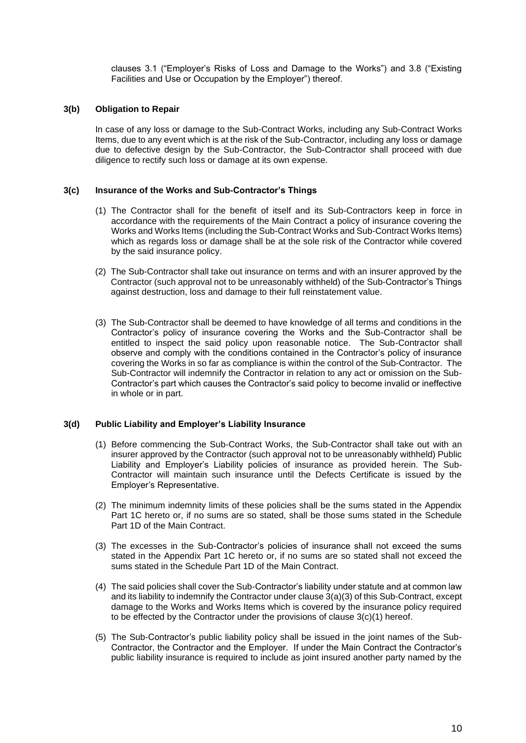clauses 3.1 ("Employer's Risks of Loss and Damage to the Works") and 3.8 ("Existing Facilities and Use or Occupation by the Employer") thereof.

### 3(b) Obligation to Repair

In case of any loss or damage to the Sub-Contract Works, including any Sub-Contract Works Items, due to any event which is at the risk of the Sub-Contractor, including any loss or damage due to defective design by the Sub-Contractor, the Sub-Contractor shall proceed with due diligence to rectify such loss or damage at its own expense.

### 3(c) Insurance of the Works and Sub-Contractor's Things

(1) The Contractor shall for the benefit of itself and its Sub-Contractors keep in force in accordance with the requirements of the Main Contract a policy of insurance covering the Works and Works Items (including the Sub-Contract Works and Sub-Contract Works Items) which as regards loss or damage shall be at the sole risk of the Contractor while covered by the said insurance policy.

(2) The Sub-Contractor shall take out insurance on terms and with an insurer approved by the Contractor (such approval not to be unreasonably withheld) of the Sub-Contractor's Things against destruction, loss and damage to their full reinstatement value.

(3) The Sub-Contractor shall be deemed to have knowledge of all terms and conditions in the Contractor's policy of insurance covering the Works and the Sub-Contractor shall be entitled to inspect the said policy upon reasonable notice. The Sub-Contractor shall observe and comply with the conditions contained in the Contractor's policy of insurance covering the Works in so far as compliance is within the control of the Sub-Contractor. The Sub-Contractor will indemnify the Contractor in relation to any act or omission on the Sub-Contractor's part which causes the Contractor's said policy to become invalid or ineffective in whole or in part.

### 3(d) Public Liability and Employer's Liability Insurance

(1) Before commencing the Sub-Contract Works, the Sub-Contractor shall take out with an insurer approved by the Contractor (such approval not to be unreasonably withheld) Public Liability and Employer's Liability policies of insurance as provided herein. The Sub-Contractor will maintain such insurance until the Defects Certificate is issued by the Employer's Representative.

(2) The minimum indemnity limits of these policies shall be the sums stated in the Appendix Part 1C hereto or, if no sums are so stated, shall be those sums stated in the Schedule Part 1D of the Main Contract.

(3) The excesses in the Sub-Contractor's policies of insurance shall not exceed the sums stated in the Appendix Part 1C hereto or, if no sums are so stated shall not exceed the sums stated in the Schedule Part 1D of the Main Contract.

(4) The said policies shall cover the Sub-Contractor's liability under statute and at common law and its liability to indemnify the Contractor under clause 3(a)(3) of this Sub-Contract, except damage to the Works and Works Items which is covered by the insurance policy required to be effected by the Contractor under the provisions of clause 3(c)(1) hereof.

(5) The Sub-Contractor's public liability policy shall be issued in the joint names of the Sub-Contractor, the Contractor and the Employer. If under the Main Contract the Contractor's public liability insurance is required to include as joint insured another party named by the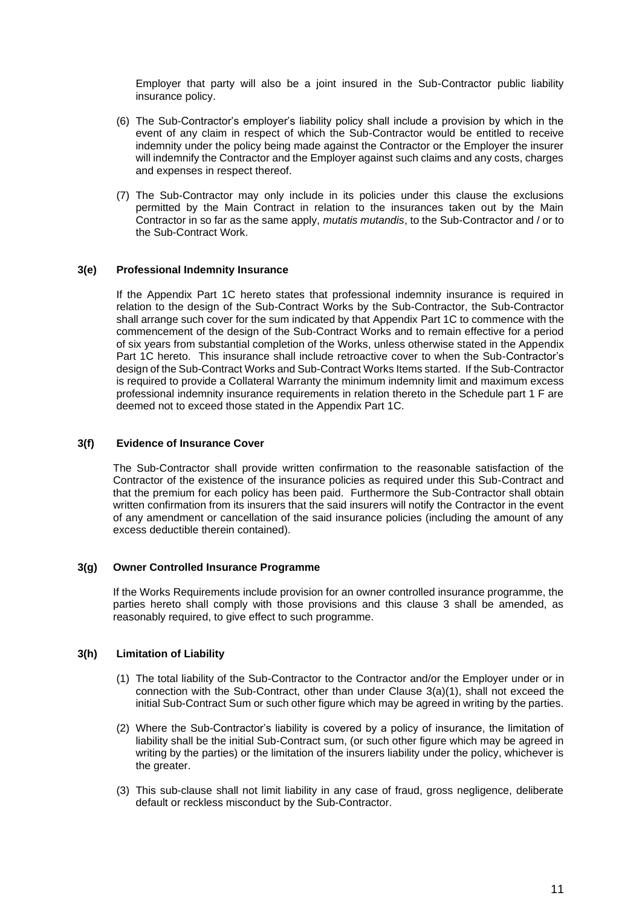Employer that party will also be a joint insured in the Sub-Contractor public liability insurance policy.

(6) The Sub-Contractor's employer's liability policy shall include a provision by which in the event of any claim in respect of which the Sub-Contractor would be entitled to receive indemnity under the policy being made against the Contractor or the Employer the insurer will indemnify the Contractor and the Employer against such claims and any costs, charges and expenses in respect thereof.

(7) The Sub-Contractor may only include in its policies under this clause the exclusions permitted by the Main Contract in relation to the insurances taken out by the Main Contractor in so far as the same apply, *mutatis mutandis*, to the Sub-Contractor and / or to the Sub-Contract Work.

### 3(e) Professional Indemnity Insurance

If the Appendix Part 1C hereto states that professional indemnity insurance is required in relation to the design of the Sub-Contract Works by the Sub-Contractor, the Sub-Contractor shall arrange such cover for the sum indicated by that Appendix Part 1C to commence with the commencement of the design of the Sub-Contract Works and to remain effective for a period of six years from substantial completion of the Works, unless otherwise stated in the Appendix Part 1C hereto. This insurance shall include retroactive cover to when the Sub-Contractor's design of the Sub-Contract Works and Sub-Contract Works Items started. If the Sub-Contractor is required to provide a Collateral Warranty the minimum indemnity limit and maximum excess professional indemnity insurance requirements in relation thereto in the Schedule part 1 F are deemed not to exceed those stated in the Appendix Part 1C.

### 3(f) Evidence of Insurance Cover

The Sub-Contractor shall provide written confirmation to the reasonable satisfaction of the Contractor of the existence of the insurance policies as required under this Sub-Contract and that the premium for each policy has been paid. Furthermore the Sub-Contractor shall obtain written confirmation from its insurers that the said insurers will notify the Contractor in the event of any amendment or cancellation of the said insurance policies (including the amount of any excess deductible therein contained).

### 3(g) Owner Controlled Insurance Programme

If the Works Requirements include provision for an owner controlled insurance programme, the parties hereto shall comply with those provisions and this clause 3 shall be amended, as reasonably required, to give effect to such programme.

### 3(h) Limitation of Liability

(1) The total liability of the Sub-Contractor to the Contractor and/or the Employer under or in connection with the Sub-Contract, other than under Clause 3(a)(1), shall not exceed the initial Sub-Contract Sum or such other figure which may be agreed in writing by the parties.

(2) Where the Sub-Contractor's liability is covered by a policy of insurance, the limitation of liability shall be the initial Sub-Contract sum, (or such other figure which may be agreed in writing by the parties) or the limitation of the insurers liability under the policy, whichever is the greater.

(3) This sub-clause shall not limit liability in any case of fraud, gross negligence, deliberate default or reckless misconduct by the Sub-Contractor.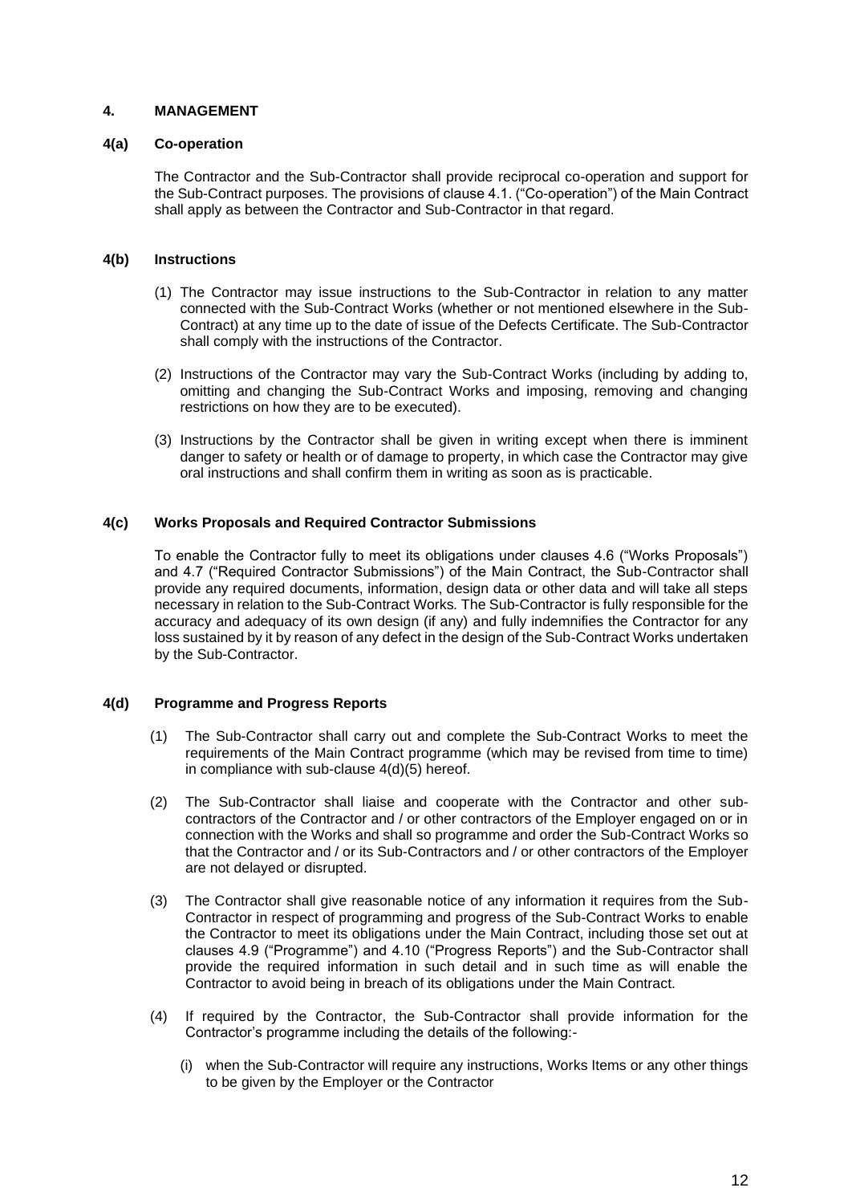# 4. MANAGEMENT

## 4(a) Co-operation

The Contractor and the Sub-Contractor shall provide reciprocal co-operation and support for the Sub-Contract purposes. The provisions of clause 4.1. ("Co-operation") of the Main Contract shall apply as between the Contractor and Sub-Contractor in that regard.

## 4(b) Instructions

(1) The Contractor may issue instructions to the Sub-Contractor in relation to any matter connected with the Sub-Contract Works (whether or not mentioned elsewhere in the Sub-Contract) at any time up to the date of issue of the Defects Certificate. The Sub-Contractor shall comply with the instructions of the Contractor.

(2) Instructions of the Contractor may vary the Sub-Contract Works (including by adding to, omitting and changing the Sub-Contract Works and imposing, removing and changing restrictions on how they are to be executed).

(3) Instructions by the Contractor shall be given in writing except when there is imminent danger to safety or health or of damage to property, in which case the Contractor may give oral instructions and shall confirm them in writing as soon as is practicable.

## 4(c) Works Proposals and Required Contractor Submissions

To enable the Contractor fully to meet its obligations under clauses 4.6 ("Works Proposals") and 4.7 ("Required Contractor Submissions") of the Main Contract, the Sub-Contractor shall provide any required documents, information, design data or other data and will take all steps necessary in relation to the Sub-Contract Works. The Sub-Contractor is fully responsible for the accuracy and adequacy of its own design (if any) and fully indemnifies the Contractor for any loss sustained by it by reason of any defect in the design of the Sub-Contract Works undertaken by the Sub-Contractor.

## 4(d) Programme and Progress Reports

(1) The Sub-Contractor shall carry out and complete the Sub-Contract Works to meet the requirements of the Main Contract programme (which may be revised from time to time) in compliance with sub-clause 4(d)(5) hereof.

(2) The Sub-Contractor shall liaise and cooperate with the Contractor and other sub-contractors of the Contractor and / or other contractors of the Employer engaged on or in connection with the Works and shall so programme and order the Sub-Contract Works so that the Contractor and / or its Sub-Contractors and / or other contractors of the Employer are not delayed or disrupted.

(3) The Contractor shall give reasonable notice of any information it requires from the Sub-Contractor in respect of programming and progress of the Sub-Contract Works to enable the Contractor to meet its obligations under the Main Contract, including those set out at clauses 4.9 ("Programme") and 4.10 ("Progress Reports") and the Sub-Contractor shall provide the required information in such detail and in such time as will enable the Contractor to avoid being in breach of its obligations under the Main Contract.

(4) If required by the Contractor, the Sub-Contractor shall provide information for the Contractor's programme including the details of the following:-

   (i) when the Sub-Contractor will require any instructions, Works Items or any other things to be given by the Employer or the Contractor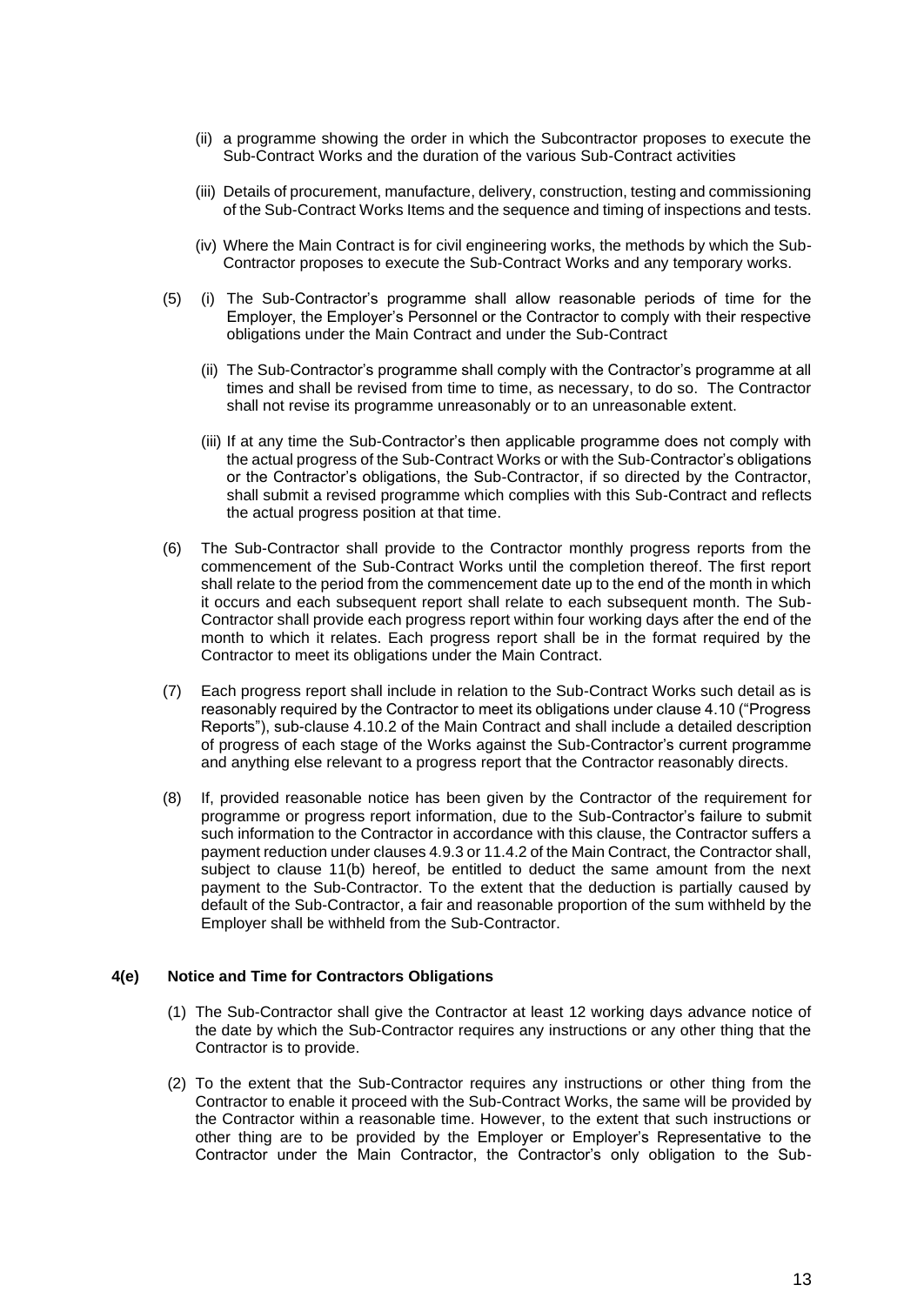(ii) a programme showing the order in which the Subcontractor proposes to execute the Sub-Contract Works and the duration of the various Sub-Contract activities

(iii) Details of procurement, manufacture, delivery, construction, testing and commissioning of the Sub-Contract Works Items and the sequence and timing of inspections and tests.

(iv) Where the Main Contract is for civil engineering works, the methods by which the Sub-Contractor proposes to execute the Sub-Contract Works and any temporary works.

(5) (i) The Sub-Contractor's programme shall allow reasonable periods of time for the Employer, the Employer's Personnel or the Contractor to comply with their respective obligations under the Main Contract and under the Sub-Contract

(ii) The Sub-Contractor's programme shall comply with the Contractor's programme at all times and shall be revised from time to time, as necessary, to do so. The Contractor shall not revise its programme unreasonably or to an unreasonable extent.

(iii) If at any time the Sub-Contractor's then applicable programme does not comply with the actual progress of the Sub-Contract Works or with the Sub-Contractor's obligations or the Contractor's obligations, the Sub-Contractor, if so directed by the Contractor, shall submit a revised programme which complies with this Sub-Contract and reflects the actual progress position at that time.

(6) The Sub-Contractor shall provide to the Contractor monthly progress reports from the commencement of the Sub-Contract Works until the completion thereof. The first report shall relate to the period from the commencement date up to the end of the month in which it occurs and each subsequent report shall relate to each subsequent month. The Sub-Contractor shall provide each progress report within four working days after the end of the month to which it relates. Each progress report shall be in the format required by the Contractor to meet its obligations under the Main Contract.

(7) Each progress report shall include in relation to the Sub-Contract Works such detail as is reasonably required by the Contractor to meet its obligations under clause 4.10 ("Progress Reports"), sub-clause 4.10.2 of the Main Contract and shall include a detailed description of progress of each stage of the Works against the Sub-Contractor's current programme and anything else relevant to a progress report that the Contractor reasonably directs.

(8) If, provided reasonable notice has been given by the Contractor of the requirement for programme or progress report information, due to the Sub-Contractor's failure to submit such information to the Contractor in accordance with this clause, the Contractor suffers a payment reduction under clauses 4.9.3 or 11.4.2 of the Main Contract, the Contractor shall, subject to clause 11(b) hereof, be entitled to deduct the same amount from the next payment to the Sub-Contractor. To the extent that the deduction is partially caused by default of the Sub-Contractor, a fair and reasonable proportion of the sum withheld by the Employer shall be withheld from the Sub-Contractor.

**4(e) Notice and Time for Contractors Obligations**

(1) The Sub-Contractor shall give the Contractor at least 12 working days advance notice of the date by which the Sub-Contractor requires any instructions or any other thing that the Contractor is to provide.

(2) To the extent that the Sub-Contractor requires any instructions or other thing from the Contractor to enable it proceed with the Sub-Contract Works, the same will be provided by the Contractor within a reasonable time. However, to the extent that such instructions or other thing are to be provided by the Employer or Employer's Representative to the Contractor under the Main Contractor, the Contractor's only obligation to the Sub-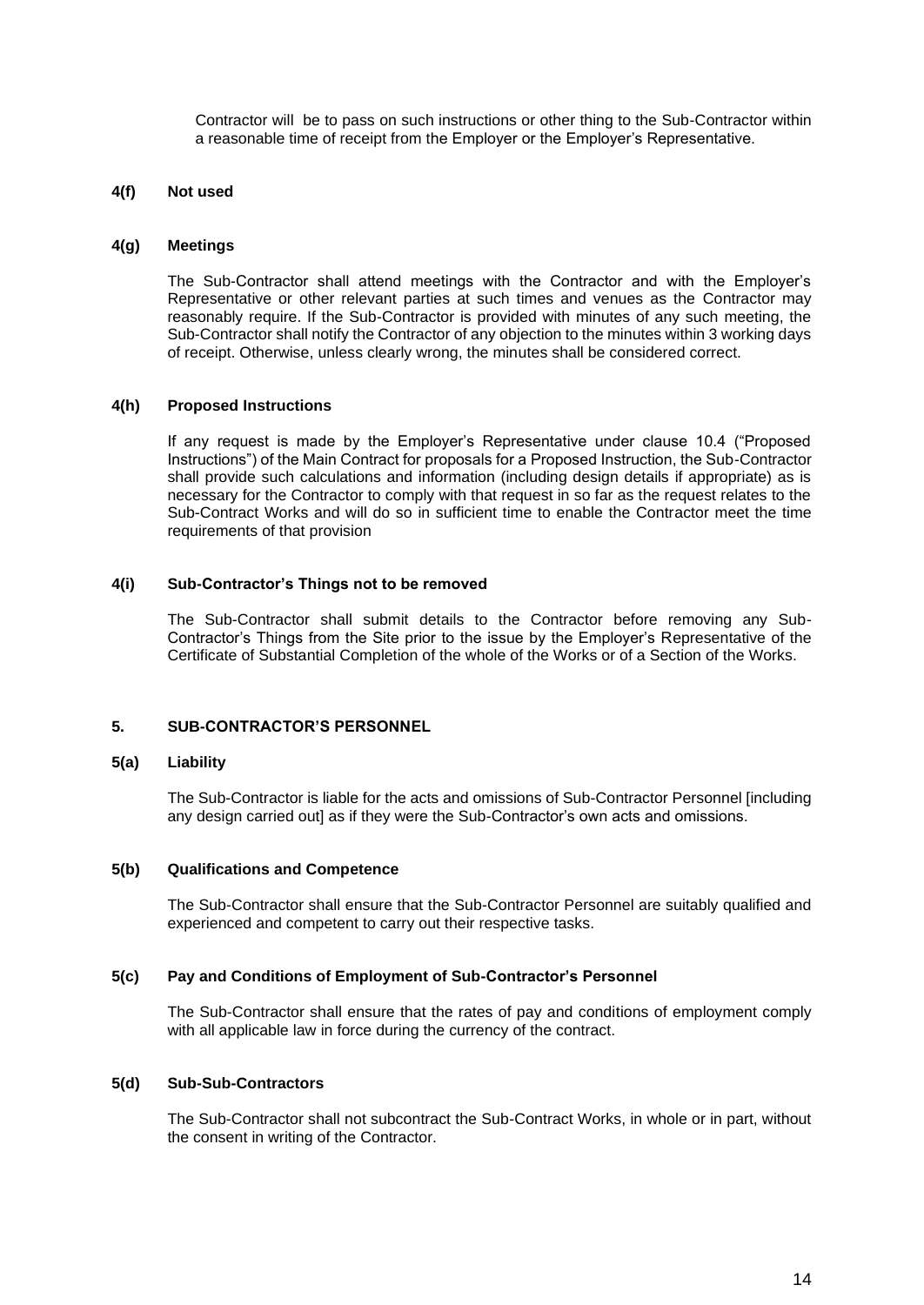Contractor will be to pass on such instructions or other thing to the Sub-Contractor within a reasonable time of receipt from the Employer or the Employer's Representative.

### 4(f) Not used

### 4(g) Meetings

The Sub-Contractor shall attend meetings with the Contractor and with the Employer's Representative or other relevant parties at such times and venues as the Contractor may reasonably require. If the Sub-Contractor is provided with minutes of any such meeting, the Sub-Contractor shall notify the Contractor of any objection to the minutes within 3 working days of receipt. Otherwise, unless clearly wrong, the minutes shall be considered correct.

### 4(h) Proposed Instructions

If any request is made by the Employer's Representative under clause 10.4 ("Proposed Instructions") of the Main Contract for proposals for a Proposed Instruction, the Sub-Contractor shall provide such calculations and information (including design details if appropriate) as is necessary for the Contractor to comply with that request in so far as the request relates to the Sub-Contract Works and will do so in sufficient time to enable the Contractor meet the time requirements of that provision

### 4(i) Sub-Contractor's Things not to be removed

The Sub-Contractor shall submit details to the Contractor before removing any Sub-Contractor's Things from the Site prior to the issue by the Employer's Representative of the Certificate of Substantial Completion of the whole of the Works or of a Section of the Works.

## 5. SUB-CONTRACTOR'S PERSONNEL

### 5(a) Liability

The Sub-Contractor is liable for the acts and omissions of Sub-Contractor Personnel [including any design carried out] as if they were the Sub-Contractor's own acts and omissions.

### 5(b) Qualifications and Competence

The Sub-Contractor shall ensure that the Sub-Contractor Personnel are suitably qualified and experienced and competent to carry out their respective tasks.

### 5(c) Pay and Conditions of Employment of Sub-Contractor's Personnel

The Sub-Contractor shall ensure that the rates of pay and conditions of employment comply with all applicable law in force during the currency of the contract.

### 5(d) Sub-Sub-Contractors

The Sub-Contractor shall not subcontract the Sub-Contract Works, in whole or in part, without the consent in writing of the Contractor.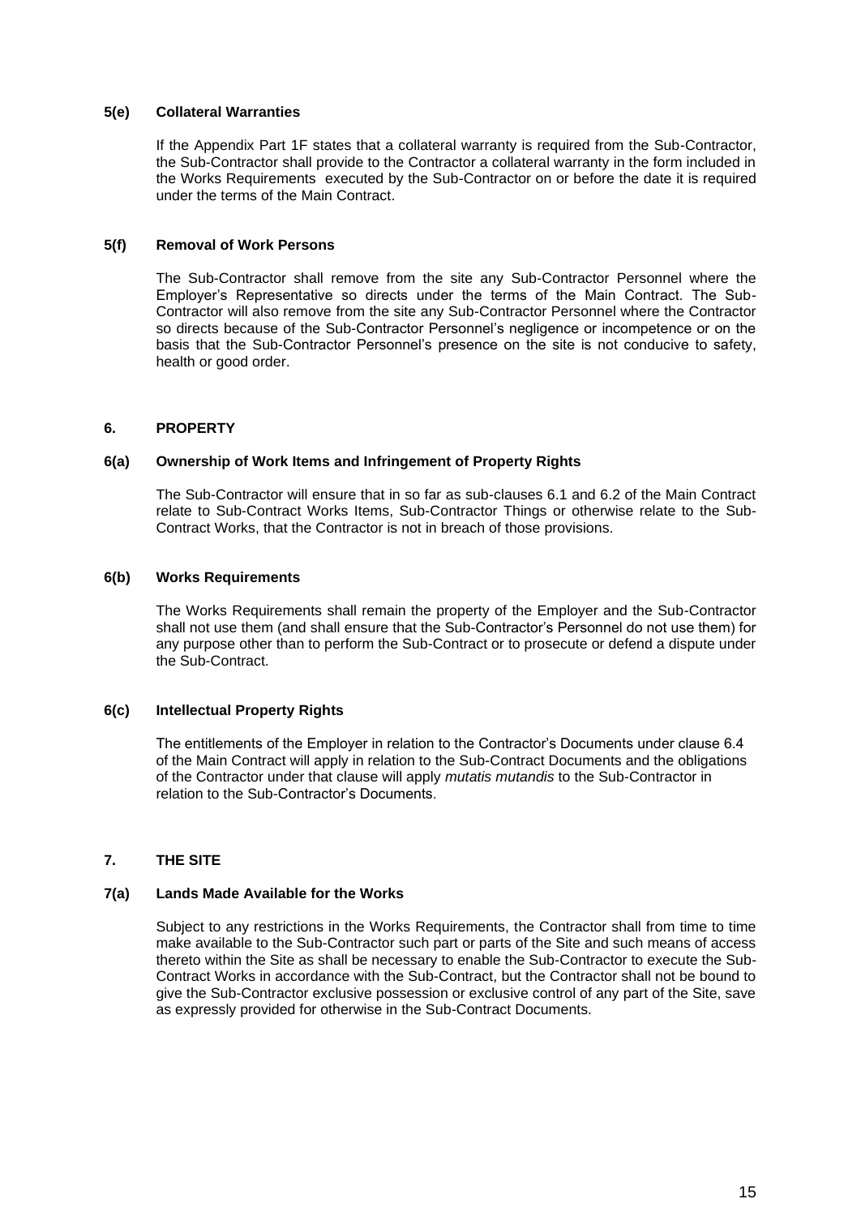### 5(e) Collateral Warranties

If the Appendix Part 1F states that a collateral warranty is required from the Sub-Contractor, the Sub-Contractor shall provide to the Contractor a collateral warranty in the form included in the Works Requirements executed by the Sub-Contractor on or before the date it is required under the terms of the Main Contract.

### 5(f) Removal of Work Persons

The Sub-Contractor shall remove from the site any Sub-Contractor Personnel where the Employer's Representative so directs under the terms of the Main Contract. The Sub-Contractor will also remove from the site any Sub-Contractor Personnel where the Contractor so directs because of the Sub-Contractor Personnel's negligence or incompetence or on the basis that the Sub-Contractor Personnel's presence on the site is not conducive to safety, health or good order.

## 6. PROPERTY

### 6(a) Ownership of Work Items and Infringement of Property Rights

The Sub-Contractor will ensure that in so far as sub-clauses 6.1 and 6.2 of the Main Contract relate to Sub-Contract Works Items, Sub-Contractor Things or otherwise relate to the Sub-Contract Works, that the Contractor is not in breach of those provisions.

### 6(b) Works Requirements

The Works Requirements shall remain the property of the Employer and the Sub-Contractor shall not use them (and shall ensure that the Sub-Contractor's Personnel do not use them) for any purpose other than to perform the Sub-Contract or to prosecute or defend a dispute under the Sub-Contract.

### 6(c) Intellectual Property Rights

The entitlements of the Employer in relation to the Contractor's Documents under clause 6.4 of the Main Contract will apply in relation to the Sub-Contract Documents and the obligations of the Contractor under that clause will apply *mutatis mutandis* to the Sub-Contractor in relation to the Sub-Contractor's Documents.

## 7. THE SITE

### 7(a) Lands Made Available for the Works

Subject to any restrictions in the Works Requirements, the Contractor shall from time to time make available to the Sub-Contractor such part or parts of the Site and such means of access thereto within the Site as shall be necessary to enable the Sub-Contractor to execute the Sub-Contract Works in accordance with the Sub-Contract, but the Contractor shall not be bound to give the Sub-Contractor exclusive possession or exclusive control of any part of the Site, save as expressly provided for otherwise in the Sub-Contract Documents.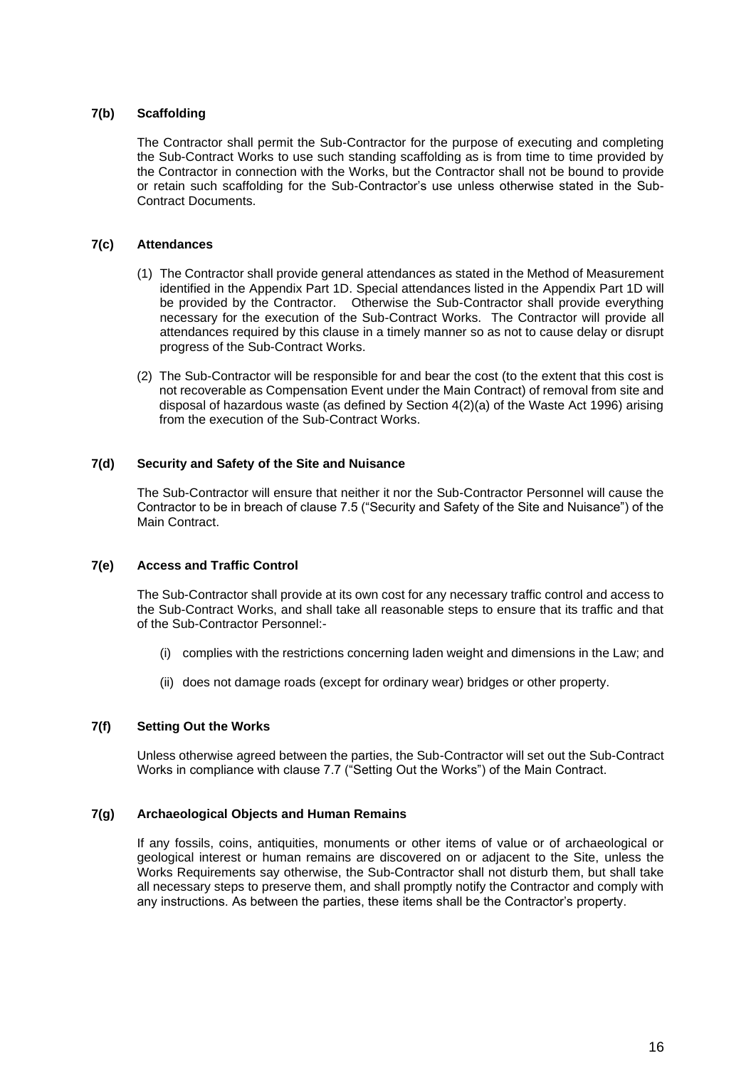### 7(b) Scaffolding

The Contractor shall permit the Sub-Contractor for the purpose of executing and completing the Sub-Contract Works to use such standing scaffolding as is from time to time provided by the Contractor in connection with the Works, but the Contractor shall not be bound to provide or retain such scaffolding for the Sub-Contractor's use unless otherwise stated in the Sub-Contract Documents.

### 7(c) Attendances

(1) The Contractor shall provide general attendances as stated in the Method of Measurement identified in the Appendix Part 1D. Special attendances listed in the Appendix Part 1D will be provided by the Contractor. Otherwise the Sub-Contractor shall provide everything necessary for the execution of the Sub-Contract Works. The Contractor will provide all attendances required by this clause in a timely manner so as not to cause delay or disrupt progress of the Sub-Contract Works.

(2) The Sub-Contractor will be responsible for and bear the cost (to the extent that this cost is not recoverable as Compensation Event under the Main Contract) of removal from site and disposal of hazardous waste (as defined by Section 4(2)(a) of the Waste Act 1996) arising from the execution of the Sub-Contract Works.

### 7(d) Security and Safety of the Site and Nuisance

The Sub-Contractor will ensure that neither it nor the Sub-Contractor Personnel will cause the Contractor to be in breach of clause 7.5 ("Security and Safety of the Site and Nuisance") of the Main Contract.

### 7(e) Access and Traffic Control

The Sub-Contractor shall provide at its own cost for any necessary traffic control and access to the Sub-Contract Works, and shall take all reasonable steps to ensure that its traffic and that of the Sub-Contractor Personnel:-

(i) complies with the restrictions concerning laden weight and dimensions in the Law; and

(ii) does not damage roads (except for ordinary wear) bridges or other property.

### 7(f) Setting Out the Works

Unless otherwise agreed between the parties, the Sub-Contractor will set out the Sub-Contract Works in compliance with clause 7.7 ("Setting Out the Works") of the Main Contract.

### 7(g) Archaeological Objects and Human Remains

If any fossils, coins, antiquities, monuments or other items of value or of archaeological or geological interest or human remains are discovered on or adjacent to the Site, unless the Works Requirements say otherwise, the Sub-Contractor shall not disturb them, but shall take all necessary steps to preserve them, and shall promptly notify the Contractor and comply with any instructions. As between the parties, these items shall be the Contractor's property.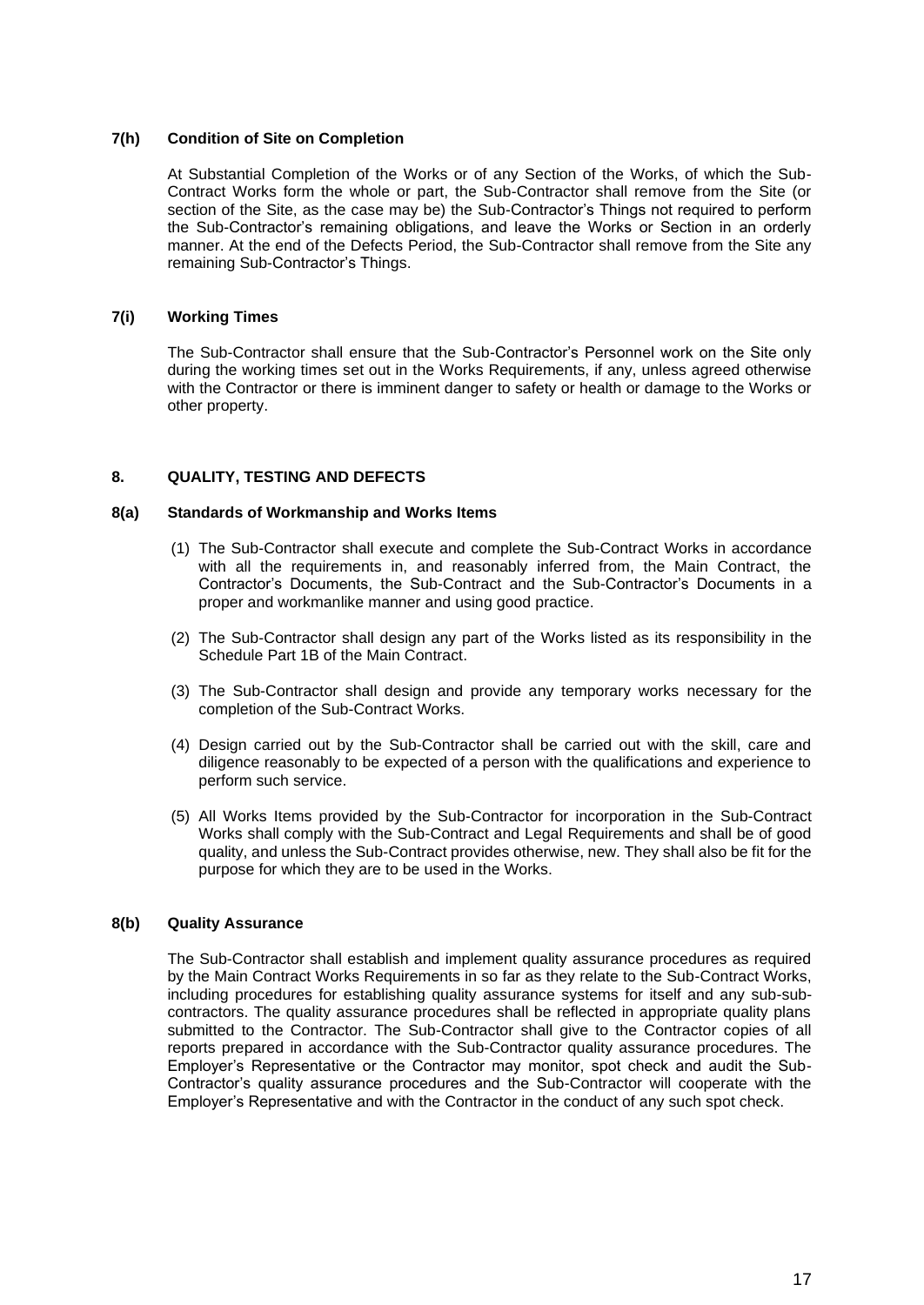### 7(h) Condition of Site on Completion

At Substantial Completion of the Works or of any Section of the Works, of which the Sub-Contract Works form the whole or part, the Sub-Contractor shall remove from the Site (or section of the Site, as the case may be) the Sub-Contractor's Things not required to perform the Sub-Contractor's remaining obligations, and leave the Works or Section in an orderly manner. At the end of the Defects Period, the Sub-Contractor shall remove from the Site any remaining Sub-Contractor's Things.

### 7(i) Working Times

The Sub-Contractor shall ensure that the Sub-Contractor's Personnel work on the Site only during the working times set out in the Works Requirements, if any, unless agreed otherwise with the Contractor or there is imminent danger to safety or health or damage to the Works or other property.

## 8. QUALITY, TESTING AND DEFECTS

### 8(a) Standards of Workmanship and Works Items

(1) The Sub-Contractor shall execute and complete the Sub-Contract Works in accordance with all the requirements in, and reasonably inferred from, the Main Contract, the Contractor's Documents, the Sub-Contract and the Sub-Contractor's Documents in a proper and workmanlike manner and using good practice.

(2) The Sub-Contractor shall design any part of the Works listed as its responsibility in the Schedule Part 1B of the Main Contract.

(3) The Sub-Contractor shall design and provide any temporary works necessary for the completion of the Sub-Contract Works.

(4) Design carried out by the Sub-Contractor shall be carried out with the skill, care and diligence reasonably to be expected of a person with the qualifications and experience to perform such service.

(5) All Works Items provided by the Sub-Contractor for incorporation in the Sub-Contract Works shall comply with the Sub-Contract and Legal Requirements and shall be of good quality, and unless the Sub-Contract provides otherwise, new. They shall also be fit for the purpose for which they are to be used in the Works.

### 8(b) Quality Assurance

The Sub-Contractor shall establish and implement quality assurance procedures as required by the Main Contract Works Requirements in so far as they relate to the Sub-Contract Works, including procedures for establishing quality assurance systems for itself and any sub-sub-contractors. The quality assurance procedures shall be reflected in appropriate quality plans submitted to the Contractor. The Sub-Contractor shall give to the Contractor copies of all reports prepared in accordance with the Sub-Contractor quality assurance procedures. The Employer's Representative or the Contractor may monitor, spot check and audit the Sub-Contractor's quality assurance procedures and the Sub-Contractor will cooperate with the Employer's Representative and with the Contractor in the conduct of any such spot check.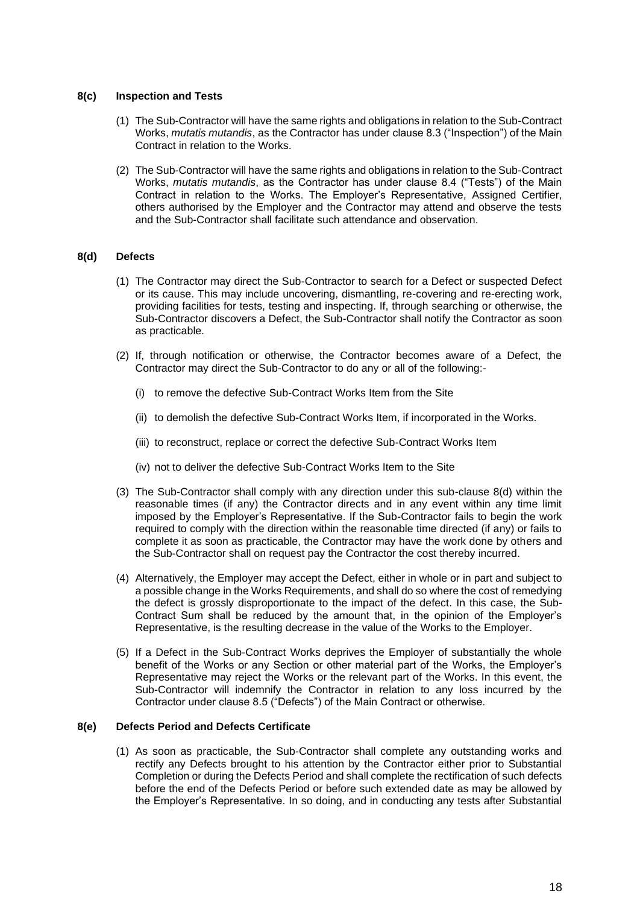### 8(c) Inspection and Tests

(1) The Sub-Contractor will have the same rights and obligations in relation to the Sub-Contract Works, *mutatis mutandis*, as the Contractor has under clause 8.3 ("Inspection") of the Main Contract in relation to the Works.

(2) The Sub-Contractor will have the same rights and obligations in relation to the Sub-Contract Works, *mutatis mutandis*, as the Contractor has under clause 8.4 ("Tests") of the Main Contract in relation to the Works. The Employer's Representative, Assigned Certifier, others authorised by the Employer and the Contractor may attend and observe the tests and the Sub-Contractor shall facilitate such attendance and observation.

### 8(d) Defects

(1) The Contractor may direct the Sub-Contractor to search for a Defect or suspected Defect or its cause. This may include uncovering, dismantling, re-covering and re-erecting work, providing facilities for tests, testing and inspecting. If, through searching or otherwise, the Sub-Contractor discovers a Defect, the Sub-Contractor shall notify the Contractor as soon as practicable.

(2) If, through notification or otherwise, the Contractor becomes aware of a Defect, the Contractor may direct the Sub-Contractor to do any or all of the following:-

(i) to remove the defective Sub-Contract Works Item from the Site

(ii) to demolish the defective Sub-Contract Works Item, if incorporated in the Works.

(iii) to reconstruct, replace or correct the defective Sub-Contract Works Item

(iv) not to deliver the defective Sub-Contract Works Item to the Site

(3) The Sub-Contractor shall comply with any direction under this sub-clause 8(d) within the reasonable times (if any) the Contractor directs and in any event within any time limit imposed by the Employer's Representative. If the Sub-Contractor fails to begin the work required to comply with the direction within the reasonable time directed (if any) or fails to complete it as soon as practicable, the Contractor may have the work done by others and the Sub-Contractor shall on request pay the Contractor the cost thereby incurred.

(4) Alternatively, the Employer may accept the Defect, either in whole or in part and subject to a possible change in the Works Requirements, and shall do so where the cost of remedying the defect is grossly disproportionate to the impact of the defect. In this case, the Sub-Contract Sum shall be reduced by the amount that, in the opinion of the Employer's Representative, is the resulting decrease in the value of the Works to the Employer.

(5) If a Defect in the Sub-Contract Works deprives the Employer of substantially the whole benefit of the Works or any Section or other material part of the Works, the Employer's Representative may reject the Works or the relevant part of the Works. In this event, the Sub-Contractor will indemnify the Contractor in relation to any loss incurred by the Contractor under clause 8.5 ("Defects") of the Main Contract or otherwise.

### 8(e) Defects Period and Defects Certificate

(1) As soon as practicable, the Sub-Contractor shall complete any outstanding works and rectify any Defects brought to his attention by the Contractor either prior to Substantial Completion or during the Defects Period and shall complete the rectification of such defects before the end of the Defects Period or before such extended date as may be allowed by the Employer's Representative. In so doing, and in conducting any tests after Substantial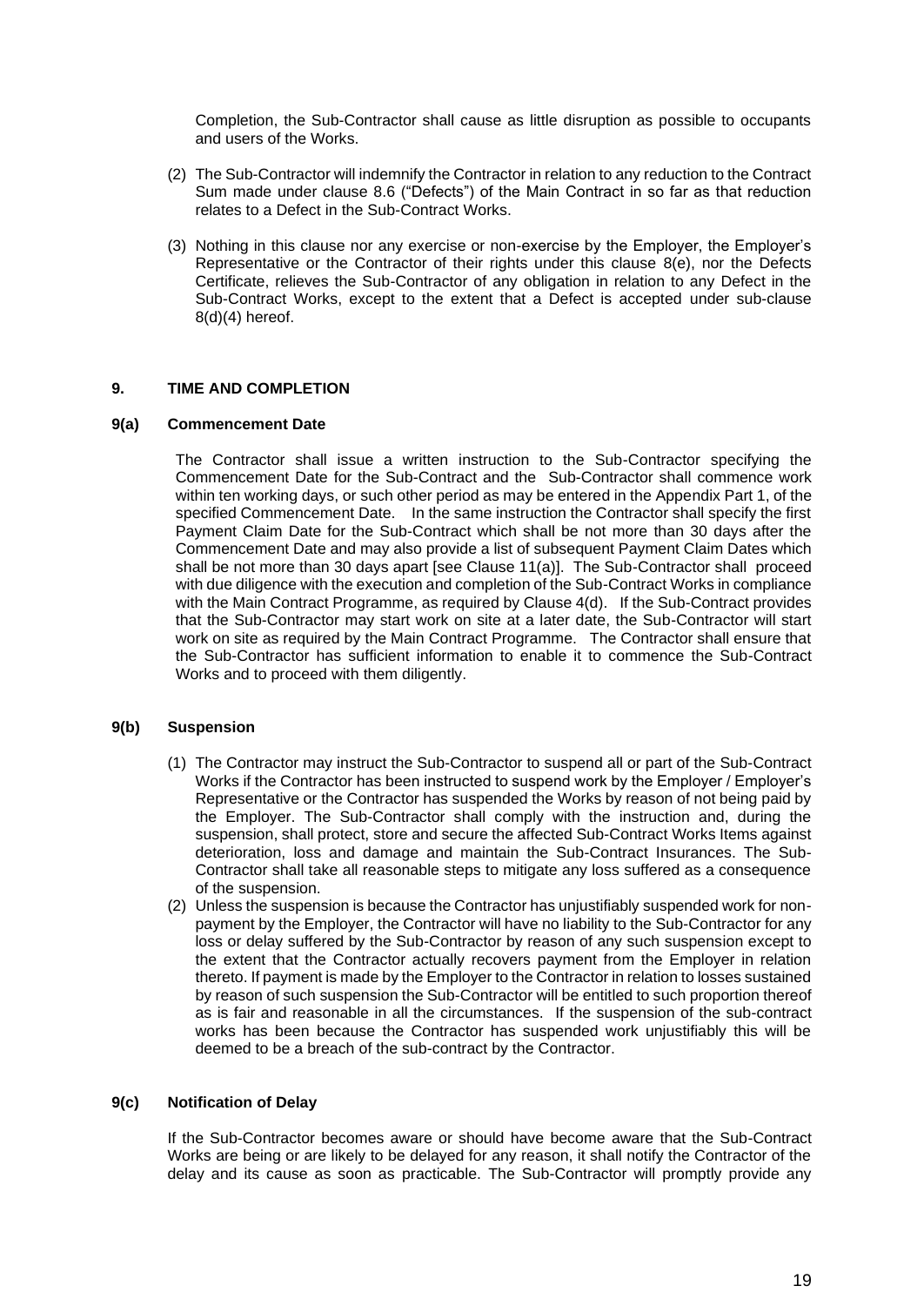Completion, the Sub-Contractor shall cause as little disruption as possible to occupants and users of the Works.

(2) The Sub-Contractor will indemnify the Contractor in relation to any reduction to the Contract Sum made under clause 8.6 ("Defects") of the Main Contract in so far as that reduction relates to a Defect in the Sub-Contract Works.

(3) Nothing in this clause nor any exercise or non-exercise by the Employer, the Employer's Representative or the Contractor of their rights under this clause 8(e), nor the Defects Certificate, relieves the Sub-Contractor of any obligation in relation to any Defect in the Sub-Contract Works, except to the extent that a Defect is accepted under sub-clause 8(d)(4) hereof.

## 9. TIME AND COMPLETION

### 9(a) Commencement Date

The Contractor shall issue a written instruction to the Sub-Contractor specifying the Commencement Date for the Sub-Contract and the Sub-Contractor shall commence work within ten working days, or such other period as may be entered in the Appendix Part 1, of the specified Commencement Date. In the same instruction the Contractor shall specify the first Payment Claim Date for the Sub-Contract which shall be not more than 30 days after the Commencement Date and may also provide a list of subsequent Payment Claim Dates which shall be not more than 30 days apart [see Clause 11(a)]. The Sub-Contractor shall proceed with due diligence with the execution and completion of the Sub-Contract Works in compliance with the Main Contract Programme, as required by Clause 4(d). If the Sub-Contract provides that the Sub-Contractor may start work on site at a later date, the Sub-Contractor will start work on site as required by the Main Contract Programme. The Contractor shall ensure that the Sub-Contractor has sufficient information to enable it to commence the Sub-Contract Works and to proceed with them diligently.

### 9(b) Suspension

(1) The Contractor may instruct the Sub-Contractor to suspend all or part of the Sub-Contract Works if the Contractor has been instructed to suspend work by the Employer / Employer's Representative or the Contractor has suspended the Works by reason of not being paid by the Employer. The Sub-Contractor shall comply with the instruction and, during the suspension, shall protect, store and secure the affected Sub-Contract Works Items against deterioration, loss and damage and maintain the Sub-Contract Insurances. The Sub-Contractor shall take all reasonable steps to mitigate any loss suffered as a consequence of the suspension.

(2) Unless the suspension is because the Contractor has unjustifiably suspended work for non-payment by the Employer, the Contractor will have no liability to the Sub-Contractor for any loss or delay suffered by the Sub-Contractor by reason of any such suspension except to the extent that the Contractor actually recovers payment from the Employer in relation thereto. If payment is made by the Employer to the Contractor in relation to losses sustained by reason of such suspension the Sub-Contractor will be entitled to such proportion thereof as is fair and reasonable in all the circumstances. If the suspension of the sub-contract works has been because the Contractor has suspended work unjustifiably this will be deemed to be a breach of the sub-contract by the Contractor.

### 9(c) Notification of Delay

If the Sub-Contractor becomes aware or should have become aware that the Sub-Contract Works are being or are likely to be delayed for any reason, it shall notify the Contractor of the delay and its cause as soon as practicable. The Sub-Contractor will promptly provide any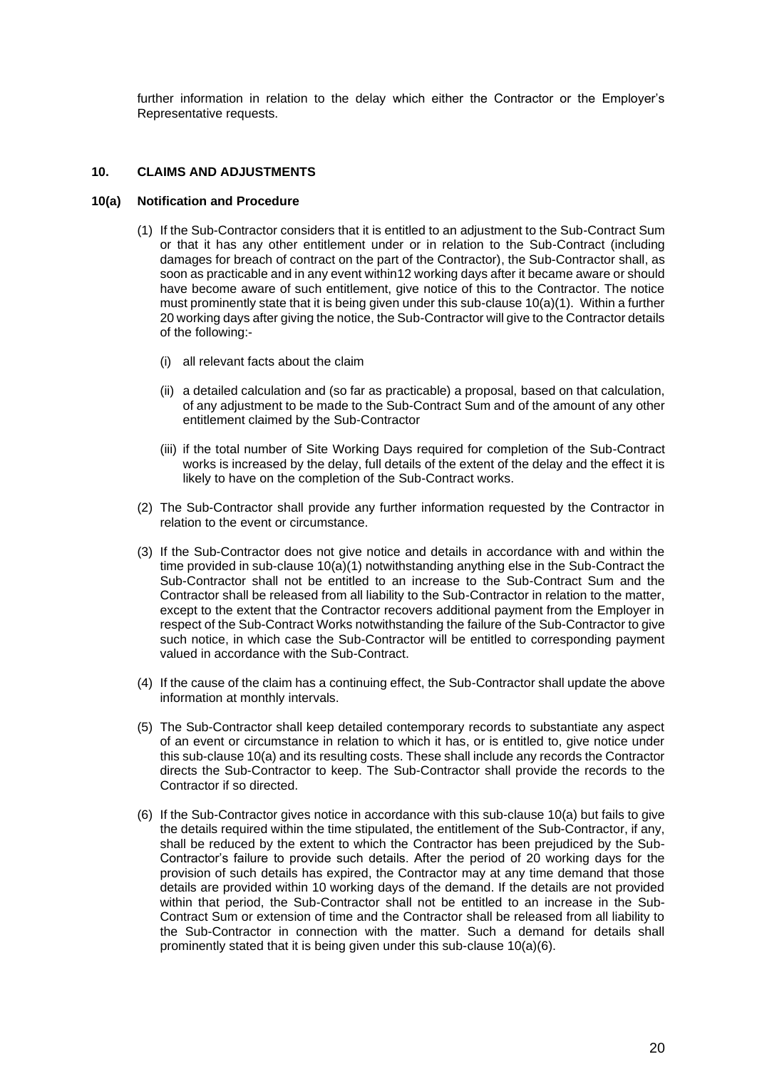further information in relation to the delay which either the Contractor or the Employer's Representative requests.

## 10. CLAIMS AND ADJUSTMENTS

### 10(a) Notification and Procedure

(1) If the Sub-Contractor considers that it is entitled to an adjustment to the Sub-Contract Sum or that it has any other entitlement under or in relation to the Sub-Contract (including damages for breach of contract on the part of the Contractor), the Sub-Contractor shall, as soon as practicable and in any event within12 working days after it became aware or should have become aware of such entitlement, give notice of this to the Contractor. The notice must prominently state that it is being given under this sub-clause 10(a)(1). Within a further 20 working days after giving the notice, the Sub-Contractor will give to the Contractor details of the following:-

   (i) all relevant facts about the claim

   (ii) a detailed calculation and (so far as practicable) a proposal, based on that calculation, of any adjustment to be made to the Sub-Contract Sum and of the amount of any other entitlement claimed by the Sub-Contractor

   (iii) if the total number of Site Working Days required for completion of the Sub-Contract works is increased by the delay, full details of the extent of the delay and the effect it is likely to have on the completion of the Sub-Contract works.

(2) The Sub-Contractor shall provide any further information requested by the Contractor in relation to the event or circumstance.

(3) If the Sub-Contractor does not give notice and details in accordance with and within the time provided in sub-clause 10(a)(1) notwithstanding anything else in the Sub-Contract the Sub-Contractor shall not be entitled to an increase to the Sub-Contract Sum and the Contractor shall be released from all liability to the Sub-Contractor in relation to the matter, except to the extent that the Contractor recovers additional payment from the Employer in respect of the Sub-Contract Works notwithstanding the failure of the Sub-Contractor to give such notice, in which case the Sub-Contractor will be entitled to corresponding payment valued in accordance with the Sub-Contract.

(4) If the cause of the claim has a continuing effect, the Sub-Contractor shall update the above information at monthly intervals.

(5) The Sub-Contractor shall keep detailed contemporary records to substantiate any aspect of an event or circumstance in relation to which it has, or is entitled to, give notice under this sub-clause 10(a) and its resulting costs. These shall include any records the Contractor directs the Sub-Contractor to keep. The Sub-Contractor shall provide the records to the Contractor if so directed.

(6) If the Sub-Contractor gives notice in accordance with this sub-clause 10(a) but fails to give the details required within the time stipulated, the entitlement of the Sub-Contractor, if any, shall be reduced by the extent to which the Contractor has been prejudiced by the Sub-Contractor's failure to provide such details. After the period of 20 working days for the provision of such details has expired, the Contractor may at any time demand that those details are provided within 10 working days of the demand. If the details are not provided within that period, the Sub-Contractor shall not be entitled to an increase in the Sub-Contract Sum or extension of time and the Contractor shall be released from all liability to the Sub-Contractor in connection with the matter. Such a demand for details shall prominently stated that it is being given under this sub-clause 10(a)(6).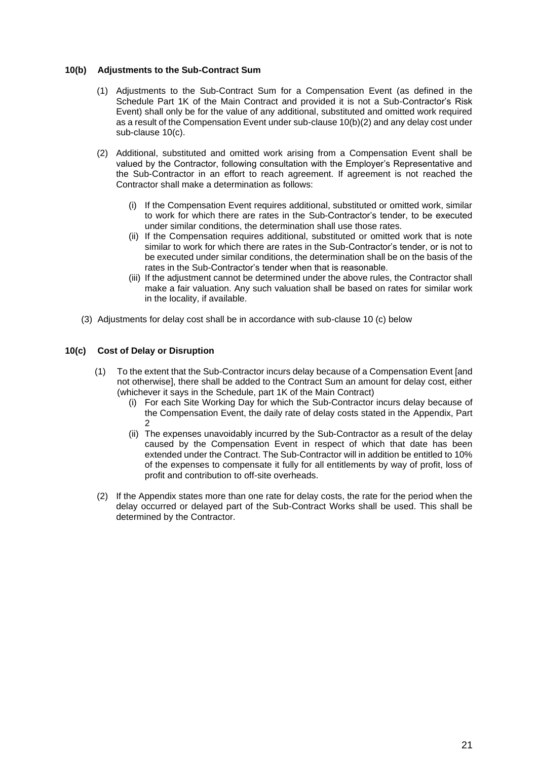### 10(b) Adjustments to the Sub-Contract Sum

(1) Adjustments to the Sub-Contract Sum for a Compensation Event (as defined in the Schedule Part 1K of the Main Contract and provided it is not a Sub-Contractor's Risk Event) shall only be for the value of any additional, substituted and omitted work required as a result of the Compensation Event under sub-clause 10(b)(2) and any delay cost under sub-clause 10(c).

(2) Additional, substituted and omitted work arising from a Compensation Event shall be valued by the Contractor, following consultation with the Employer's Representative and the Sub-Contractor in an effort to reach agreement. If agreement is not reached the Contractor shall make a determination as follows:

(i) If the Compensation Event requires additional, substituted or omitted work, similar to work for which there are rates in the Sub-Contractor's tender, to be executed under similar conditions, the determination shall use those rates.

(ii) If the Compensation requires additional, substituted or omitted work that is note similar to work for which there are rates in the Sub-Contractor's tender, or is not to be executed under similar conditions, the determination shall be on the basis of the rates in the Sub-Contractor's tender when that is reasonable.

(iii) If the adjustment cannot be determined under the above rules, the Contractor shall make a fair valuation. Any such valuation shall be based on rates for similar work in the locality, if available.

(3) Adjustments for delay cost shall be in accordance with sub-clause 10 (c) below

### 10(c) Cost of Delay or Disruption

(1) To the extent that the Sub-Contractor incurs delay because of a Compensation Event [and not otherwise], there shall be added to the Contract Sum an amount for delay cost, either (whichever it says in the Schedule, part 1K of the Main Contract)

(i) For each Site Working Day for which the Sub-Contractor incurs delay because of the Compensation Event, the daily rate of delay costs stated in the Appendix, Part 2

(ii) The expenses unavoidably incurred by the Sub-Contractor as a result of the delay caused by the Compensation Event in respect of which that date has been extended under the Contract. The Sub-Contractor will in addition be entitled to 10% of the expenses to compensate it fully for all entitlements by way of profit, loss of profit and contribution to off-site overheads.

(2) If the Appendix states more than one rate for delay costs, the rate for the period when the delay occurred or delayed part of the Sub-Contract Works shall be used. This shall be determined by the Contractor.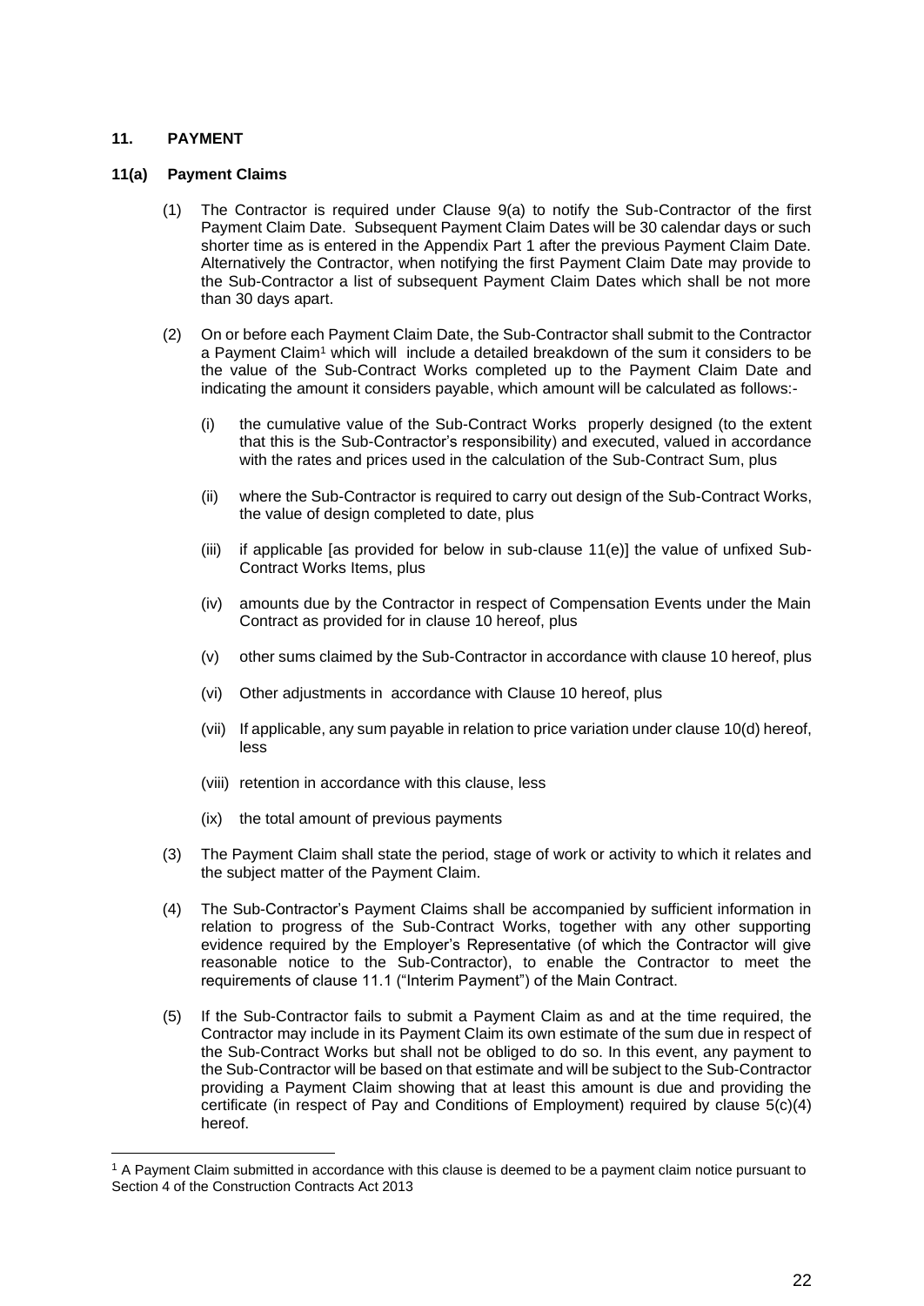## 11. PAYMENT

### 11(a) Payment Claims

(1) The Contractor is required under Clause 9(a) to notify the Sub-Contractor of the first Payment Claim Date. Subsequent Payment Claim Dates will be 30 calendar days or such shorter time as is entered in the Appendix Part 1 after the previous Payment Claim Date. Alternatively the Contractor, when notifying the first Payment Claim Date may provide to the Sub-Contractor a list of subsequent Payment Claim Dates which shall be not more than 30 days apart.

(2) On or before each Payment Claim Date, the Sub-Contractor shall submit to the Contractor a Payment Claim[1] which will include a detailed breakdown of the sum it considers to be the value of the Sub-Contract Works completed up to the Payment Claim Date and indicating the amount it considers payable, which amount will be calculated as follows:-

  (i) the cumulative value of the Sub-Contract Works properly designed (to the extent that this is the Sub-Contractor's responsibility) and executed, valued in accordance with the rates and prices used in the calculation of the Sub-Contract Sum, plus

  (ii) where the Sub-Contractor is required to carry out design of the Sub-Contract Works, the value of design completed to date, plus

  (iii) if applicable [as provided for below in sub-clause 11(e)] the value of unfixed Sub-Contract Works Items, plus

  (iv) amounts due by the Contractor in respect of Compensation Events under the Main Contract as provided for in clause 10 hereof, plus

  (v) other sums claimed by the Sub-Contractor in accordance with clause 10 hereof, plus

  (vi) Other adjustments in accordance with Clause 10 hereof, plus

  (vii) If applicable, any sum payable in relation to price variation under clause 10(d) hereof, less

  (viii) retention in accordance with this clause, less

  (ix) the total amount of previous payments

(3) The Payment Claim shall state the period, stage of work or activity to which it relates and the subject matter of the Payment Claim.

(4) The Sub-Contractor's Payment Claims shall be accompanied by sufficient information in relation to progress of the Sub-Contract Works, together with any other supporting evidence required by the Employer's Representative (of which the Contractor will give reasonable notice to the Sub-Contractor), to enable the Contractor to meet the requirements of clause 11.1 ("Interim Payment") of the Main Contract.

(5) If the Sub-Contractor fails to submit a Payment Claim as and at the time required, the Contractor may include in its Payment Claim its own estimate of the sum due in respect of the Sub-Contract Works but shall not be obliged to do so. In this event, any payment to the Sub-Contractor will be based on that estimate and will be subject to the Sub-Contractor providing a Payment Claim showing that at least this amount is due and providing the certificate (in respect of Pay and Conditions of Employment) required by clause 5(c)(4) hereof.

---

[1] A Payment Claim submitted in accordance with this clause is deemed to be a payment claim notice pursuant to Section 4 of the Construction Contracts Act 2013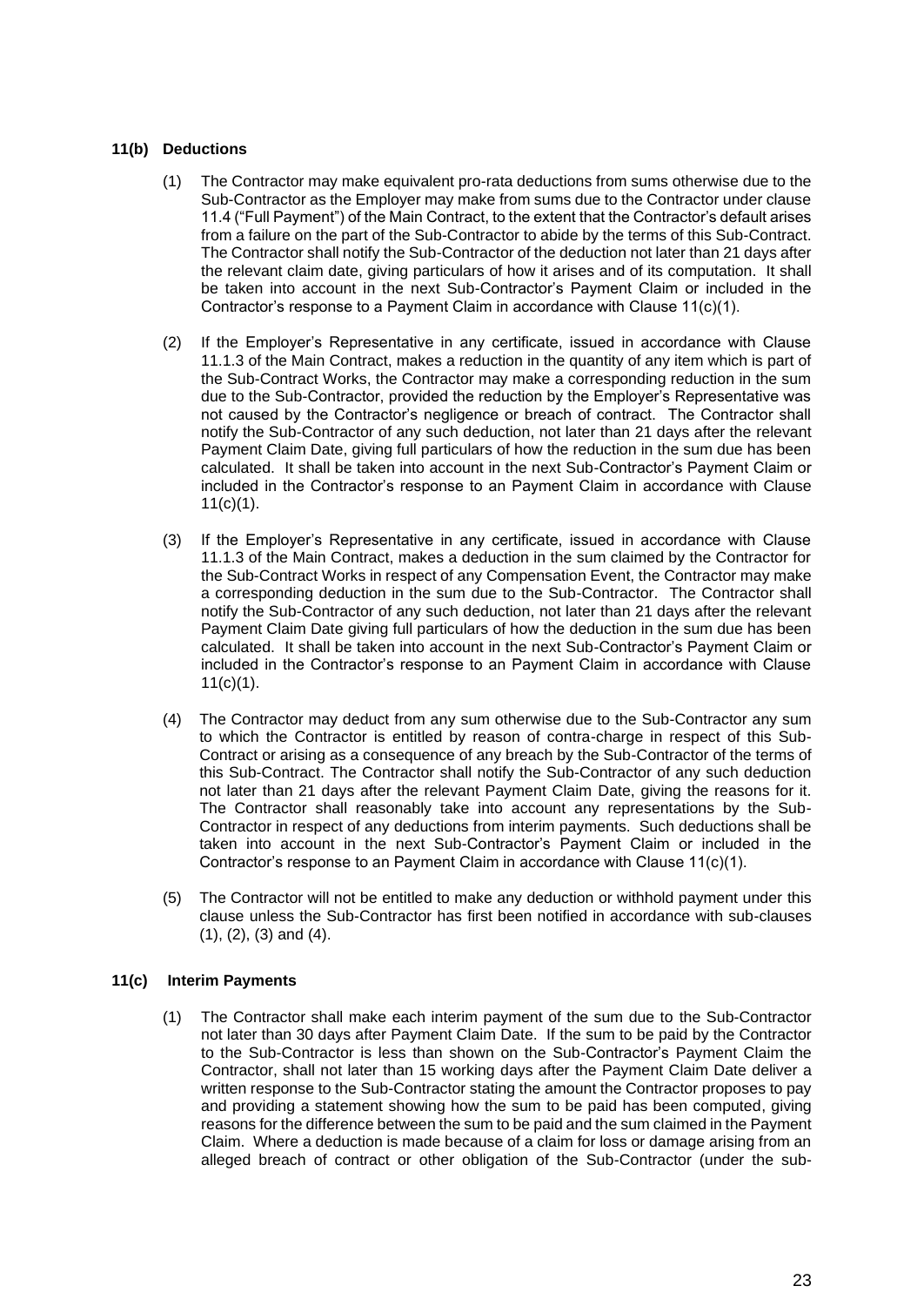### 11(b) Deductions

(1) The Contractor may make equivalent pro-rata deductions from sums otherwise due to the Sub-Contractor as the Employer may make from sums due to the Contractor under clause 11.4 ("Full Payment") of the Main Contract, to the extent that the Contractor's default arises from a failure on the part of the Sub-Contractor to abide by the terms of this Sub-Contract. The Contractor shall notify the Sub-Contractor of the deduction not later than 21 days after the relevant claim date, giving particulars of how it arises and of its computation. It shall be taken into account in the next Sub-Contractor's Payment Claim or included in the Contractor's response to a Payment Claim in accordance with Clause 11(c)(1).

(2) If the Employer's Representative in any certificate, issued in accordance with Clause 11.1.3 of the Main Contract, makes a reduction in the quantity of any item which is part of the Sub-Contract Works, the Contractor may make a corresponding reduction in the sum due to the Sub-Contractor, provided the reduction by the Employer's Representative was not caused by the Contractor's negligence or breach of contract. The Contractor shall notify the Sub-Contractor of any such deduction, not later than 21 days after the relevant Payment Claim Date, giving full particulars of how the reduction in the sum due has been calculated. It shall be taken into account in the next Sub-Contractor's Payment Claim or included in the Contractor's response to an Payment Claim in accordance with Clause 11(c)(1).

(3) If the Employer's Representative in any certificate, issued in accordance with Clause 11.1.3 of the Main Contract, makes a deduction in the sum claimed by the Contractor for the Sub-Contract Works in respect of any Compensation Event, the Contractor may make a corresponding deduction in the sum due to the Sub-Contractor. The Contractor shall notify the Sub-Contractor of any such deduction, not later than 21 days after the relevant Payment Claim Date giving full particulars of how the deduction in the sum due has been calculated. It shall be taken into account in the next Sub-Contractor's Payment Claim or included in the Contractor's response to an Payment Claim in accordance with Clause 11(c)(1).

(4) The Contractor may deduct from any sum otherwise due to the Sub-Contractor any sum to which the Contractor is entitled by reason of contra-charge in respect of this Sub-Contract or arising as a consequence of any breach by the Sub-Contractor of the terms of this Sub-Contract. The Contractor shall notify the Sub-Contractor of any such deduction not later than 21 days after the relevant Payment Claim Date, giving the reasons for it. The Contractor shall reasonably take into account any representations by the Sub-Contractor in respect of any deductions from interim payments. Such deductions shall be taken into account in the next Sub-Contractor's Payment Claim or included in the Contractor's response to an Payment Claim in accordance with Clause 11(c)(1).

(5) The Contractor will not be entitled to make any deduction or withhold payment under this clause unless the Sub-Contractor has first been notified in accordance with sub-clauses (1), (2), (3) and (4).

### 11(c) Interim Payments

(1) The Contractor shall make each interim payment of the sum due to the Sub-Contractor not later than 30 days after Payment Claim Date. If the sum to be paid by the Contractor to the Sub-Contractor is less than shown on the Sub-Contractor's Payment Claim the Contractor, shall not later than 15 working days after the Payment Claim Date deliver a written response to the Sub-Contractor stating the amount the Contractor proposes to pay and providing a statement showing how the sum to be paid has been computed, giving reasons for the difference between the sum to be paid and the sum claimed in the Payment Claim. Where a deduction is made because of a claim for loss or damage arising from an alleged breach of contract or other obligation of the Sub-Contractor (under the sub-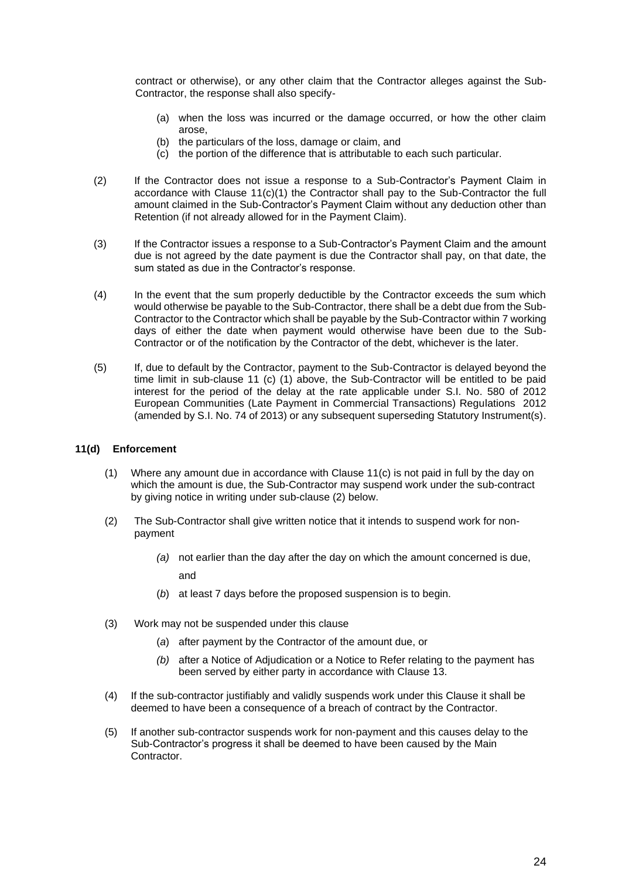contract or otherwise), or any other claim that the Contractor alleges against the Sub-Contractor, the response shall also specify-

(a) when the loss was incurred or the damage occurred, or how the other claim arose,
(b) the particulars of the loss, damage or claim, and
(c) the portion of the difference that is attributable to each such particular.

(2) If the Contractor does not issue a response to a Sub-Contractor's Payment Claim in accordance with Clause 11(c)(1) the Contractor shall pay to the Sub-Contractor the full amount claimed in the Sub-Contractor's Payment Claim without any deduction other than Retention (if not already allowed for in the Payment Claim).

(3) If the Contractor issues a response to a Sub-Contractor's Payment Claim and the amount due is not agreed by the date payment is due the Contractor shall pay, on that date, the sum stated as due in the Contractor's response.

(4) In the event that the sum properly deductible by the Contractor exceeds the sum which would otherwise be payable to the Sub-Contractor, there shall be a debt due from the Sub-Contractor to the Contractor which shall be payable by the Sub-Contractor within 7 working days of either the date when payment would otherwise have been due to the Sub-Contractor or of the notification by the Contractor of the debt, whichever is the later.

(5) If, due to default by the Contractor, payment to the Sub-Contractor is delayed beyond the time limit in sub-clause 11 (c) (1) above, the Sub-Contractor will be entitled to be paid interest for the period of the delay at the rate applicable under S.I. No. 580 of 2012 European Communities (Late Payment in Commercial Transactions) Regulations 2012 (amended by S.I. No. 74 of 2013) or any subsequent superseding Statutory Instrument(s).

**11(d) Enforcement**

(1) Where any amount due in accordance with Clause 11(c) is not paid in full by the day on which the amount is due, the Sub-Contractor may suspend work under the sub-contract by giving notice in writing under sub-clause (2) below.

(2) The Sub-Contractor shall give written notice that it intends to suspend work for non-payment

*(a)* not earlier than the day after the day on which the amount concerned is due, and

(*b*) at least 7 days before the proposed suspension is to begin.

(3) Work may not be suspended under this clause

(*a*) after payment by the Contractor of the amount due, or

*(b)* after a Notice of Adjudication or a Notice to Refer relating to the payment has been served by either party in accordance with Clause 13.

(4) If the sub-contractor justifiably and validly suspends work under this Clause it shall be deemed to have been a consequence of a breach of contract by the Contractor.

(5) If another sub-contractor suspends work for non-payment and this causes delay to the Sub-Contractor's progress it shall be deemed to have been caused by the Main Contractor.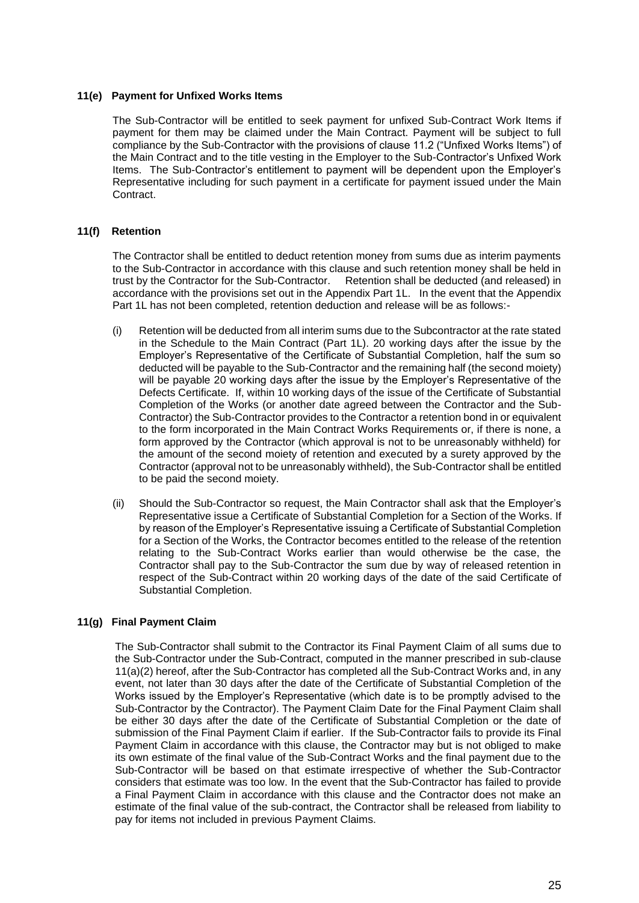### 11(e) Payment for Unfixed Works Items

The Sub-Contractor will be entitled to seek payment for unfixed Sub-Contract Work Items if payment for them may be claimed under the Main Contract. Payment will be subject to full compliance by the Sub-Contractor with the provisions of clause 11.2 ("Unfixed Works Items") of the Main Contract and to the title vesting in the Employer to the Sub-Contractor's Unfixed Work Items. The Sub-Contractor's entitlement to payment will be dependent upon the Employer's Representative including for such payment in a certificate for payment issued under the Main Contract.

### 11(f) Retention

The Contractor shall be entitled to deduct retention money from sums due as interim payments to the Sub-Contractor in accordance with this clause and such retention money shall be held in trust by the Contractor for the Sub-Contractor. Retention shall be deducted (and released) in accordance with the provisions set out in the Appendix Part 1L. In the event that the Appendix Part 1L has not been completed, retention deduction and release will be as follows:-

(i) Retention will be deducted from all interim sums due to the Subcontractor at the rate stated in the Schedule to the Main Contract (Part 1L). 20 working days after the issue by the Employer's Representative of the Certificate of Substantial Completion, half the sum so deducted will be payable to the Sub-Contractor and the remaining half (the second moiety) will be payable 20 working days after the issue by the Employer's Representative of the Defects Certificate. If, within 10 working days of the issue of the Certificate of Substantial Completion of the Works (or another date agreed between the Contractor and the Sub-Contractor) the Sub-Contractor provides to the Contractor a retention bond in or equivalent to the form incorporated in the Main Contract Works Requirements or, if there is none, a form approved by the Contractor (which approval is not to be unreasonably withheld) for the amount of the second moiety of retention and executed by a surety approved by the Contractor (approval not to be unreasonably withheld), the Sub-Contractor shall be entitled to be paid the second moiety.

(ii) Should the Sub-Contractor so request, the Main Contractor shall ask that the Employer's Representative issue a Certificate of Substantial Completion for a Section of the Works. If by reason of the Employer's Representative issuing a Certificate of Substantial Completion for a Section of the Works, the Contractor becomes entitled to the release of the retention relating to the Sub-Contract Works earlier than would otherwise be the case, the Contractor shall pay to the Sub-Contractor the sum due by way of released retention in respect of the Sub-Contract within 20 working days of the date of the said Certificate of Substantial Completion.

### 11(g) Final Payment Claim

The Sub-Contractor shall submit to the Contractor its Final Payment Claim of all sums due to the Sub-Contractor under the Sub-Contract, computed in the manner prescribed in sub-clause 11(a)(2) hereof, after the Sub-Contractor has completed all the Sub-Contract Works and, in any event, not later than 30 days after the date of the Certificate of Substantial Completion of the Works issued by the Employer's Representative (which date is to be promptly advised to the Sub-Contractor by the Contractor). The Payment Claim Date for the Final Payment Claim shall be either 30 days after the date of the Certificate of Substantial Completion or the date of submission of the Final Payment Claim if earlier. If the Sub-Contractor fails to provide its Final Payment Claim in accordance with this clause, the Contractor may but is not obliged to make its own estimate of the final value of the Sub-Contract Works and the final payment due to the Sub-Contractor will be based on that estimate irrespective of whether the Sub-Contractor considers that estimate was too low. In the event that the Sub-Contractor has failed to provide a Final Payment Claim in accordance with this clause and the Contractor does not make an estimate of the final value of the sub-contract, the Contractor shall be released from liability to pay for items not included in previous Payment Claims.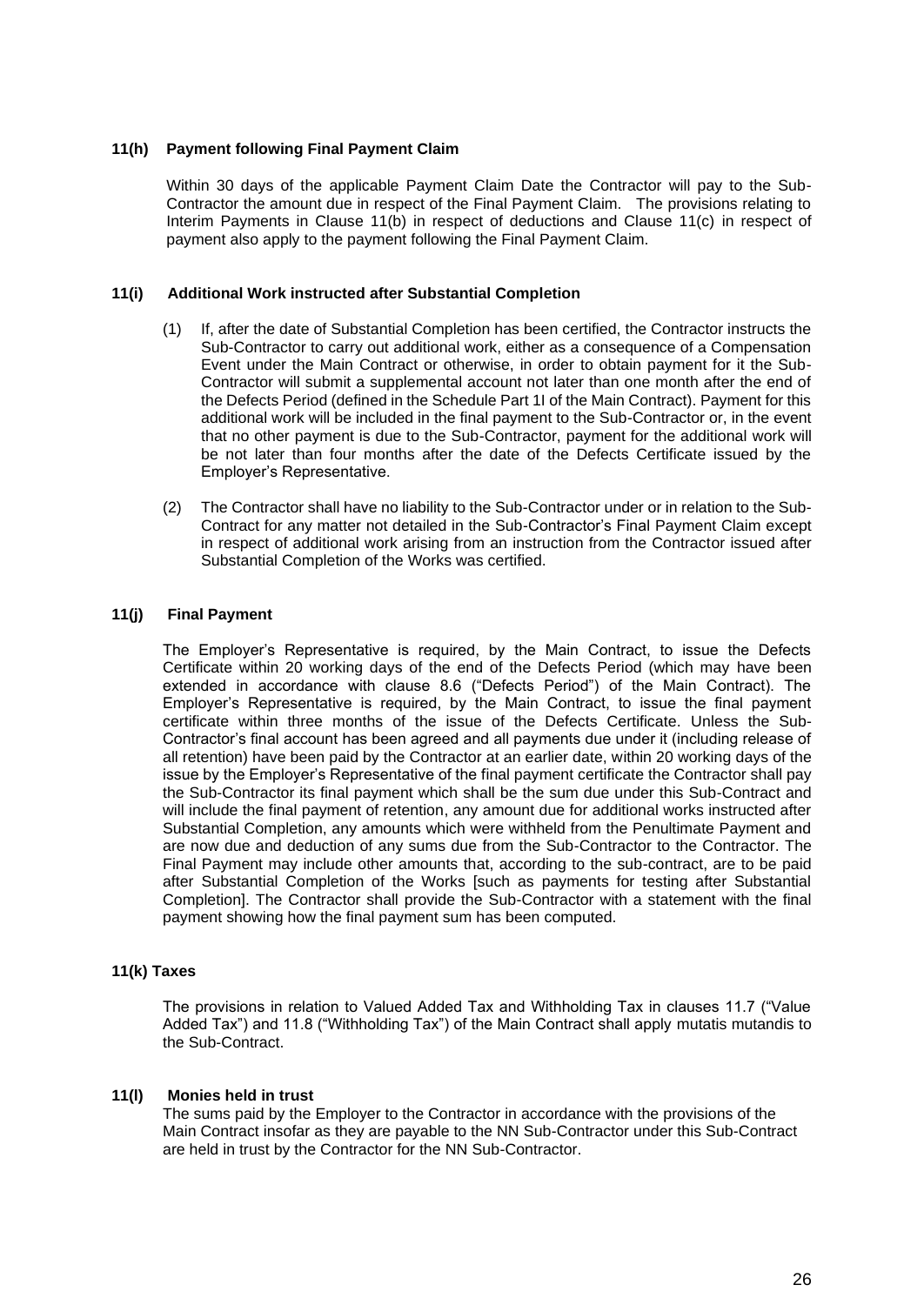**11(h) Payment following Final Payment Claim**

Within 30 days of the applicable Payment Claim Date the Contractor will pay to the Sub-Contractor the amount due in respect of the Final Payment Claim. The provisions relating to Interim Payments in Clause 11(b) in respect of deductions and Clause 11(c) in respect of payment also apply to the payment following the Final Payment Claim.

**11(i) Additional Work instructed after Substantial Completion**

(1) If, after the date of Substantial Completion has been certified, the Contractor instructs the Sub-Contractor to carry out additional work, either as a consequence of a Compensation Event under the Main Contract or otherwise, in order to obtain payment for it the Sub-Contractor will submit a supplemental account not later than one month after the end of the Defects Period (defined in the Schedule Part 1I of the Main Contract). Payment for this additional work will be included in the final payment to the Sub-Contractor or, in the event that no other payment is due to the Sub-Contractor, payment for the additional work will be not later than four months after the date of the Defects Certificate issued by the Employer's Representative.

(2) The Contractor shall have no liability to the Sub-Contractor under or in relation to the Sub-Contract for any matter not detailed in the Sub-Contractor's Final Payment Claim except in respect of additional work arising from an instruction from the Contractor issued after Substantial Completion of the Works was certified.

**11(j) Final Payment**

The Employer's Representative is required, by the Main Contract, to issue the Defects Certificate within 20 working days of the end of the Defects Period (which may have been extended in accordance with clause 8.6 ("Defects Period") of the Main Contract). The Employer's Representative is required, by the Main Contract, to issue the final payment certificate within three months of the issue of the Defects Certificate. Unless the Sub-Contractor's final account has been agreed and all payments due under it (including release of all retention) have been paid by the Contractor at an earlier date, within 20 working days of the issue by the Employer's Representative of the final payment certificate the Contractor shall pay the Sub-Contractor its final payment which shall be the sum due under this Sub-Contract and will include the final payment of retention, any amount due for additional works instructed after Substantial Completion, any amounts which were withheld from the Penultimate Payment and are now due and deduction of any sums due from the Sub-Contractor to the Contractor. The Final Payment may include other amounts that, according to the sub-contract, are to be paid after Substantial Completion of the Works [such as payments for testing after Substantial Completion]. The Contractor shall provide the Sub-Contractor with a statement with the final payment showing how the final payment sum has been computed.

**11(k) Taxes**

The provisions in relation to Valued Added Tax and Withholding Tax in clauses 11.7 ("Value Added Tax") and 11.8 ("Withholding Tax") of the Main Contract shall apply mutatis mutandis to the Sub-Contract.

**11(l) Monies held in trust**

The sums paid by the Employer to the Contractor in accordance with the provisions of the Main Contract insofar as they are payable to the NN Sub-Contractor under this Sub-Contract are held in trust by the Contractor for the NN Sub-Contractor.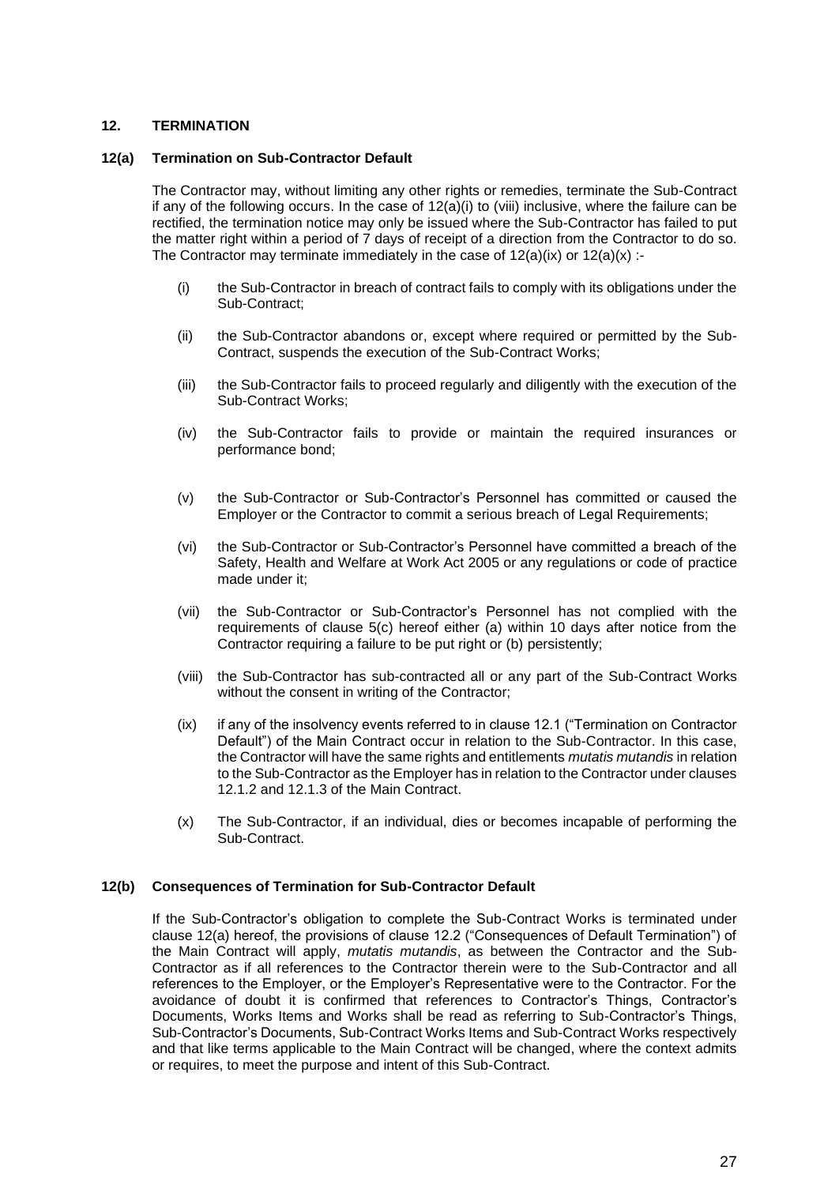## 12. TERMINATION

### 12(a) Termination on Sub-Contractor Default

The Contractor may, without limiting any other rights or remedies, terminate the Sub-Contract if any of the following occurs. In the case of 12(a)(i) to (viii) inclusive, where the failure can be rectified, the termination notice may only be issued where the Sub-Contractor has failed to put the matter right within a period of 7 days of receipt of a direction from the Contractor to do so. The Contractor may terminate immediately in the case of 12(a)(ix) or 12(a)(x) :-

(i) the Sub-Contractor in breach of contract fails to comply with its obligations under the Sub-Contract;

(ii) the Sub-Contractor abandons or, except where required or permitted by the Sub-Contract, suspends the execution of the Sub-Contract Works;

(iii) the Sub-Contractor fails to proceed regularly and diligently with the execution of the Sub-Contract Works;

(iv) the Sub-Contractor fails to provide or maintain the required insurances or performance bond;

(v) the Sub-Contractor or Sub-Contractor's Personnel has committed or caused the Employer or the Contractor to commit a serious breach of Legal Requirements;

(vi) the Sub-Contractor or Sub-Contractor's Personnel have committed a breach of the Safety, Health and Welfare at Work Act 2005 or any regulations or code of practice made under it;

(vii) the Sub-Contractor or Sub-Contractor's Personnel has not complied with the requirements of clause 5(c) hereof either (a) within 10 days after notice from the Contractor requiring a failure to be put right or (b) persistently;

(viii) the Sub-Contractor has sub-contracted all or any part of the Sub-Contract Works without the consent in writing of the Contractor;

(ix) if any of the insolvency events referred to in clause 12.1 ("Termination on Contractor Default") of the Main Contract occur in relation to the Sub-Contractor. In this case, the Contractor will have the same rights and entitlements *mutatis mutandis* in relation to the Sub-Contractor as the Employer has in relation to the Contractor under clauses 12.1.2 and 12.1.3 of the Main Contract.

(x) The Sub-Contractor, if an individual, dies or becomes incapable of performing the Sub-Contract.

### 12(b) Consequences of Termination for Sub-Contractor Default

If the Sub-Contractor's obligation to complete the Sub-Contract Works is terminated under clause 12(a) hereof, the provisions of clause 12.2 ("Consequences of Default Termination") of the Main Contract will apply, *mutatis mutandis*, as between the Contractor and the Sub-Contractor as if all references to the Contractor therein were to the Sub-Contractor and all references to the Employer, or the Employer's Representative were to the Contractor. For the avoidance of doubt it is confirmed that references to Contractor's Things, Contractor's Documents, Works Items and Works shall be read as referring to Sub-Contractor's Things, Sub-Contractor's Documents, Sub-Contract Works Items and Sub-Contract Works respectively and that like terms applicable to the Main Contract will be changed, where the context admits or requires, to meet the purpose and intent of this Sub-Contract.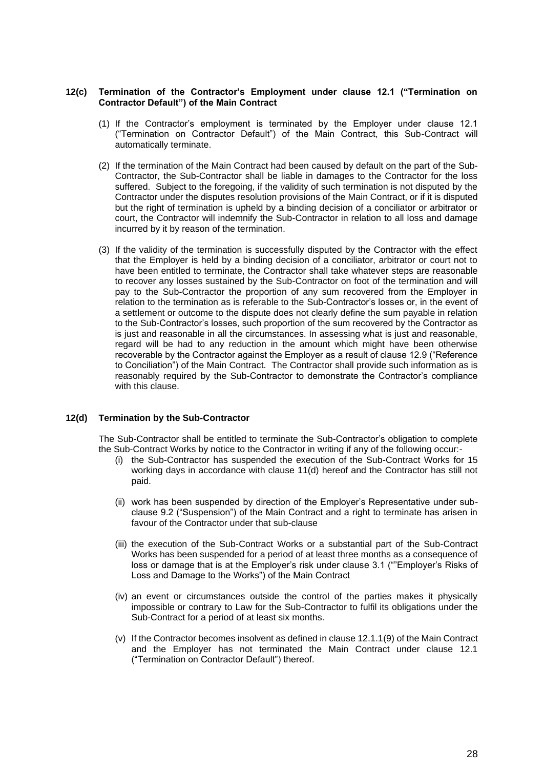## 12(c) Termination of the Contractor's Employment under clause 12.1 ("Termination on Contractor Default") of the Main Contract

(1) If the Contractor's employment is terminated by the Employer under clause 12.1 ("Termination on Contractor Default") of the Main Contract, this Sub-Contract will automatically terminate.

(2) If the termination of the Main Contract had been caused by default on the part of the Sub-Contractor, the Sub-Contractor shall be liable in damages to the Contractor for the loss suffered. Subject to the foregoing, if the validity of such termination is not disputed by the Contractor under the disputes resolution provisions of the Main Contract, or if it is disputed but the right of termination is upheld by a binding decision of a conciliator or arbitrator or court, the Contractor will indemnify the Sub-Contractor in relation to all loss and damage incurred by it by reason of the termination.

(3) If the validity of the termination is successfully disputed by the Contractor with the effect that the Employer is held by a binding decision of a conciliator, arbitrator or court not to have been entitled to terminate, the Contractor shall take whatever steps are reasonable to recover any losses sustained by the Sub-Contractor on foot of the termination and will pay to the Sub-Contractor the proportion of any sum recovered from the Employer in relation to the termination as is referable to the Sub-Contractor's losses or, in the event of a settlement or outcome to the dispute does not clearly define the sum payable in relation to the Sub-Contractor's losses, such proportion of the sum recovered by the Contractor as is just and reasonable in all the circumstances. In assessing what is just and reasonable, regard will be had to any reduction in the amount which might have been otherwise recoverable by the Contractor against the Employer as a result of clause 12.9 ("Reference to Conciliation") of the Main Contract. The Contractor shall provide such information as is reasonably required by the Sub-Contractor to demonstrate the Contractor's compliance with this clause.

## 12(d) Termination by the Sub-Contractor

The Sub-Contractor shall be entitled to terminate the Sub-Contractor's obligation to complete the Sub-Contract Works by notice to the Contractor in writing if any of the following occur:-

(i) the Sub-Contractor has suspended the execution of the Sub-Contract Works for 15 working days in accordance with clause 11(d) hereof and the Contractor has still not paid.

(ii) work has been suspended by direction of the Employer's Representative under sub-clause 9.2 ("Suspension") of the Main Contract and a right to terminate has arisen in favour of the Contractor under that sub-clause

(iii) the execution of the Sub-Contract Works or a substantial part of the Sub-Contract Works has been suspended for a period of at least three months as a consequence of loss or damage that is at the Employer's risk under clause 3.1 (""Employer's Risks of Loss and Damage to the Works") of the Main Contract

(iv) an event or circumstances outside the control of the parties makes it physically impossible or contrary to Law for the Sub-Contractor to fulfil its obligations under the Sub-Contract for a period of at least six months.

(v) If the Contractor becomes insolvent as defined in clause 12.1.1(9) of the Main Contract and the Employer has not terminated the Main Contract under clause 12.1 ("Termination on Contractor Default") thereof.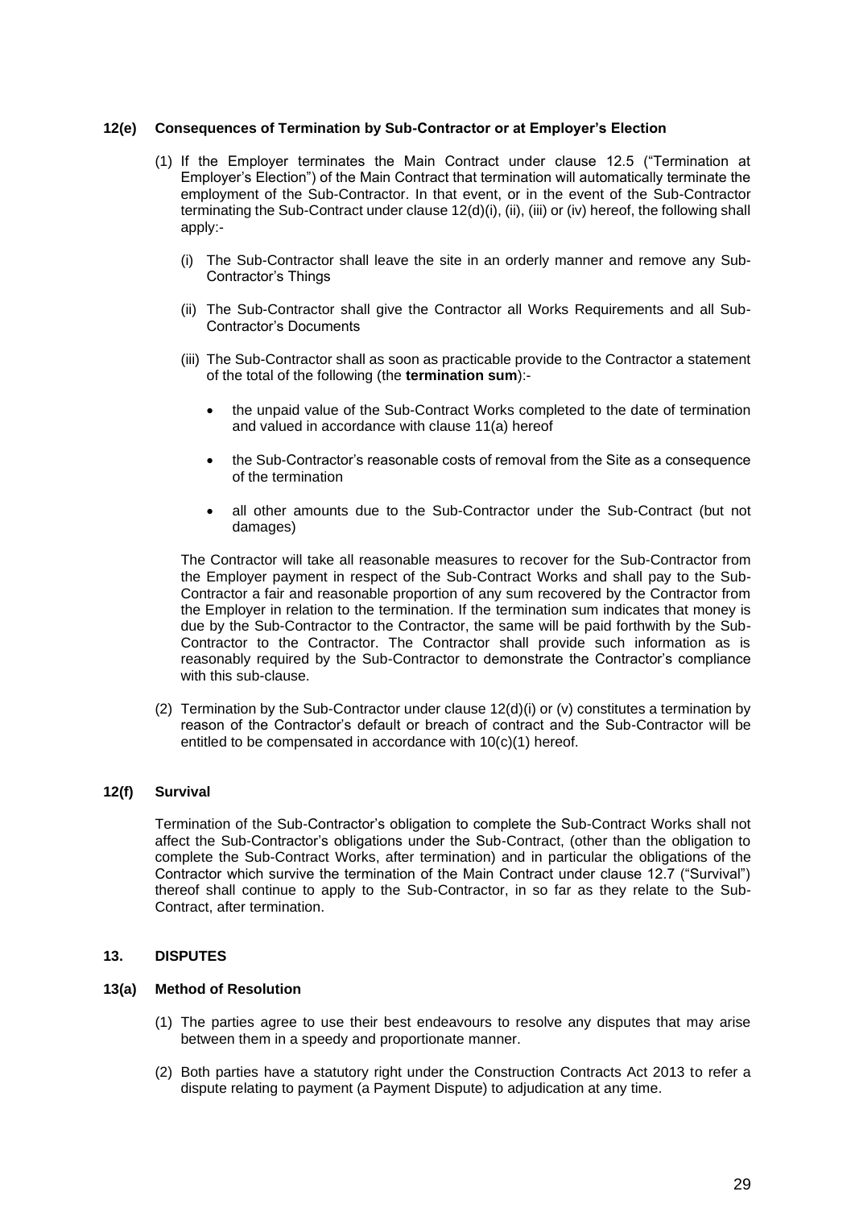**12(e) Consequences of Termination by Sub-Contractor or at Employer's Election**

(1) If the Employer terminates the Main Contract under clause 12.5 ("Termination at Employer's Election") of the Main Contract that termination will automatically terminate the employment of the Sub-Contractor. In that event, or in the event of the Sub-Contractor terminating the Sub-Contract under clause 12(d)(i), (ii), (iii) or (iv) hereof, the following shall apply:-

   (i) The Sub-Contractor shall leave the site in an orderly manner and remove any Sub-Contractor's Things

   (ii) The Sub-Contractor shall give the Contractor all Works Requirements and all Sub-Contractor's Documents

   (iii) The Sub-Contractor shall as soon as practicable provide to the Contractor a statement of the total of the following (the **termination sum**):-

   - the unpaid value of the Sub-Contract Works completed to the date of termination and valued in accordance with clause 11(a) hereof
   - the Sub-Contractor's reasonable costs of removal from the Site as a consequence of the termination
   - all other amounts due to the Sub-Contractor under the Sub-Contract (but not damages)

The Contractor will take all reasonable measures to recover for the Sub-Contractor from the Employer payment in respect of the Sub-Contract Works and shall pay to the Sub-Contractor a fair and reasonable proportion of any sum recovered by the Contractor from the Employer in relation to the termination. If the termination sum indicates that money is due by the Sub-Contractor to the Contractor, the same will be paid forthwith by the Sub-Contractor to the Contractor. The Contractor shall provide such information as is reasonably required by the Sub-Contractor to demonstrate the Contractor's compliance with this sub-clause.

(2) Termination by the Sub-Contractor under clause 12(d)(i) or (v) constitutes a termination by reason of the Contractor's default or breach of contract and the Sub-Contractor will be entitled to be compensated in accordance with 10(c)(1) hereof.

**12(f) Survival**

Termination of the Sub-Contractor's obligation to complete the Sub-Contract Works shall not affect the Sub-Contractor's obligations under the Sub-Contract, (other than the obligation to complete the Sub-Contract Works, after termination) and in particular the obligations of the Contractor which survive the termination of the Main Contract under clause 12.7 ("Survival") thereof shall continue to apply to the Sub-Contractor, in so far as they relate to the Sub-Contract, after termination.

## 13. DISPUTES

**13(a) Method of Resolution**

(1) The parties agree to use their best endeavours to resolve any disputes that may arise between them in a speedy and proportionate manner.

(2) Both parties have a statutory right under the Construction Contracts Act 2013 to refer a dispute relating to payment (a Payment Dispute) to adjudication at any time.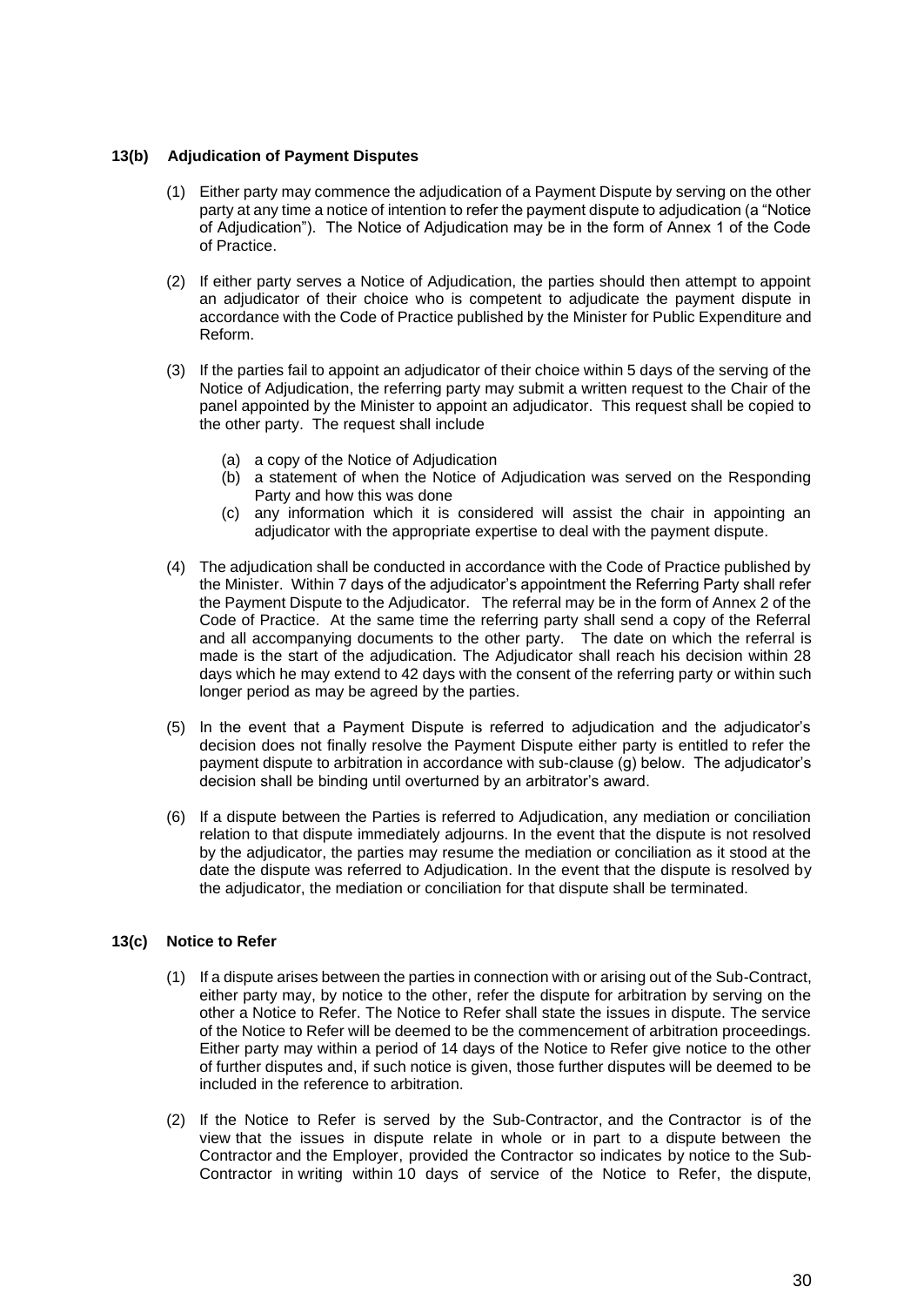### 13(b) Adjudication of Payment Disputes

(1) Either party may commence the adjudication of a Payment Dispute by serving on the other party at any time a notice of intention to refer the payment dispute to adjudication (a "Notice of Adjudication"). The Notice of Adjudication may be in the form of Annex 1 of the Code of Practice.

(2) If either party serves a Notice of Adjudication, the parties should then attempt to appoint an adjudicator of their choice who is competent to adjudicate the payment dispute in accordance with the Code of Practice published by the Minister for Public Expenditure and Reform.

(3) If the parties fail to appoint an adjudicator of their choice within 5 days of the serving of the Notice of Adjudication, the referring party may submit a written request to the Chair of the panel appointed by the Minister to appoint an adjudicator. This request shall be copied to the other party. The request shall include

   (a) a copy of the Notice of Adjudication
   (b) a statement of when the Notice of Adjudication was served on the Responding Party and how this was done
   (c) any information which it is considered will assist the chair in appointing an adjudicator with the appropriate expertise to deal with the payment dispute.

(4) The adjudication shall be conducted in accordance with the Code of Practice published by the Minister. Within 7 days of the adjudicator's appointment the Referring Party shall refer the Payment Dispute to the Adjudicator. The referral may be in the form of Annex 2 of the Code of Practice. At the same time the referring party shall send a copy of the Referral and all accompanying documents to the other party. The date on which the referral is made is the start of the adjudication. The Adjudicator shall reach his decision within 28 days which he may extend to 42 days with the consent of the referring party or within such longer period as may be agreed by the parties.

(5) In the event that a Payment Dispute is referred to adjudication and the adjudicator's decision does not finally resolve the Payment Dispute either party is entitled to refer the payment dispute to arbitration in accordance with sub-clause (g) below. The adjudicator's decision shall be binding until overturned by an arbitrator's award.

(6) If a dispute between the Parties is referred to Adjudication, any mediation or conciliation relation to that dispute immediately adjourns. In the event that the dispute is not resolved by the adjudicator, the parties may resume the mediation or conciliation as it stood at the date the dispute was referred to Adjudication. In the event that the dispute is resolved by the adjudicator, the mediation or conciliation for that dispute shall be terminated.

### 13(c) Notice to Refer

(1) If a dispute arises between the parties in connection with or arising out of the Sub-Contract, either party may, by notice to the other, refer the dispute for arbitration by serving on the other a Notice to Refer. The Notice to Refer shall state the issues in dispute. The service of the Notice to Refer will be deemed to be the commencement of arbitration proceedings. Either party may within a period of 14 days of the Notice to Refer give notice to the other of further disputes and, if such notice is given, those further disputes will be deemed to be included in the reference to arbitration.

(2) If the Notice to Refer is served by the Sub-Contractor, and the Contractor is of the view that the issues in dispute relate in whole or in part to a dispute between the Contractor and the Employer, provided the Contractor so indicates by notice to the Sub-Contractor in writing within 10 days of service of the Notice to Refer, the dispute,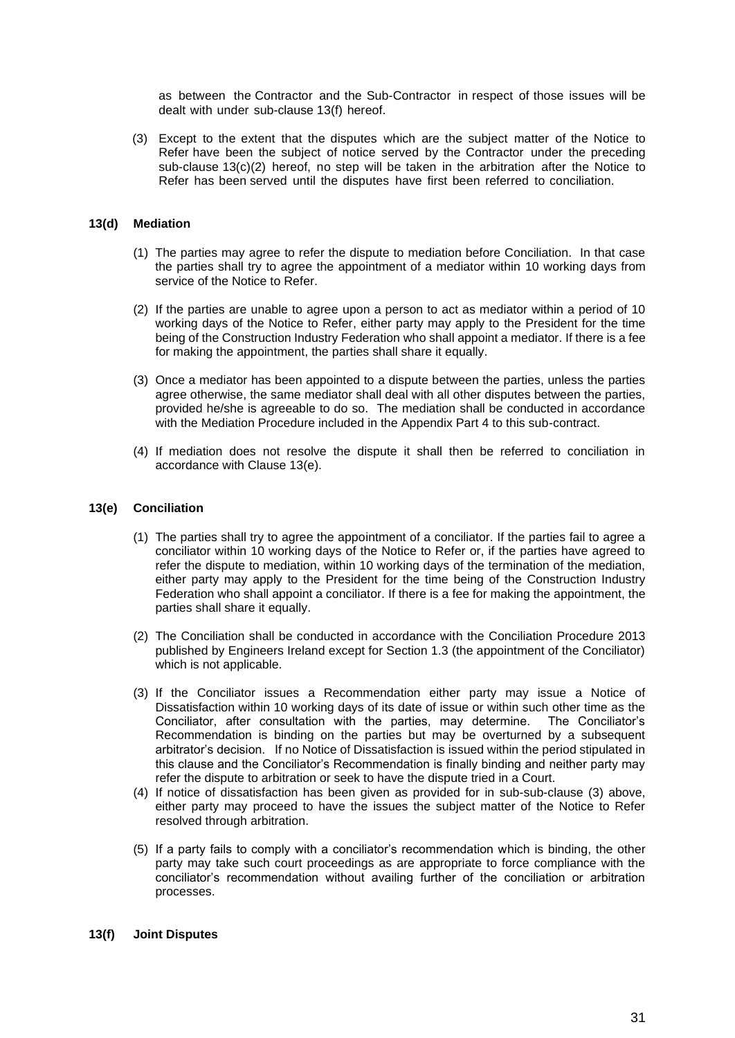as between the Contractor and the Sub-Contractor in respect of those issues will be dealt with under sub-clause 13(f) hereof.

(3) Except to the extent that the disputes which are the subject matter of the Notice to Refer have been the subject of notice served by the Contractor under the preceding sub-clause 13(c)(2) hereof, no step will be taken in the arbitration after the Notice to Refer has been served until the disputes have first been referred to conciliation.

**13(d) Mediation**

(1) The parties may agree to refer the dispute to mediation before Conciliation. In that case the parties shall try to agree the appointment of a mediator within 10 working days from service of the Notice to Refer.

(2) If the parties are unable to agree upon a person to act as mediator within a period of 10 working days of the Notice to Refer, either party may apply to the President for the time being of the Construction Industry Federation who shall appoint a mediator. If there is a fee for making the appointment, the parties shall share it equally.

(3) Once a mediator has been appointed to a dispute between the parties, unless the parties agree otherwise, the same mediator shall deal with all other disputes between the parties, provided he/she is agreeable to do so. The mediation shall be conducted in accordance with the Mediation Procedure included in the Appendix Part 4 to this sub-contract.

(4) If mediation does not resolve the dispute it shall then be referred to conciliation in accordance with Clause 13(e).

**13(e) Conciliation**

(1) The parties shall try to agree the appointment of a conciliator. If the parties fail to agree a conciliator within 10 working days of the Notice to Refer or, if the parties have agreed to refer the dispute to mediation, within 10 working days of the termination of the mediation, either party may apply to the President for the time being of the Construction Industry Federation who shall appoint a conciliator. If there is a fee for making the appointment, the parties shall share it equally.

(2) The Conciliation shall be conducted in accordance with the Conciliation Procedure 2013 published by Engineers Ireland except for Section 1.3 (the appointment of the Conciliator) which is not applicable.

(3) If the Conciliator issues a Recommendation either party may issue a Notice of Dissatisfaction within 10 working days of its date of issue or within such other time as the Conciliator, after consultation with the parties, may determine. The Conciliator's Recommendation is binding on the parties but may be overturned by a subsequent arbitrator's decision. If no Notice of Dissatisfaction is issued within the period stipulated in this clause and the Conciliator's Recommendation is finally binding and neither party may refer the dispute to arbitration or seek to have the dispute tried in a Court.

(4) If notice of dissatisfaction has been given as provided for in sub-sub-clause (3) above, either party may proceed to have the issues the subject matter of the Notice to Refer resolved through arbitration.

(5) If a party fails to comply with a conciliator's recommendation which is binding, the other party may take such court proceedings as are appropriate to force compliance with the conciliator's recommendation without availing further of the conciliation or arbitration processes.

**13(f) Joint Disputes**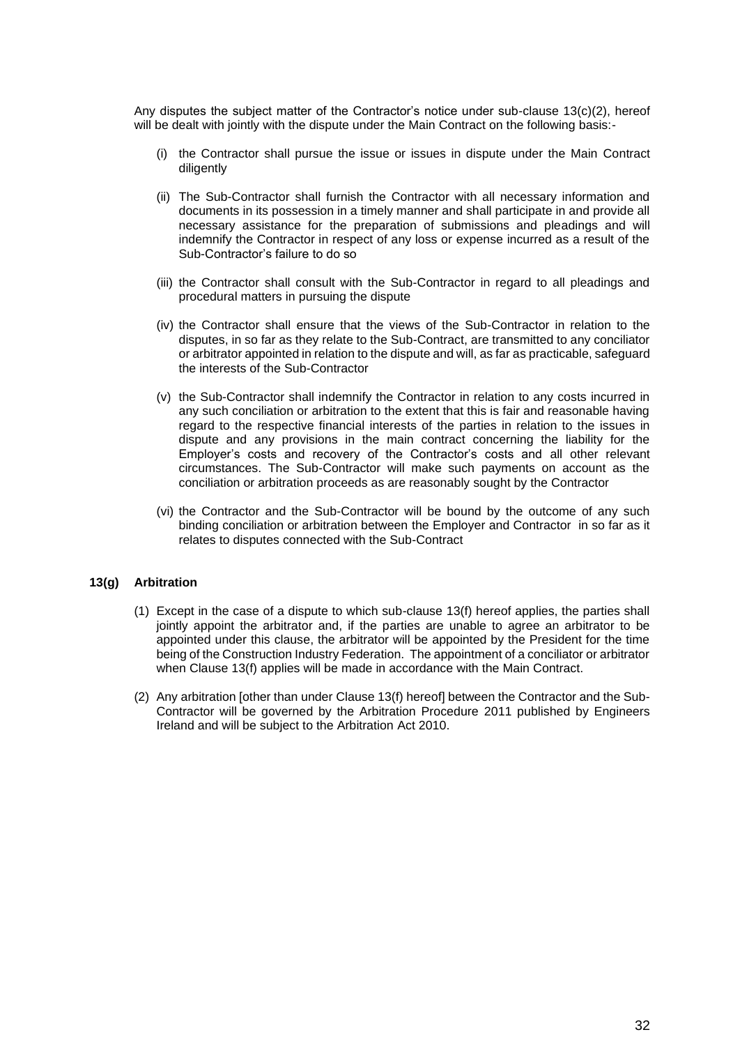Any disputes the subject matter of the Contractor's notice under sub-clause 13(c)(2), hereof will be dealt with jointly with the dispute under the Main Contract on the following basis:-

(i) the Contractor shall pursue the issue or issues in dispute under the Main Contract diligently

(ii) The Sub-Contractor shall furnish the Contractor with all necessary information and documents in its possession in a timely manner and shall participate in and provide all necessary assistance for the preparation of submissions and pleadings and will indemnify the Contractor in respect of any loss or expense incurred as a result of the Sub-Contractor's failure to do so

(iii) the Contractor shall consult with the Sub-Contractor in regard to all pleadings and procedural matters in pursuing the dispute

(iv) the Contractor shall ensure that the views of the Sub-Contractor in relation to the disputes, in so far as they relate to the Sub-Contract, are transmitted to any conciliator or arbitrator appointed in relation to the dispute and will, as far as practicable, safeguard the interests of the Sub-Contractor

(v) the Sub-Contractor shall indemnify the Contractor in relation to any costs incurred in any such conciliation or arbitration to the extent that this is fair and reasonable having regard to the respective financial interests of the parties in relation to the issues in dispute and any provisions in the main contract concerning the liability for the Employer's costs and recovery of the Contractor's costs and all other relevant circumstances. The Sub-Contractor will make such payments on account as the conciliation or arbitration proceeds as are reasonably sought by the Contractor

(vi) the Contractor and the Sub-Contractor will be bound by the outcome of any such binding conciliation or arbitration between the Employer and Contractor in so far as it relates to disputes connected with the Sub-Contract

**13(g) Arbitration**

(1) Except in the case of a dispute to which sub-clause 13(f) hereof applies, the parties shall jointly appoint the arbitrator and, if the parties are unable to agree an arbitrator to be appointed under this clause, the arbitrator will be appointed by the President for the time being of the Construction Industry Federation. The appointment of a conciliator or arbitrator when Clause 13(f) applies will be made in accordance with the Main Contract.

(2) Any arbitration [other than under Clause 13(f) hereof] between the Contractor and the Sub-Contractor will be governed by the Arbitration Procedure 2011 published by Engineers Ireland and will be subject to the Arbitration Act 2010.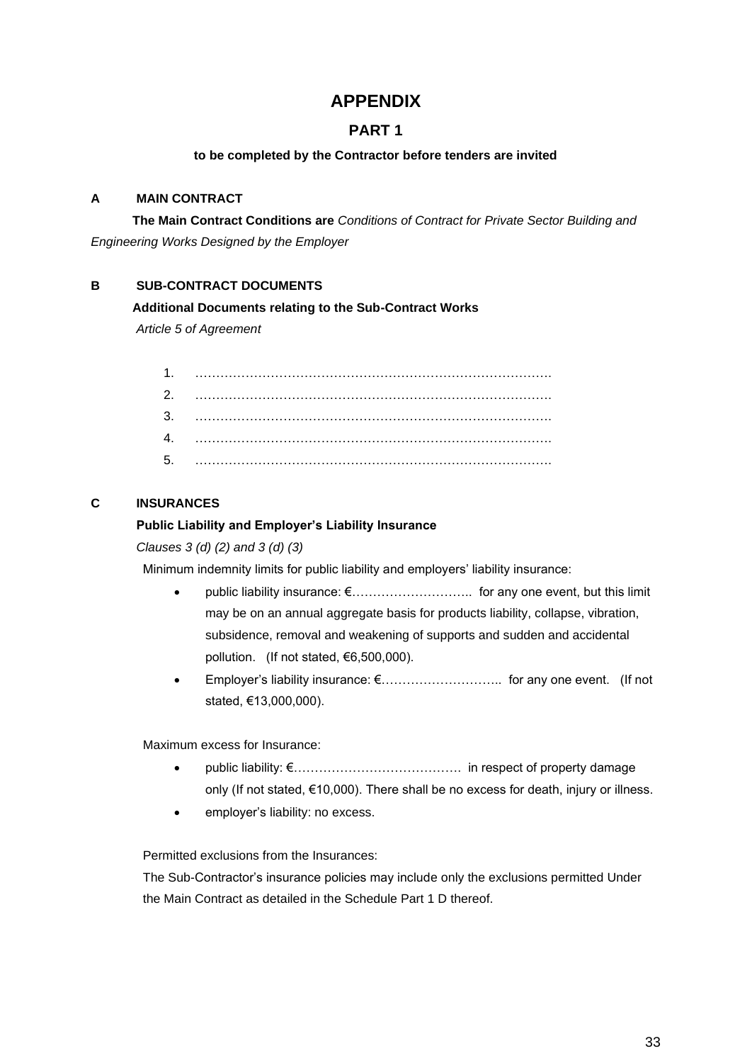# APPENDIX

## PART 1

**to be completed by the Contractor before tenders are invited**

**A MAIN CONTRACT**

**The Main Contract Conditions are** *Conditions of Contract for Private Sector Building and Engineering Works Designed by the Employer*

**B SUB-CONTRACT DOCUMENTS**

**Additional Documents relating to the Sub-Contract Works**

*Article 5 of Agreement*

1. ………………………………………………………………………….
2. ………………………………………………………………………….
3. ………………………………………………………………………….
4. ………………………………………………………………………….
5. ………………………………………………………………………….

**C INSURANCES**

**Public Liability and Employer's Liability Insurance**

*Clauses 3 (d) (2) and 3 (d) (3)*

Minimum indemnity limits for public liability and employers' liability insurance:

- public liability insurance: €……………………….. for any one event, but this limit may be on an annual aggregate basis for products liability, collapse, vibration, subsidence, removal and weakening of supports and sudden and accidental pollution. (If not stated, €6,500,000).
- Employer's liability insurance: €……………………….. for any one event. (If not stated, €13,000,000).

Maximum excess for Insurance:

- public liability: €………………………………… in respect of property damage only (If not stated, €10,000). There shall be no excess for death, injury or illness.
- employer's liability: no excess.

Permitted exclusions from the Insurances:

The Sub-Contractor's insurance policies may include only the exclusions permitted Under the Main Contract as detailed in the Schedule Part 1 D thereof.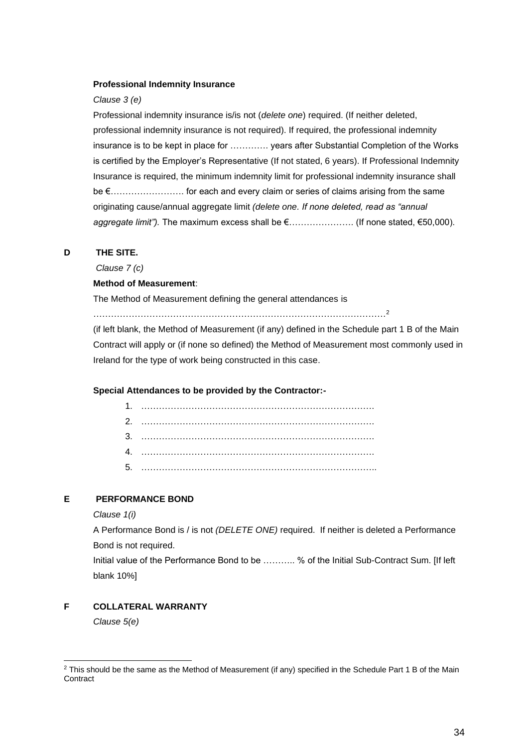**Professional Indemnity Insurance**

*Clause 3 (e)*

Professional indemnity insurance is/is not (*delete one*) required. (If neither deleted, professional indemnity insurance is not required). If required, the professional indemnity insurance is to be kept in place for …………. years after Substantial Completion of the Works is certified by the Employer's Representative (If not stated, 6 years). If Professional Indemnity Insurance is required, the minimum indemnity limit for professional indemnity insurance shall be €……………………. for each and every claim or series of claims arising from the same originating cause/annual aggregate limit *(delete one. If none deleted, read as "annual aggregate limit").* The maximum excess shall be €…………………. (If none stated, €50,000).

**D THE SITE.**

*Clause 7 (c)*

**Method of Measurement**:

The Method of Measurement defining the general attendances is

…………………………………………………………………………………….[2]

(if left blank, the Method of Measurement (if any) defined in the Schedule part 1 B of the Main Contract will apply or (if none so defined) the Method of Measurement most commonly used in Ireland for the type of work being constructed in this case.

**Special Attendances to be provided by the Contractor:-**

1. ……………………………………………………………………
2. ……………………………………………………………………
3. ……………………………………………………………………
4. ……………………………………………………………………
5. ……………………………………………………………………..

**E PERFORMANCE BOND**

*Clause 1(i)*

A Performance Bond is / is not *(DELETE ONE)* required. If neither is deleted a Performance Bond is not required.

Initial value of the Performance Bond to be ……….. % of the Initial Sub-Contract Sum. [If left blank 10%]

**F COLLATERAL WARRANTY**

*Clause 5(e)*

---

[2] This should be the same as the Method of Measurement (if any) specified in the Schedule Part 1 B of the Main Contract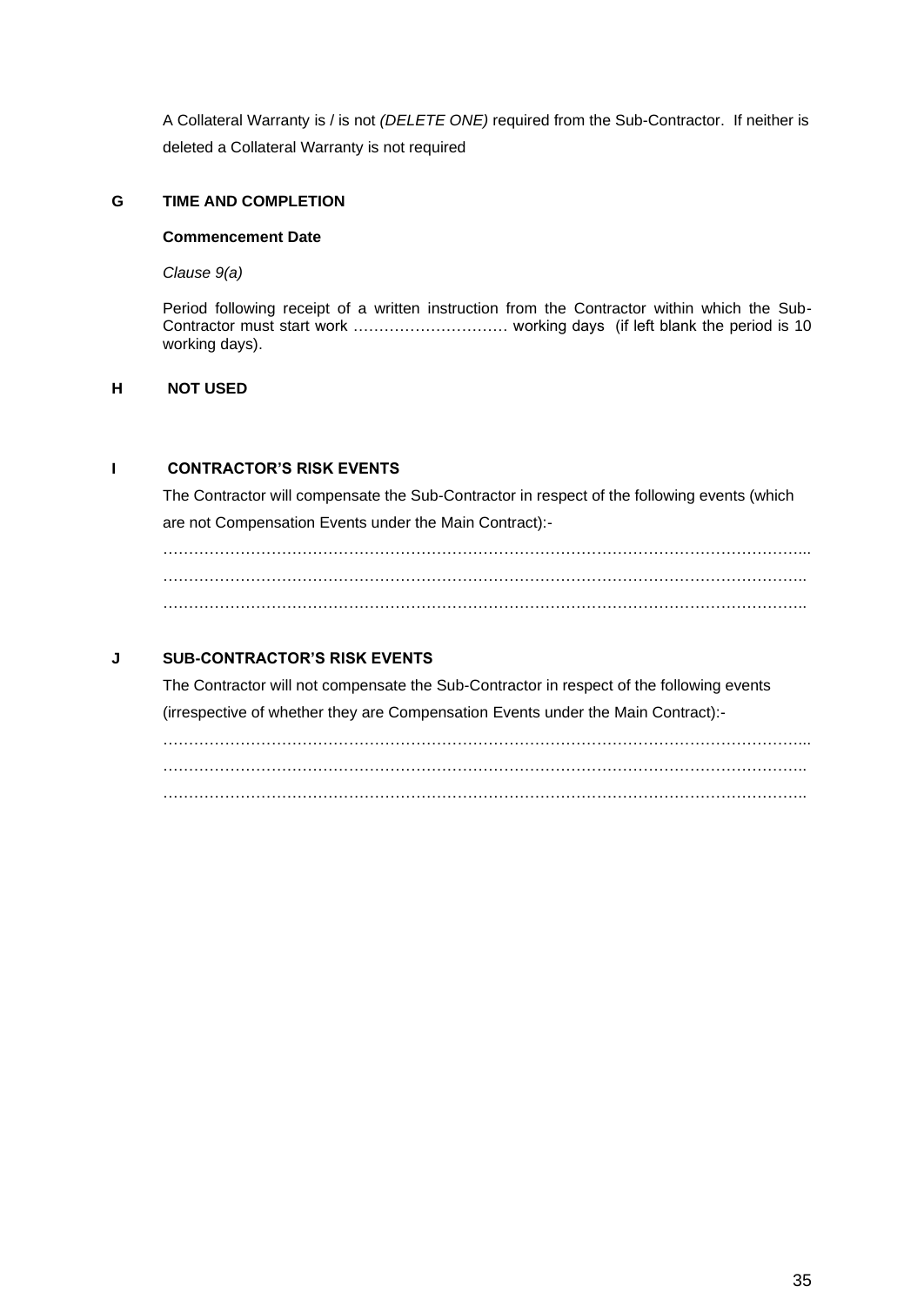A Collateral Warranty is / is not *(DELETE ONE)* required from the Sub-Contractor. If neither is deleted a Collateral Warranty is not required

**G TIME AND COMPLETION**

**Commencement Date**

*Clause 9(a)*

Period following receipt of a written instruction from the Contractor within which the Sub-Contractor must start work ………………………… working days (if left blank the period is 10 working days).

**H NOT USED**

**I CONTRACTOR'S RISK EVENTS**

The Contractor will compensate the Sub-Contractor in respect of the following events (which are not Compensation Events under the Main Contract):-

…………………………………………………………………………………………………………...
…………………………………………………………………………………………………………..
…………………………………………………………………………………………………………..

**J SUB-CONTRACTOR'S RISK EVENTS**

The Contractor will not compensate the Sub-Contractor in respect of the following events (irrespective of whether they are Compensation Events under the Main Contract):-

…………………………………………………………………………………………………………...
…………………………………………………………………………………………………………..
…………………………………………………………………………………………………………..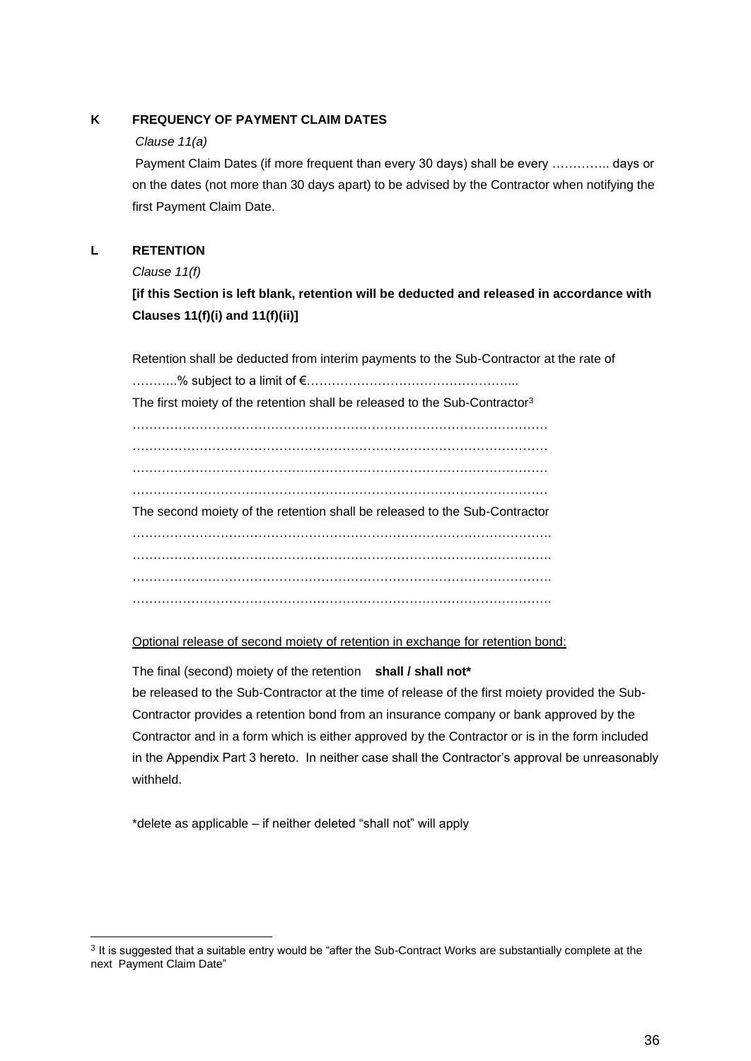## K FREQUENCY OF PAYMENT CLAIM DATES

*Clause 11(a)*

Payment Claim Dates (if more frequent than every 30 days) shall be every ………….. days or on the dates (not more than 30 days apart) to be advised by the Contractor when notifying the first Payment Claim Date.

## L RETENTION

*Clause 11(f)*

**[if this Section is left blank, retention will be deducted and released in accordance with Clauses 11(f)(i) and 11(f)(ii)]**

Retention shall be deducted from interim payments to the Sub-Contractor at the rate of ………..% subject to a limit of €…………………………………………...

The first moiety of the retention shall be released to the Sub-Contractor[3]

………………………………………………………………………………………
………………………………………………………………………………………
………………………………………………………………………………………
………………………………………………………………………………………

The second moiety of the retention shall be released to the Sub-Contractor

……………………………………………………………………………………….
……………………………………………………………………………………….
……………………………………………………………………………………….
……………………………………………………………………………………….

Optional release of second moiety of retention in exchange for retention bond:

The final (second) moiety of the retention **shall / shall not***
be released to the Sub-Contractor at the time of release of the first moiety provided the Sub-Contractor provides a retention bond from an insurance company or bank approved by the Contractor and in a form which is either approved by the Contractor or is in the form included in the Appendix Part 3 hereto. In neither case shall the Contractor's approval be unreasonably withheld.

*delete as applicable – if neither deleted "shall not" will apply

---

[3] It is suggested that a suitable entry would be "after the Sub-Contract Works are substantially complete at the next Payment Claim Date"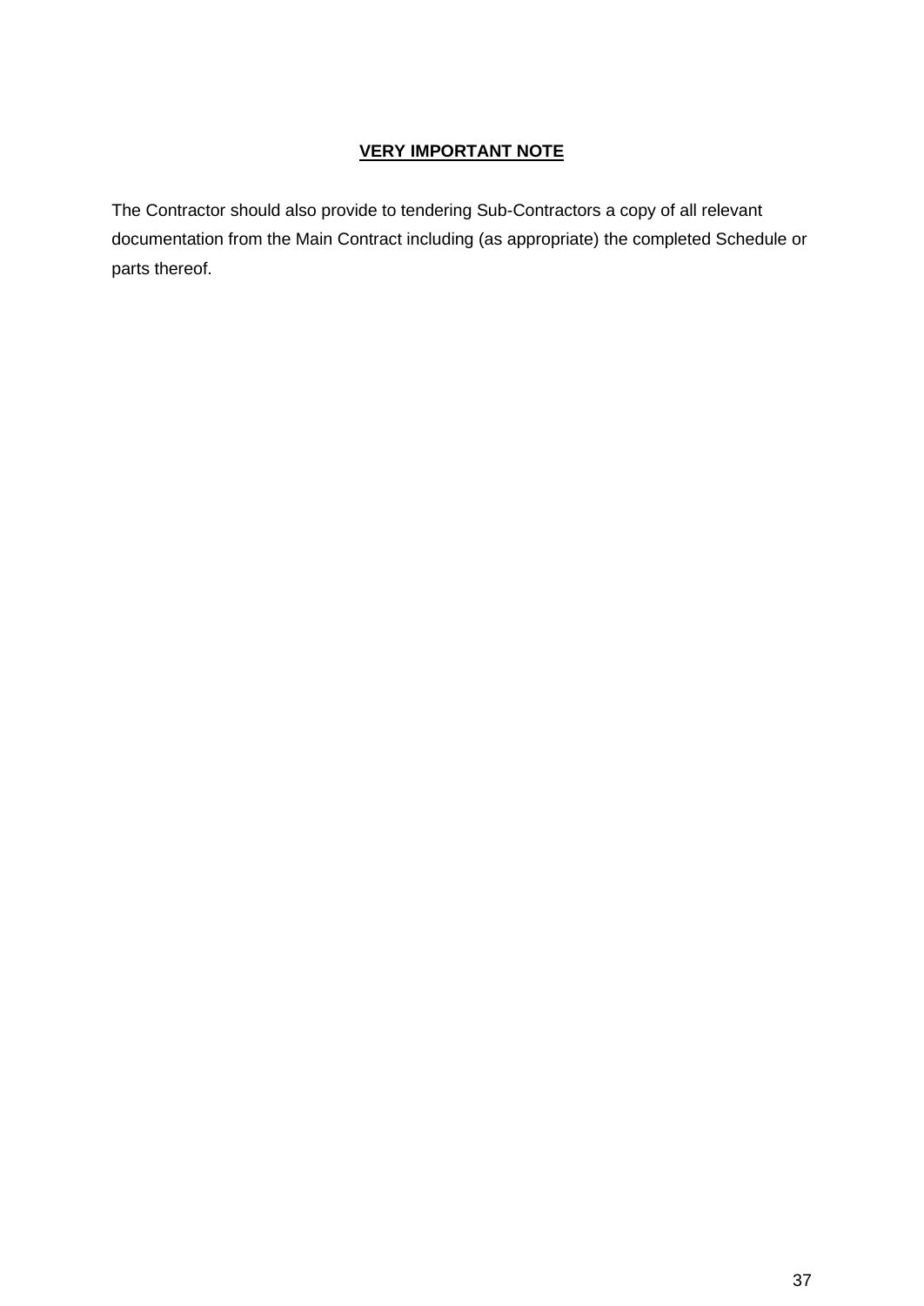**<u>VERY IMPORTANT NOTE</u>**

The Contractor should also provide to tendering Sub-Contractors a copy of all relevant documentation from the Main Contract including (as appropriate) the completed Schedule or parts thereof.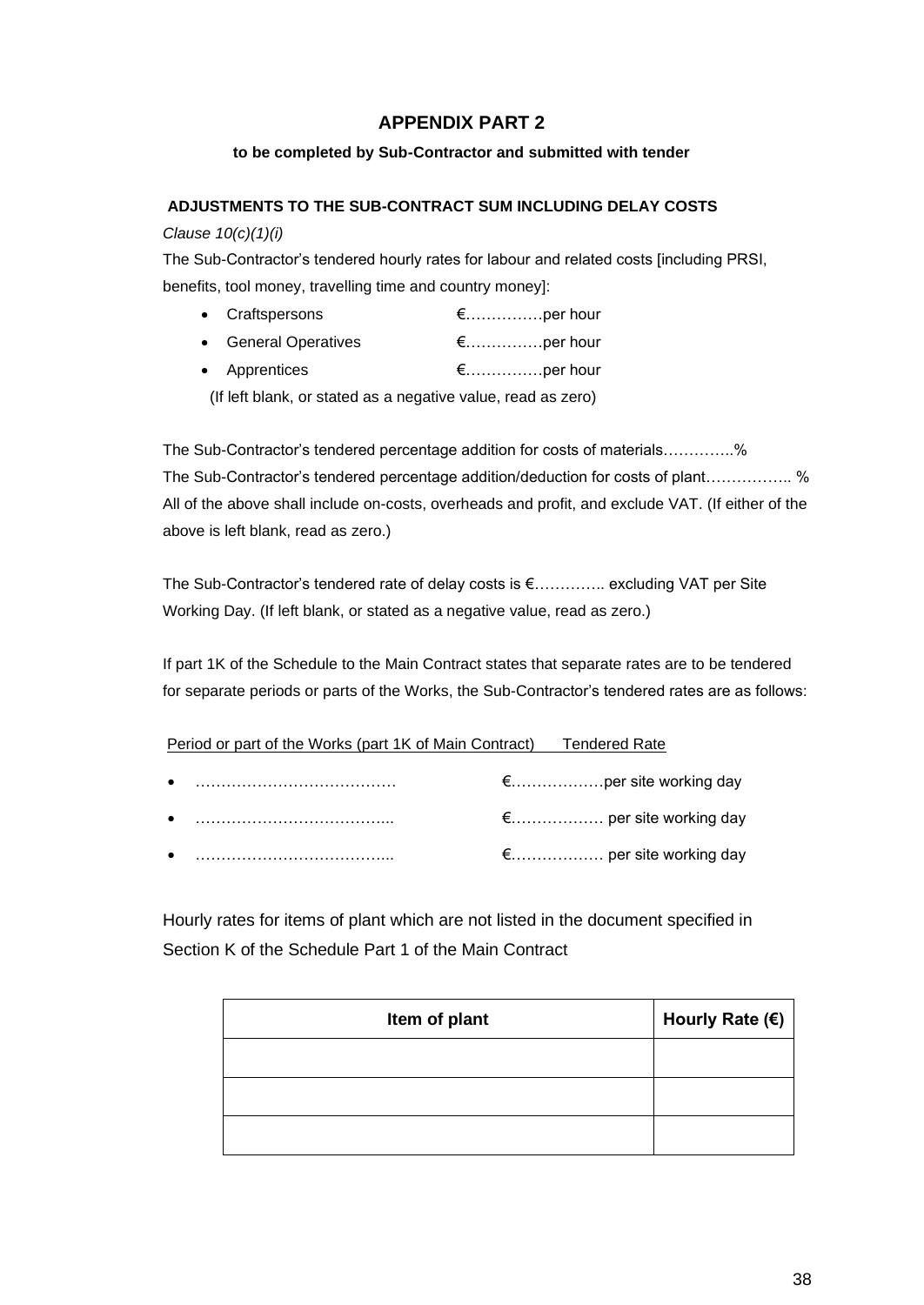## APPENDIX PART 2

**to be completed by Sub-Contractor and submitted with tender**

**ADJUSTMENTS TO THE SUB-CONTRACT SUM INCLUDING DELAY COSTS**

*Clause 10(c)(1)(i)*

The Sub-Contractor's tendered hourly rates for labour and related costs [including PRSI, benefits, tool money, travelling time and country money]:

- Craftspersons €……………per hour
- General Operatives €……………per hour
- Apprentices €……………per hour

(If left blank, or stated as a negative value, read as zero)

The Sub-Contractor's tendered percentage addition for costs of materials…………..%
The Sub-Contractor's tendered percentage addition/deduction for costs of plant…………….. %
All of the above shall include on-costs, overheads and profit, and exclude VAT. (If either of the above is left blank, read as zero.)

The Sub-Contractor's tendered rate of delay costs is €………….. excluding VAT per Site Working Day. (If left blank, or stated as a negative value, read as zero.)

If part 1K of the Schedule to the Main Contract states that separate rates are to be tendered for separate periods or parts of the Works, the Sub-Contractor's tendered rates are as follows:

Period or part of the Works (part 1K of Main Contract) Tendered Rate

- ………………………………… €………………per site working day
- ……………………………….. €……………… per site working day
- ……………………………….. €……………… per site working day

Hourly rates for items of plant which are not listed in the document specified in Section K of the Schedule Part 1 of the Main Contract

| Item of plant | Hourly Rate (€) |
|---|---|
| | |
| | |
| | |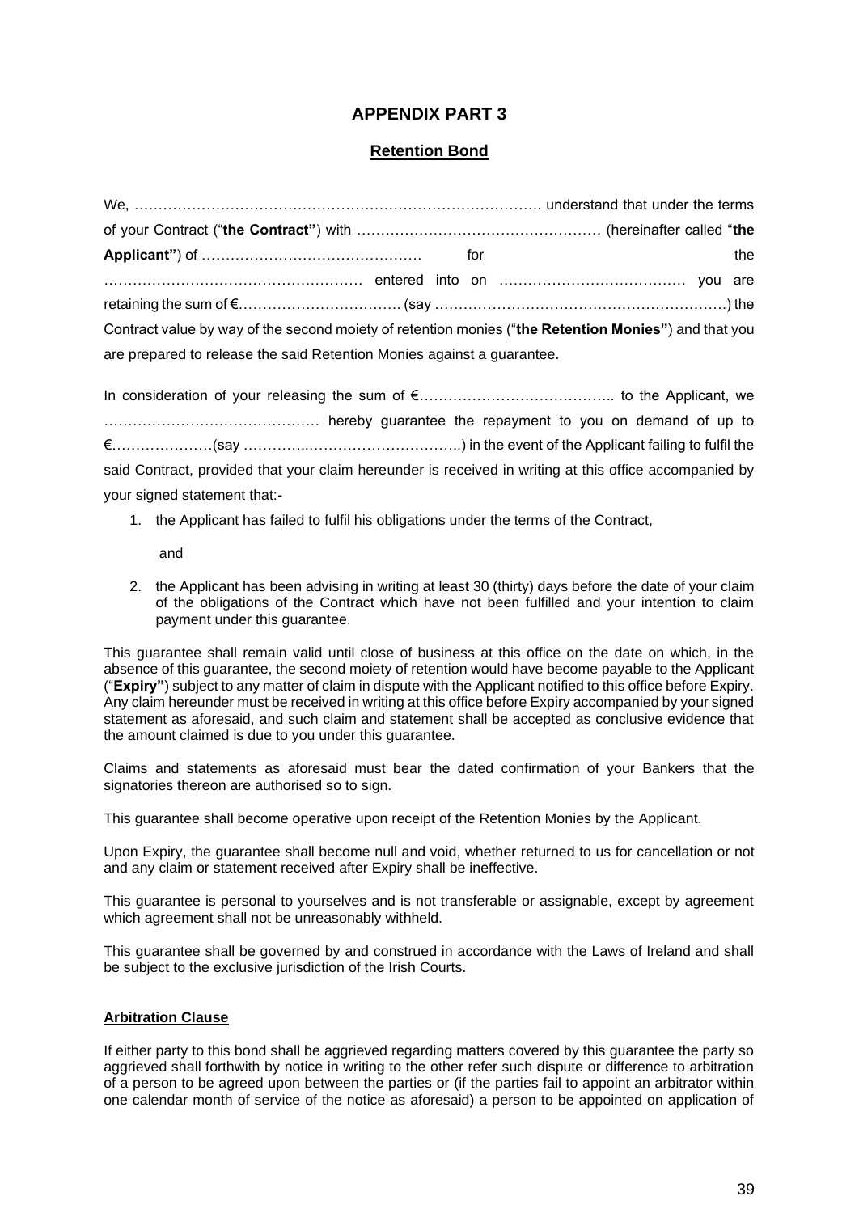# APPENDIX PART 3

## Retention Bond

We, ……………………………………………………………………………. understand that under the terms of your Contract ("**the Contract"**) with …………………………………………… (hereinafter called "**the Applicant"**) of ……………………………………… for the ……………………………………………… entered into on ………………………………… you are retaining the sum of €……………………………. (say …………………………………………………….) the Contract value by way of the second moiety of retention monies ("**the Retention Monies"**) and that you are prepared to release the said Retention Monies against a guarantee.

In consideration of your releasing the sum of €………………………………….. to the Applicant, we ……………………………………… hereby guarantee the repayment to you on demand of up to €…………………(say …………..………………………..) in the event of the Applicant failing to fulfil the said Contract, provided that your claim hereunder is received in writing at this office accompanied by your signed statement that:-

1. the Applicant has failed to fulfil his obligations under the terms of the Contract,

   and

2. the Applicant has been advising in writing at least 30 (thirty) days before the date of your claim of the obligations of the Contract which have not been fulfilled and your intention to claim payment under this guarantee.

This guarantee shall remain valid until close of business at this office on the date on which, in the absence of this guarantee, the second moiety of retention would have become payable to the Applicant ("**Expiry"**) subject to any matter of claim in dispute with the Applicant notified to this office before Expiry. Any claim hereunder must be received in writing at this office before Expiry accompanied by your signed statement as aforesaid, and such claim and statement shall be accepted as conclusive evidence that the amount claimed is due to you under this guarantee.

Claims and statements as aforesaid must bear the dated confirmation of your Bankers that the signatories thereon are authorised so to sign.

This guarantee shall become operative upon receipt of the Retention Monies by the Applicant.

Upon Expiry, the guarantee shall become null and void, whether returned to us for cancellation or not and any claim or statement received after Expiry shall be ineffective.

This guarantee is personal to yourselves and is not transferable or assignable, except by agreement which agreement shall not be unreasonably withheld.

This guarantee shall be governed by and construed in accordance with the Laws of Ireland and shall be subject to the exclusive jurisdiction of the Irish Courts.

**Arbitration Clause**

If either party to this bond shall be aggrieved regarding matters covered by this guarantee the party so aggrieved shall forthwith by notice in writing to the other refer such dispute or difference to arbitration of a person to be agreed upon between the parties or (if the parties fail to appoint an arbitrator within one calendar month of service of the notice as aforesaid) a person to be appointed on application of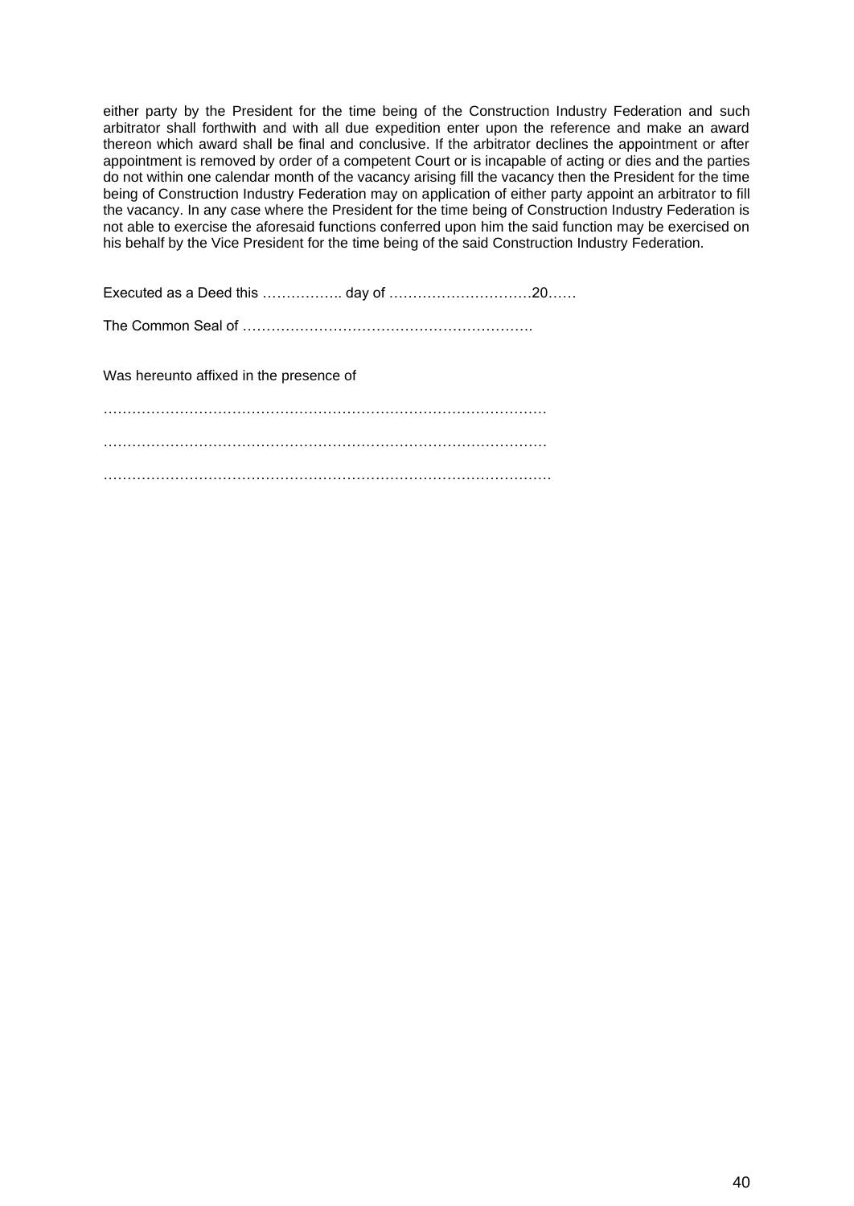either party by the President for the time being of the Construction Industry Federation and such arbitrator shall forthwith and with all due expedition enter upon the reference and make an award thereon which award shall be final and conclusive. If the arbitrator declines the appointment or after appointment is removed by order of a competent Court or is incapable of acting or dies and the parties do not within one calendar month of the vacancy arising fill the vacancy then the President for the time being of Construction Industry Federation may on application of either party appoint an arbitrator to fill the vacancy. In any case where the President for the time being of Construction Industry Federation is not able to exercise the aforesaid functions conferred upon him the said function may be exercised on his behalf by the Vice President for the time being of the said Construction Industry Federation.

Executed as a Deed this …………….. day of …………………………20……

The Common Seal of ……………………………………………………

Was hereunto affixed in the presence of

…………………………………………………………………………………

…………………………………………………………………………………

…………………………………………………………………………………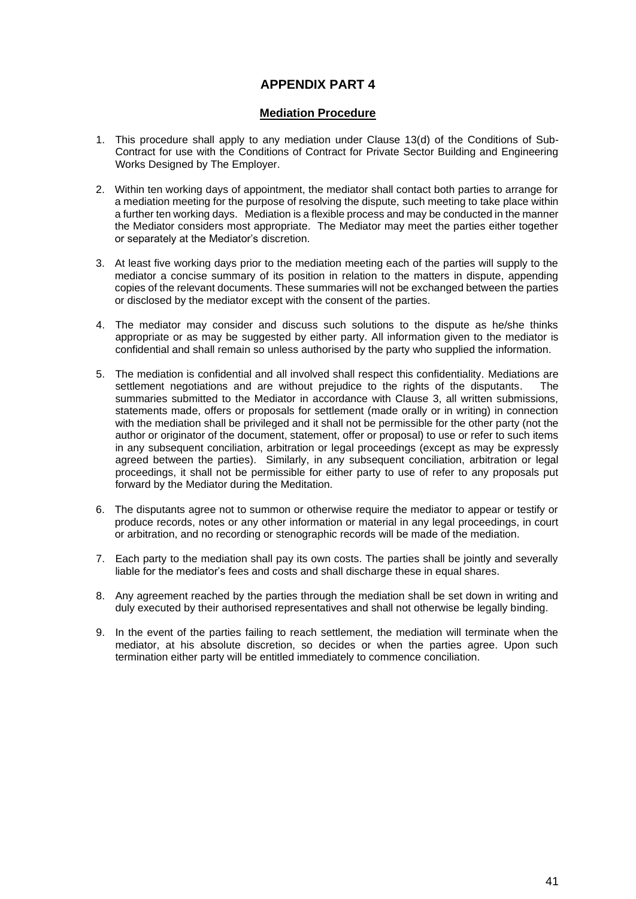# APPENDIX PART 4

## Mediation Procedure

1. This procedure shall apply to any mediation under Clause 13(d) of the Conditions of Sub-Contract for use with the Conditions of Contract for Private Sector Building and Engineering Works Designed by The Employer.

2. Within ten working days of appointment, the mediator shall contact both parties to arrange for a mediation meeting for the purpose of resolving the dispute, such meeting to take place within a further ten working days. Mediation is a flexible process and may be conducted in the manner the Mediator considers most appropriate. The Mediator may meet the parties either together or separately at the Mediator's discretion.

3. At least five working days prior to the mediation meeting each of the parties will supply to the mediator a concise summary of its position in relation to the matters in dispute, appending copies of the relevant documents. These summaries will not be exchanged between the parties or disclosed by the mediator except with the consent of the parties.

4. The mediator may consider and discuss such solutions to the dispute as he/she thinks appropriate or as may be suggested by either party. All information given to the mediator is confidential and shall remain so unless authorised by the party who supplied the information.

5. The mediation is confidential and all involved shall respect this confidentiality. Mediations are settlement negotiations and are without prejudice to the rights of the disputants. The summaries submitted to the Mediator in accordance with Clause 3, all written submissions, statements made, offers or proposals for settlement (made orally or in writing) in connection with the mediation shall be privileged and it shall not be permissible for the other party (not the author or originator of the document, statement, offer or proposal) to use or refer to such items in any subsequent conciliation, arbitration or legal proceedings (except as may be expressly agreed between the parties). Similarly, in any subsequent conciliation, arbitration or legal proceedings, it shall not be permissible for either party to use of refer to any proposals put forward by the Mediator during the Meditation.

6. The disputants agree not to summon or otherwise require the mediator to appear or testify or produce records, notes or any other information or material in any legal proceedings, in court or arbitration, and no recording or stenographic records will be made of the mediation.

7. Each party to the mediation shall pay its own costs. The parties shall be jointly and severally liable for the mediator's fees and costs and shall discharge these in equal shares.

8. Any agreement reached by the parties through the mediation shall be set down in writing and duly executed by their authorised representatives and shall not otherwise be legally binding.

9. In the event of the parties failing to reach settlement, the mediation will terminate when the mediator, at his absolute discretion, so decides or when the parties agree. Upon such termination either party will be entitled immediately to commence conciliation.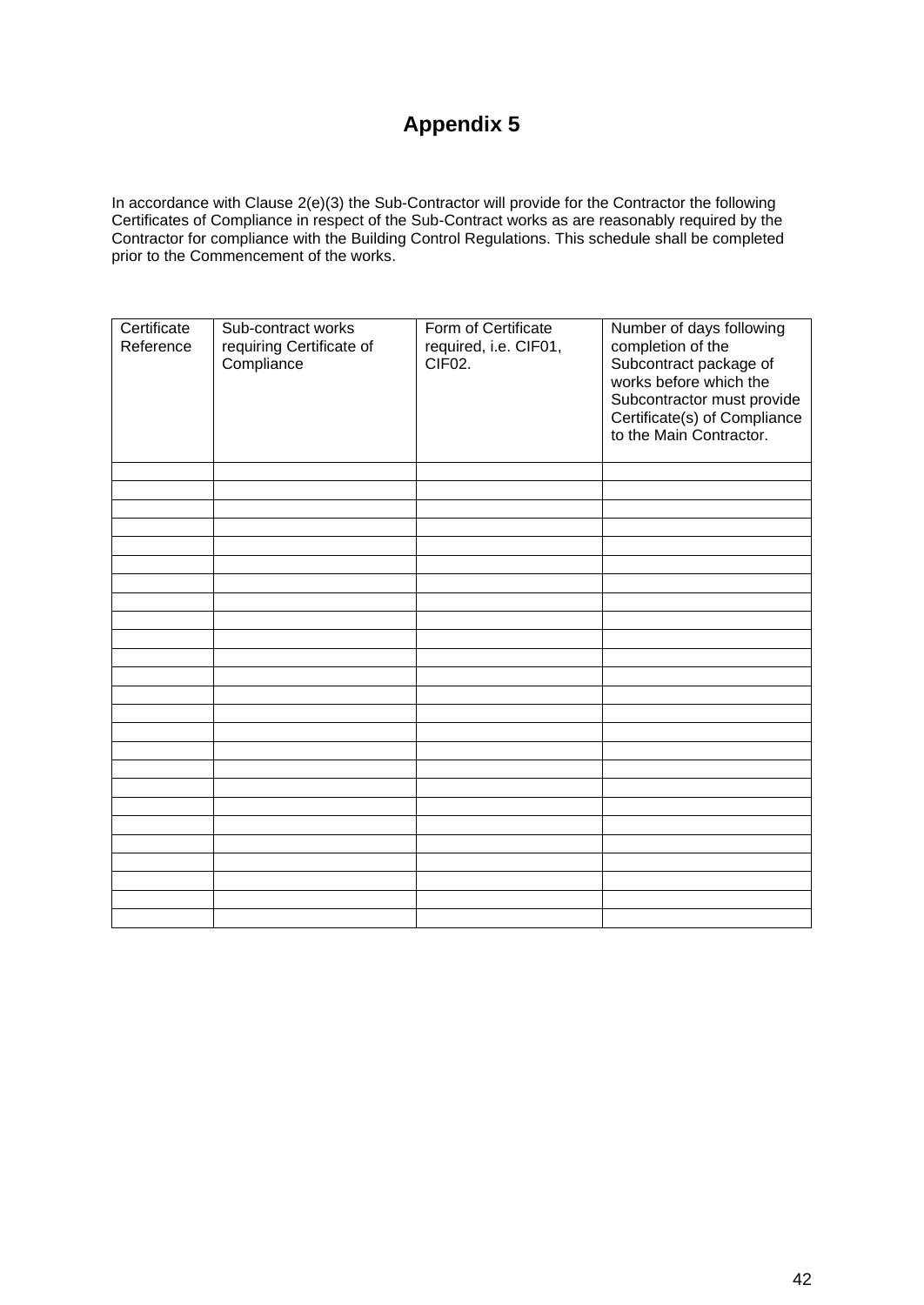# Appendix 5

In accordance with Clause 2(e)(3) the Sub-Contractor will provide for the Contractor the following Certificates of Compliance in respect of the Sub-Contract works as are reasonably required by the Contractor for compliance with the Building Control Regulations. This schedule shall be completed prior to the Commencement of the works.

| Certificate Reference | Sub-contract works requiring Certificate of Compliance | Form of Certificate required, i.e. CIF01, CIF02. | Number of days following completion of the Subcontract package of works before which the Subcontractor must provide Certificate(s) of Compliance to the Main Contractor. |
|---|---|---|---|
| | | | |
| | | | |
| | | | |
| | | | |
| | | | |
| | | | |
| | | | |
| | | | |
| | | | |
| | | | |
| | | | |
| | | | |
| | | | |
| | | | |
| | | | |
| | | | |
| | | | |
| | | | |
| | | | |
| | | | |
| | | | |
| | | | |
| | | | |
| | | | |
| | | | |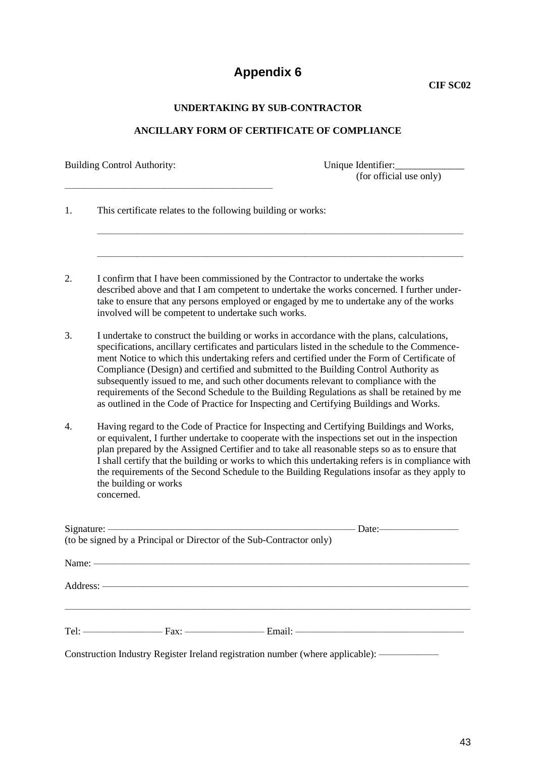# Appendix 6

**CIF SC02**

**UNDERTAKING BY SUB-CONTRACTOR**

**ANCILLARY FORM OF CERTIFICATE OF COMPLIANCE**

Building Control Authority: ___________________________________________

Unique Identifier:______________
(for official use only)

1. This certificate relates to the following building or works:

   ______________________________________________________________________________

   ______________________________________________________________________________

2. I confirm that I have been commissioned by the Contractor to undertake the works described above and that I am competent to undertake the works concerned. I further undertake to ensure that any persons employed or engaged by me to undertake any of the works involved will be competent to undertake such works.

3. I undertake to construct the building or works in accordance with the plans, calculations, specifications, ancillary certificates and particulars listed in the schedule to the Commencement Notice to which this undertaking refers and certified under the Form of Certificate of Compliance (Design) and certified and submitted to the Building Control Authority as subsequently issued to me, and such other documents relevant to compliance with the requirements of the Second Schedule to the Building Regulations as shall be retained by me as outlined in the Code of Practice for Inspecting and Certifying Buildings and Works.

4. Having regard to the Code of Practice for Inspecting and Certifying Buildings and Works, or equivalent, I further undertake to cooperate with the inspections set out in the inspection plan prepared by the Assigned Certifier and to take all reasonable steps so as to ensure that I shall certify that the building or works to which this undertaking refers is in compliance with the requirements of the Second Schedule to the Building Regulations insofar as they apply to the building or works concerned.

Signature: ———————————————————— Date:——————————
(to be signed by a Principal or Director of the Sub-Contractor only)

Name: ——————————————————————————————————

Address: ————————————————————————————————

______________________________________________________________________________

Tel: ——————— Fax: ——————— Email: ————————————————

Construction Industry Register Ireland registration number (where applicable): —————